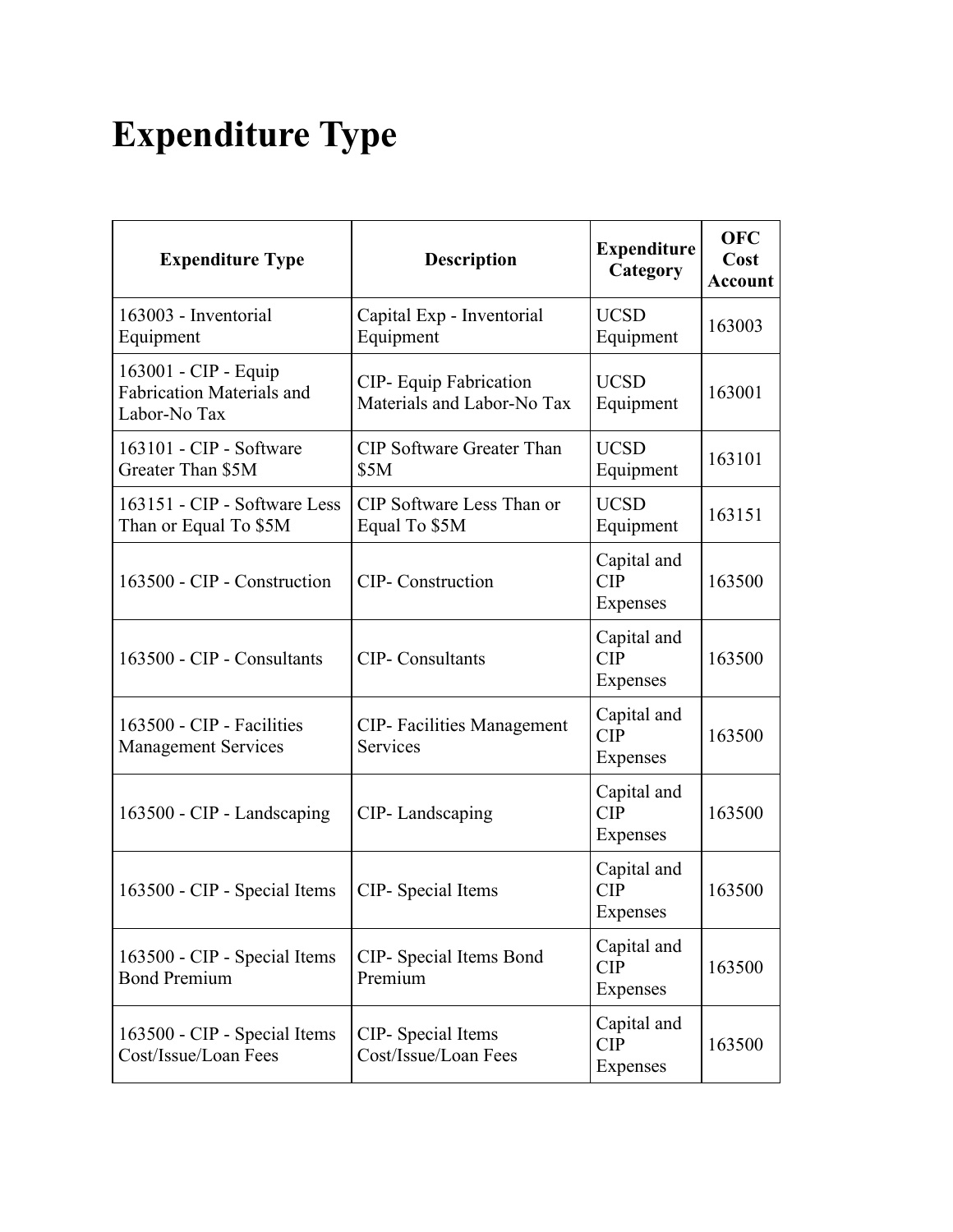# Expenditure Type

| Expenditure Type | Description | Expenditure Category | OFC Cost Account |
|---|---|---|---|
| 163003 - Inventorial Equipment | Capital Exp - Inventorial Equipment | UCSD Equipment | 163003 |
| 163001 - CIP - Equip Fabrication Materials and Labor-No Tax | CIP- Equip Fabrication Materials and Labor-No Tax | UCSD Equipment | 163001 |
| 163101 - CIP - Software Greater Than $5M | CIP Software Greater Than $5M | UCSD Equipment | 163101 |
| 163151 - CIP - Software Less Than or Equal To $5M | CIP Software Less Than or Equal To $5M | UCSD Equipment | 163151 |
| 163500 - CIP - Construction | CIP- Construction | Capital and CIP Expenses | 163500 |
| 163500 - CIP - Consultants | CIP- Consultants | Capital and CIP Expenses | 163500 |
| 163500 - CIP - Facilities Management Services | CIP- Facilities Management Services | Capital and CIP Expenses | 163500 |
| 163500 - CIP - Landscaping | CIP- Landscaping | Capital and CIP Expenses | 163500 |
| 163500 - CIP - Special Items | CIP- Special Items | Capital and CIP Expenses | 163500 |
| 163500 - CIP - Special Items Bond Premium | CIP- Special Items Bond Premium | Capital and CIP Expenses | 163500 |
| 163500 - CIP - Special Items Cost/Issue/Loan Fees | CIP- Special Items Cost/Issue/Loan Fees | Capital and CIP Expenses | 163500 |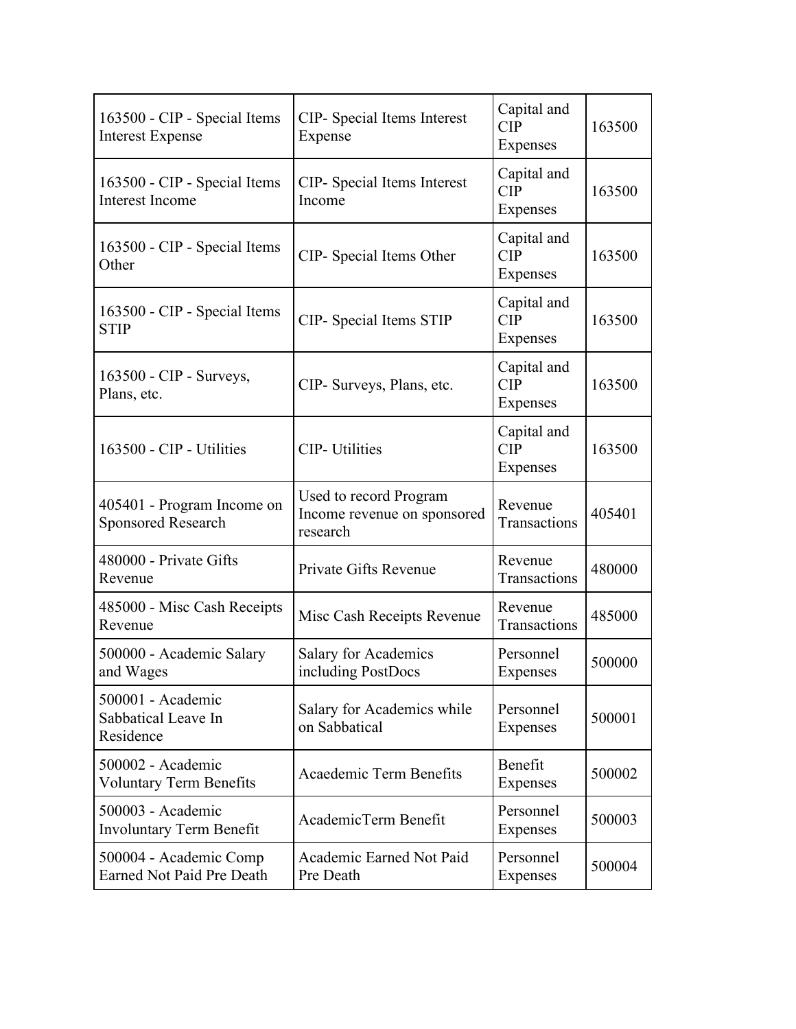| | | | |
|---|---|---|---|
| 163500 - CIP - Special Items Interest Expense | CIP- Special Items Interest Expense | Capital and CIP Expenses | 163500 |
| 163500 - CIP - Special Items Interest Income | CIP- Special Items Interest Income | Capital and CIP Expenses | 163500 |
| 163500 - CIP - Special Items Other | CIP- Special Items Other | Capital and CIP Expenses | 163500 |
| 163500 - CIP - Special Items STIP | CIP- Special Items STIP | Capital and CIP Expenses | 163500 |
| 163500 - CIP - Surveys, Plans, etc. | CIP- Surveys, Plans, etc. | Capital and CIP Expenses | 163500 |
| 163500 - CIP - Utilities | CIP- Utilities | Capital and CIP Expenses | 163500 |
| 405401 - Program Income on Sponsored Research | Used to record Program Income revenue on sponsored research | Revenue Transactions | 405401 |
| 480000 - Private Gifts Revenue | Private Gifts Revenue | Revenue Transactions | 480000 |
| 485000 - Misc Cash Receipts Revenue | Misc Cash Receipts Revenue | Revenue Transactions | 485000 |
| 500000 - Academic Salary and Wages | Salary for Academics including PostDocs | Personnel Expenses | 500000 |
| 500001 - Academic Sabbatical Leave In Residence | Salary for Academics while on Sabbatical | Personnel Expenses | 500001 |
| 500002 - Academic Voluntary Term Benefits | Acaedemic Term Benefits | Benefit Expenses | 500002 |
| 500003 - Academic Involuntary Term Benefit | AcademicTerm Benefit | Personnel Expenses | 500003 |
| 500004 - Academic Comp Earned Not Paid Pre Death | Academic Earned Not Paid Pre Death | Personnel Expenses | 500004 |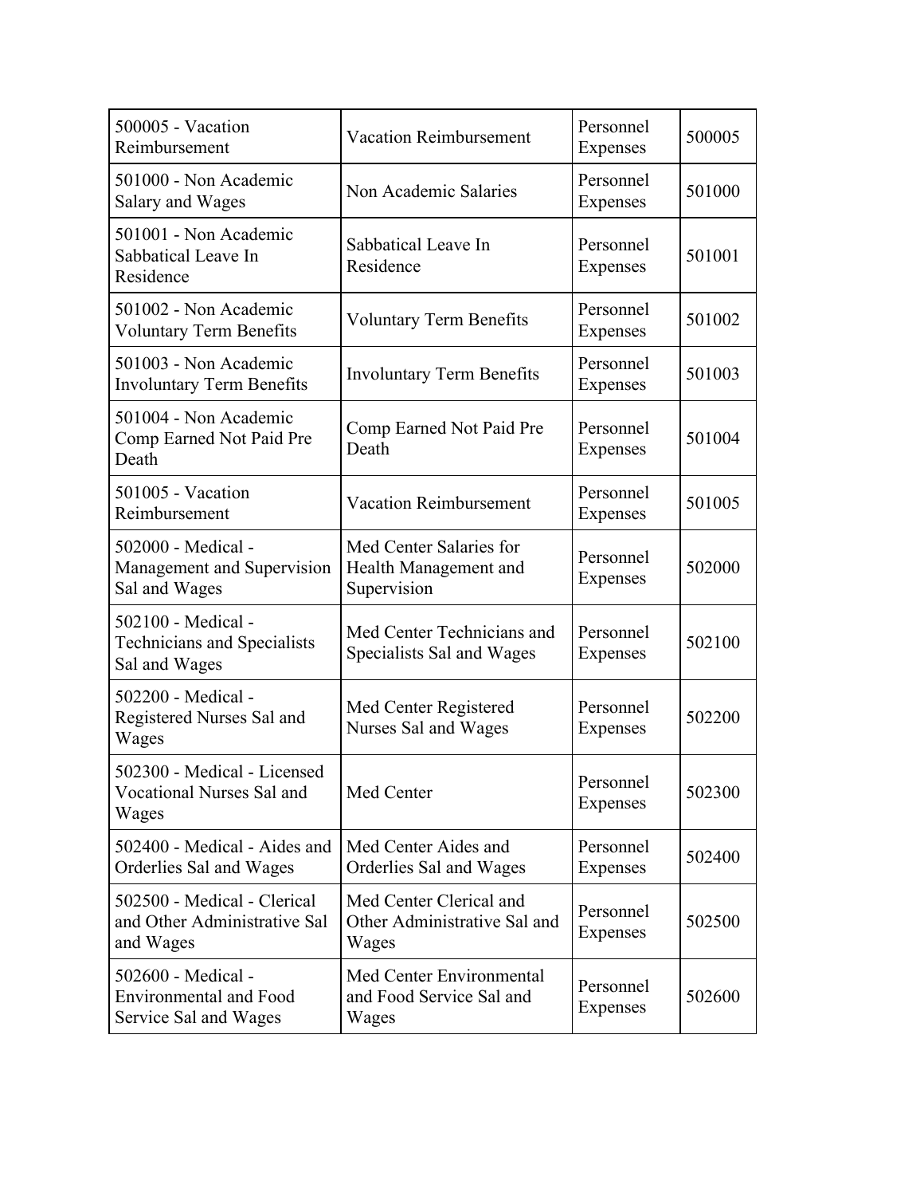| 500005 - Vacation Reimbursement | Vacation Reimbursement | Personnel Expenses | 500005 |
|---|---|---|---|
| 501000 - Non Academic Salary and Wages | Non Academic Salaries | Personnel Expenses | 501000 |
| 501001 - Non Academic Sabbatical Leave In Residence | Sabbatical Leave In Residence | Personnel Expenses | 501001 |
| 501002 - Non Academic Voluntary Term Benefits | Voluntary Term Benefits | Personnel Expenses | 501002 |
| 501003 - Non Academic Involuntary Term Benefits | Involuntary Term Benefits | Personnel Expenses | 501003 |
| 501004 - Non Academic Comp Earned Not Paid Pre Death | Comp Earned Not Paid Pre Death | Personnel Expenses | 501004 |
| 501005 - Vacation Reimbursement | Vacation Reimbursement | Personnel Expenses | 501005 |
| 502000 - Medical - Management and Supervision Sal and Wages | Med Center Salaries for Health Management and Supervision | Personnel Expenses | 502000 |
| 502100 - Medical - Technicians and Specialists Sal and Wages | Med Center Technicians and Specialists Sal and Wages | Personnel Expenses | 502100 |
| 502200 - Medical - Registered Nurses Sal and Wages | Med Center Registered Nurses Sal and Wages | Personnel Expenses | 502200 |
| 502300 - Medical - Licensed Vocational Nurses Sal and Wages | Med Center | Personnel Expenses | 502300 |
| 502400 - Medical - Aides and Orderlies Sal and Wages | Med Center Aides and Orderlies Sal and Wages | Personnel Expenses | 502400 |
| 502500 - Medical - Clerical and Other Administrative Sal and Wages | Med Center Clerical and Other Administrative Sal and Wages | Personnel Expenses | 502500 |
| 502600 - Medical - Environmental and Food Service Sal and Wages | Med Center Environmental and Food Service Sal and Wages | Personnel Expenses | 502600 |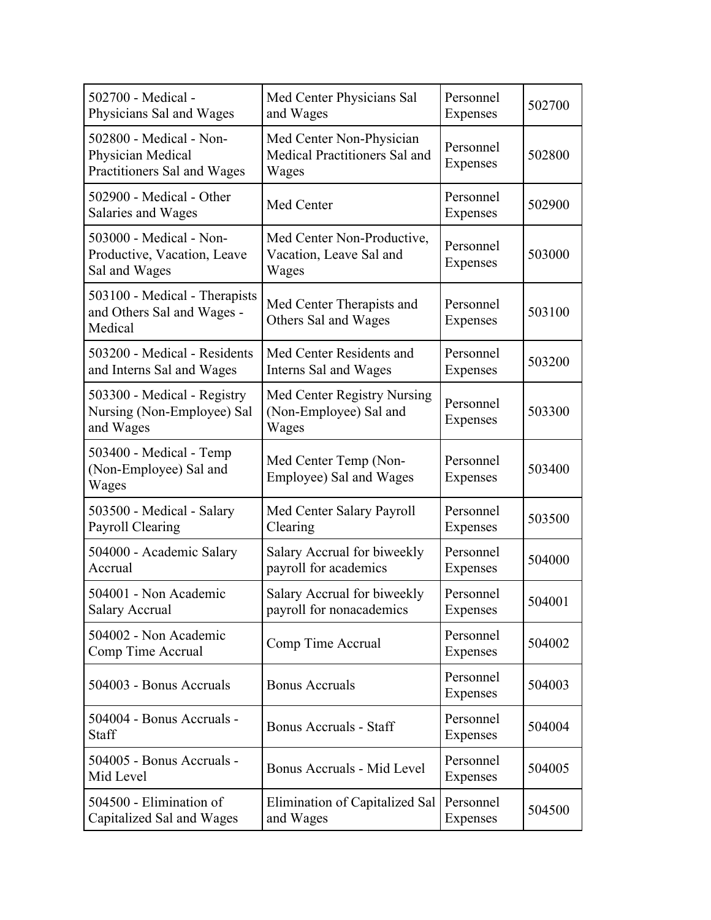| | | | |
|---|---|---|---|
| 502700 - Medical - Physicians Sal and Wages | Med Center Physicians Sal and Wages | Personnel Expenses | 502700 |
| 502800 - Medical - Non-Physician Medical Practitioners Sal and Wages | Med Center Non-Physician Medical Practitioners Sal and Wages | Personnel Expenses | 502800 |
| 502900 - Medical - Other Salaries and Wages | Med Center | Personnel Expenses | 502900 |
| 503000 - Medical - Non-Productive, Vacation, Leave Sal and Wages | Med Center Non-Productive, Vacation, Leave Sal and Wages | Personnel Expenses | 503000 |
| 503100 - Medical - Therapists and Others Sal and Wages - Medical | Med Center Therapists and Others Sal and Wages | Personnel Expenses | 503100 |
| 503200 - Medical - Residents and Interns Sal and Wages | Med Center Residents and Interns Sal and Wages | Personnel Expenses | 503200 |
| 503300 - Medical - Registry Nursing (Non-Employee) Sal and Wages | Med Center Registry Nursing (Non-Employee) Sal and Wages | Personnel Expenses | 503300 |
| 503400 - Medical - Temp (Non-Employee) Sal and Wages | Med Center Temp (Non-Employee) Sal and Wages | Personnel Expenses | 503400 |
| 503500 - Medical - Salary Payroll Clearing | Med Center Salary Payroll Clearing | Personnel Expenses | 503500 |
| 504000 - Academic Salary Accrual | Salary Accrual for biweekly payroll for academics | Personnel Expenses | 504000 |
| 504001 - Non Academic Salary Accrual | Salary Accrual for biweekly payroll for nonacademics | Personnel Expenses | 504001 |
| 504002 - Non Academic Comp Time Accrual | Comp Time Accrual | Personnel Expenses | 504002 |
| 504003 - Bonus Accruals | Bonus Accruals | Personnel Expenses | 504003 |
| 504004 - Bonus Accruals - Staff | Bonus Accruals - Staff | Personnel Expenses | 504004 |
| 504005 - Bonus Accruals - Mid Level | Bonus Accruals - Mid Level | Personnel Expenses | 504005 |
| 504500 - Elimination of Capitalized Sal and Wages | Elimination of Capitalized Sal and Wages | Personnel Expenses | 504500 |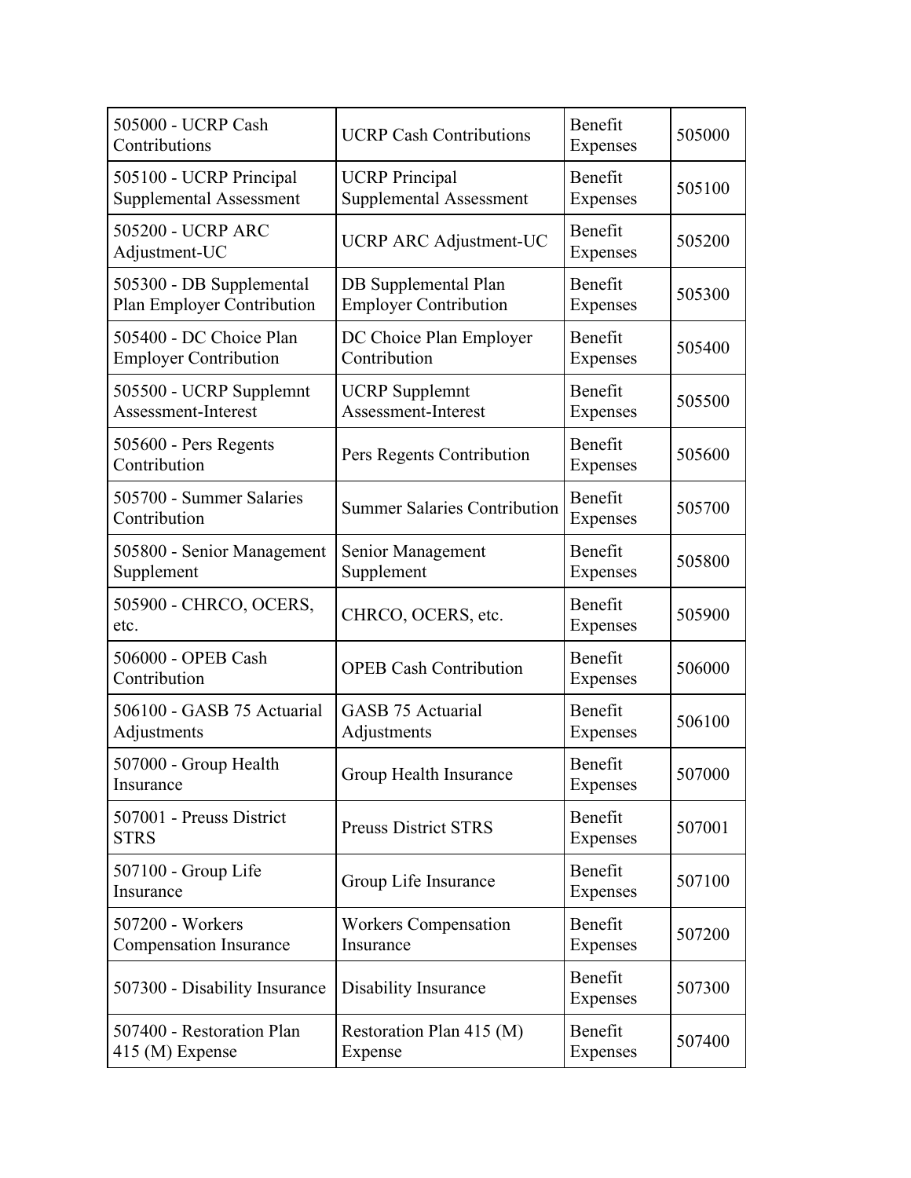| 505000 - UCRP Cash Contributions | UCRP Cash Contributions | Benefit Expenses | 505000 |
|---|---|---|---|
| 505100 - UCRP Principal Supplemental Assessment | UCRP Principal Supplemental Assessment | Benefit Expenses | 505100 |
| 505200 - UCRP ARC Adjustment-UC | UCRP ARC Adjustment-UC | Benefit Expenses | 505200 |
| 505300 - DB Supplemental Plan Employer Contribution | DB Supplemental Plan Employer Contribution | Benefit Expenses | 505300 |
| 505400 - DC Choice Plan Employer Contribution | DC Choice Plan Employer Contribution | Benefit Expenses | 505400 |
| 505500 - UCRP Supplemnt Assessment-Interest | UCRP Supplemnt Assessment-Interest | Benefit Expenses | 505500 |
| 505600 - Pers Regents Contribution | Pers Regents Contribution | Benefit Expenses | 505600 |
| 505700 - Summer Salaries Contribution | Summer Salaries Contribution | Benefit Expenses | 505700 |
| 505800 - Senior Management Supplement | Senior Management Supplement | Benefit Expenses | 505800 |
| 505900 - CHRCO, OCERS, etc. | CHRCO, OCERS, etc. | Benefit Expenses | 505900 |
| 506000 - OPEB Cash Contribution | OPEB Cash Contribution | Benefit Expenses | 506000 |
| 506100 - GASB 75 Actuarial Adjustments | GASB 75 Actuarial Adjustments | Benefit Expenses | 506100 |
| 507000 - Group Health Insurance | Group Health Insurance | Benefit Expenses | 507000 |
| 507001 - Preuss District STRS | Preuss District STRS | Benefit Expenses | 507001 |
| 507100 - Group Life Insurance | Group Life Insurance | Benefit Expenses | 507100 |
| 507200 - Workers Compensation Insurance | Workers Compensation Insurance | Benefit Expenses | 507200 |
| 507300 - Disability Insurance | Disability Insurance | Benefit Expenses | 507300 |
| 507400 - Restoration Plan 415 (M) Expense | Restoration Plan 415 (M) Expense | Benefit Expenses | 507400 |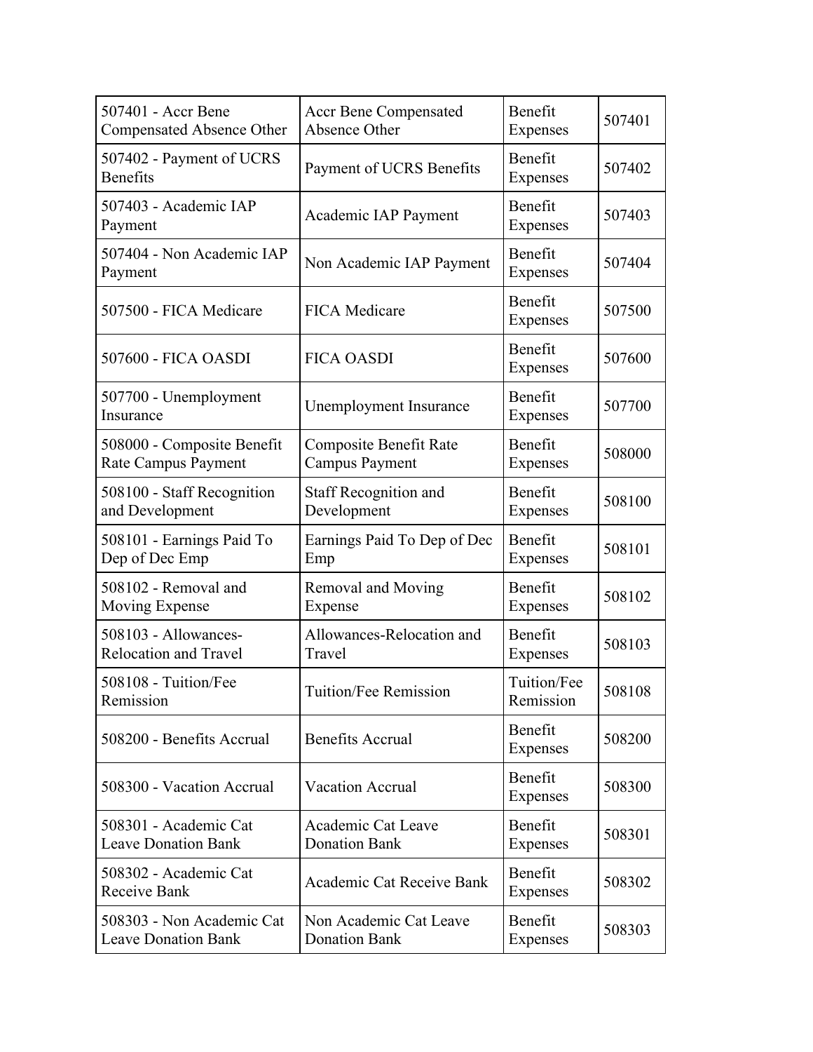| | | | |
|---|---|---|---|
| 507401 - Accr Bene Compensated Absence Other | Accr Bene Compensated Absence Other | Benefit Expenses | 507401 |
| 507402 - Payment of UCRS Benefits | Payment of UCRS Benefits | Benefit Expenses | 507402 |
| 507403 - Academic IAP Payment | Academic IAP Payment | Benefit Expenses | 507403 |
| 507404 - Non Academic IAP Payment | Non Academic IAP Payment | Benefit Expenses | 507404 |
| 507500 - FICA Medicare | FICA Medicare | Benefit Expenses | 507500 |
| 507600 - FICA OASDI | FICA OASDI | Benefit Expenses | 507600 |
| 507700 - Unemployment Insurance | Unemployment Insurance | Benefit Expenses | 507700 |
| 508000 - Composite Benefit Rate Campus Payment | Composite Benefit Rate Campus Payment | Benefit Expenses | 508000 |
| 508100 - Staff Recognition and Development | Staff Recognition and Development | Benefit Expenses | 508100 |
| 508101 - Earnings Paid To Dep of Dec Emp | Earnings Paid To Dep of Dec Emp | Benefit Expenses | 508101 |
| 508102 - Removal and Moving Expense | Removal and Moving Expense | Benefit Expenses | 508102 |
| 508103 - Allowances-Relocation and Travel | Allowances-Relocation and Travel | Benefit Expenses | 508103 |
| 508108 - Tuition/Fee Remission | Tuition/Fee Remission | Tuition/Fee Remission | 508108 |
| 508200 - Benefits Accrual | Benefits Accrual | Benefit Expenses | 508200 |
| 508300 - Vacation Accrual | Vacation Accrual | Benefit Expenses | 508300 |
| 508301 - Academic Cat Leave Donation Bank | Academic Cat Leave Donation Bank | Benefit Expenses | 508301 |
| 508302 - Academic Cat Receive Bank | Academic Cat Receive Bank | Benefit Expenses | 508302 |
| 508303 - Non Academic Cat Leave Donation Bank | Non Academic Cat Leave Donation Bank | Benefit Expenses | 508303 |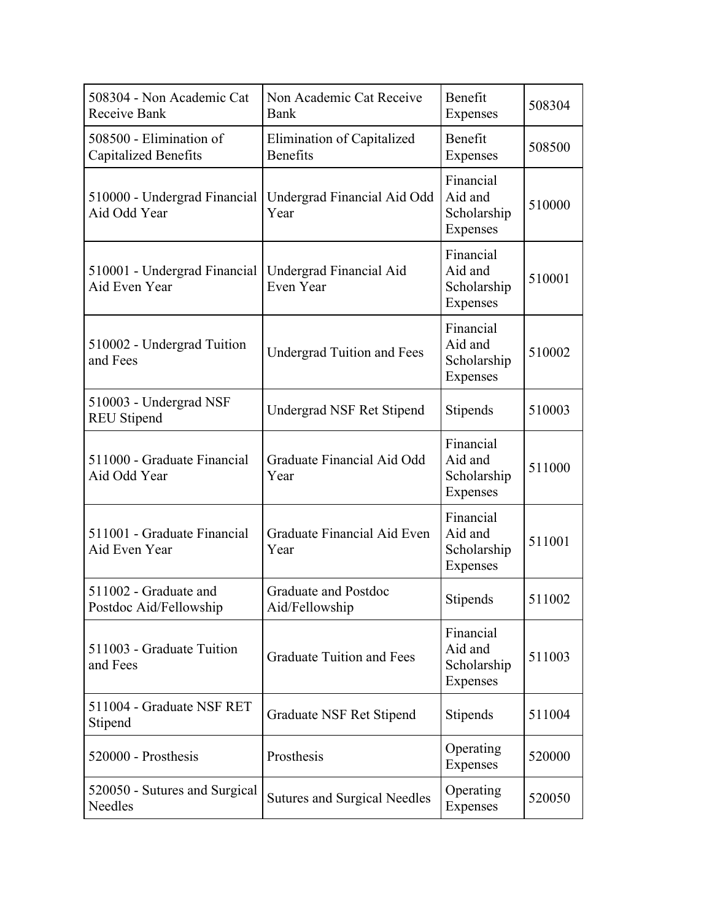| | | | |
|---|---|---|---|
| 508304 - Non Academic Cat Receive Bank | Non Academic Cat Receive Bank | Benefit Expenses | 508304 |
| 508500 - Elimination of Capitalized Benefits | Elimination of Capitalized Benefits | Benefit Expenses | 508500 |
| 510000 - Undergrad Financial Aid Odd Year | Undergrad Financial Aid Odd Year | Financial Aid and Scholarship Expenses | 510000 |
| 510001 - Undergrad Financial Aid Even Year | Undergrad Financial Aid Even Year | Financial Aid and Scholarship Expenses | 510001 |
| 510002 - Undergrad Tuition and Fees | Undergrad Tuition and Fees | Financial Aid and Scholarship Expenses | 510002 |
| 510003 - Undergrad NSF REU Stipend | Undergrad NSF Ret Stipend | Stipends | 510003 |
| 511000 - Graduate Financial Aid Odd Year | Graduate Financial Aid Odd Year | Financial Aid and Scholarship Expenses | 511000 |
| 511001 - Graduate Financial Aid Even Year | Graduate Financial Aid Even Year | Financial Aid and Scholarship Expenses | 511001 |
| 511002 - Graduate and Postdoc Aid/Fellowship | Graduate and Postdoc Aid/Fellowship | Stipends | 511002 |
| 511003 - Graduate Tuition and Fees | Graduate Tuition and Fees | Financial Aid and Scholarship Expenses | 511003 |
| 511004 - Graduate NSF RET Stipend | Graduate NSF Ret Stipend | Stipends | 511004 |
| 520000 - Prosthesis | Prosthesis | Operating Expenses | 520000 |
| 520050 - Sutures and Surgical Needles | Sutures and Surgical Needles | Operating Expenses | 520050 |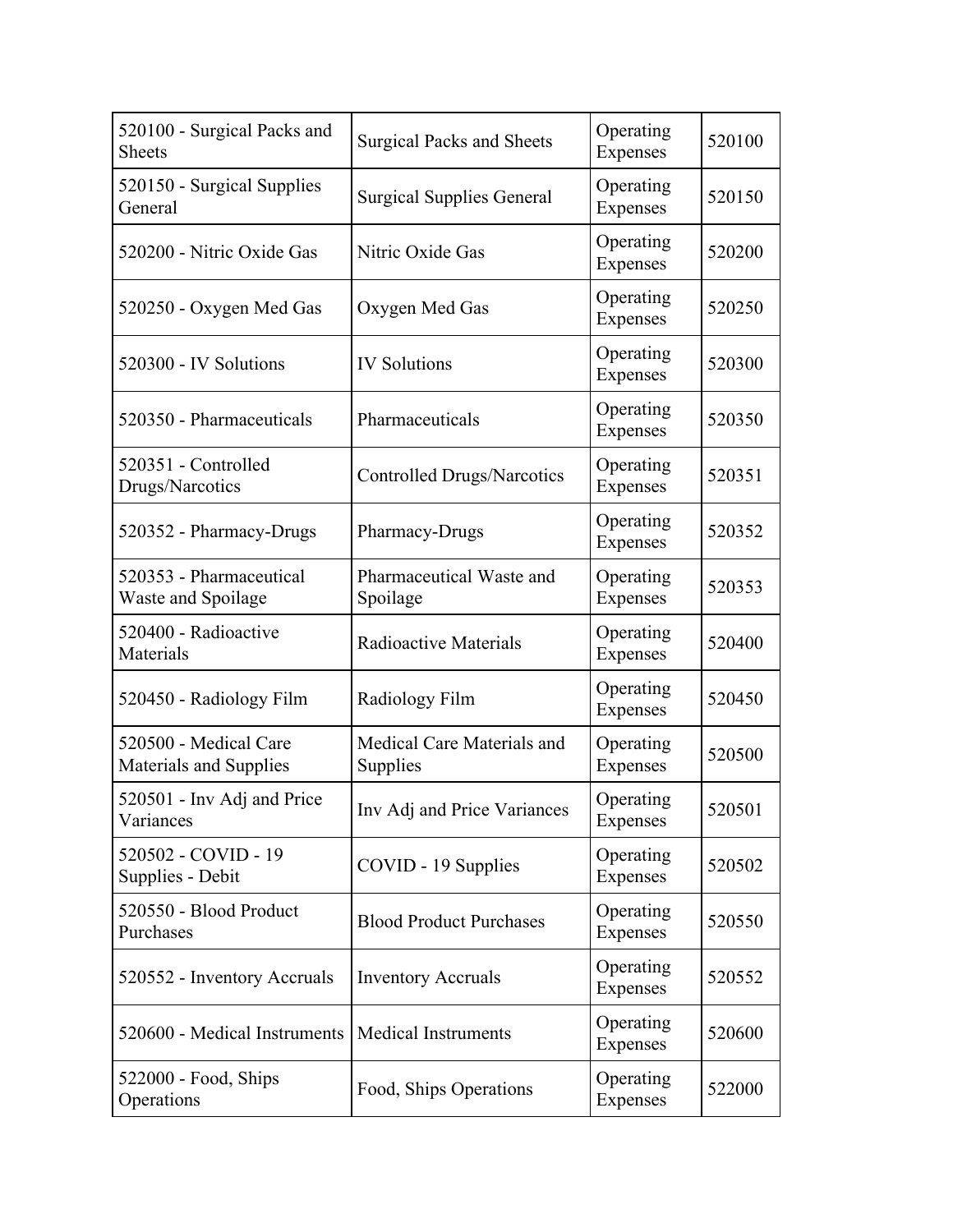| 520100 - Surgical Packs and Sheets | Surgical Packs and Sheets | Operating Expenses | 520100 |
|---|---|---|---|
| 520150 - Surgical Supplies General | Surgical Supplies General | Operating Expenses | 520150 |
| 520200 - Nitric Oxide Gas | Nitric Oxide Gas | Operating Expenses | 520200 |
| 520250 - Oxygen Med Gas | Oxygen Med Gas | Operating Expenses | 520250 |
| 520300 - IV Solutions | IV Solutions | Operating Expenses | 520300 |
| 520350 - Pharmaceuticals | Pharmaceuticals | Operating Expenses | 520350 |
| 520351 - Controlled Drugs/Narcotics | Controlled Drugs/Narcotics | Operating Expenses | 520351 |
| 520352 - Pharmacy-Drugs | Pharmacy-Drugs | Operating Expenses | 520352 |
| 520353 - Pharmaceutical Waste and Spoilage | Pharmaceutical Waste and Spoilage | Operating Expenses | 520353 |
| 520400 - Radioactive Materials | Radioactive Materials | Operating Expenses | 520400 |
| 520450 - Radiology Film | Radiology Film | Operating Expenses | 520450 |
| 520500 - Medical Care Materials and Supplies | Medical Care Materials and Supplies | Operating Expenses | 520500 |
| 520501 - Inv Adj and Price Variances | Inv Adj and Price Variances | Operating Expenses | 520501 |
| 520502 - COVID - 19 Supplies - Debit | COVID - 19 Supplies | Operating Expenses | 520502 |
| 520550 - Blood Product Purchases | Blood Product Purchases | Operating Expenses | 520550 |
| 520552 - Inventory Accruals | Inventory Accruals | Operating Expenses | 520552 |
| 520600 - Medical Instruments | Medical Instruments | Operating Expenses | 520600 |
| 522000 - Food, Ships Operations | Food, Ships Operations | Operating Expenses | 522000 |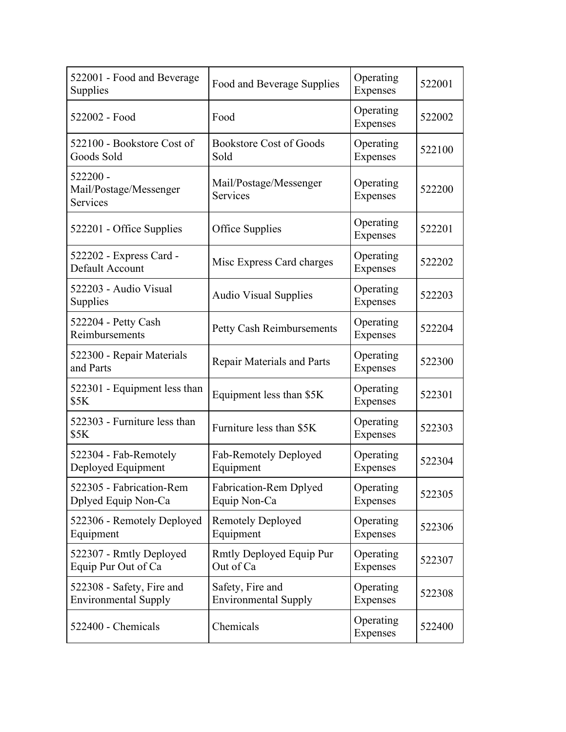| 522001 - Food and Beverage Supplies | Food and Beverage Supplies | Operating Expenses | 522001 |
|---|---|---|---|
| 522002 - Food | Food | Operating Expenses | 522002 |
| 522100 - Bookstore Cost of Goods Sold | Bookstore Cost of Goods Sold | Operating Expenses | 522100 |
| 522200 - Mail/Postage/Messenger Services | Mail/Postage/Messenger Services | Operating Expenses | 522200 |
| 522201 - Office Supplies | Office Supplies | Operating Expenses | 522201 |
| 522202 - Express Card - Default Account | Misc Express Card charges | Operating Expenses | 522202 |
| 522203 - Audio Visual Supplies | Audio Visual Supplies | Operating Expenses | 522203 |
| 522204 - Petty Cash Reimbursements | Petty Cash Reimbursements | Operating Expenses | 522204 |
| 522300 - Repair Materials and Parts | Repair Materials and Parts | Operating Expenses | 522300 |
| 522301 - Equipment less than $5K | Equipment less than $5K | Operating Expenses | 522301 |
| 522303 - Furniture less than $5K | Furniture less than $5K | Operating Expenses | 522303 |
| 522304 - Fab-Remotely Deployed Equipment | Fab-Remotely Deployed Equipment | Operating Expenses | 522304 |
| 522305 - Fabrication-Rem Dplyed Equip Non-Ca | Fabrication-Rem Dplyed Equip Non-Ca | Operating Expenses | 522305 |
| 522306 - Remotely Deployed Equipment | Remotely Deployed Equipment | Operating Expenses | 522306 |
| 522307 - Rmtly Deployed Equip Pur Out of Ca | Rmtly Deployed Equip Pur Out of Ca | Operating Expenses | 522307 |
| 522308 - Safety, Fire and Environmental Supply | Safety, Fire and Environmental Supply | Operating Expenses | 522308 |
| 522400 - Chemicals | Chemicals | Operating Expenses | 522400 |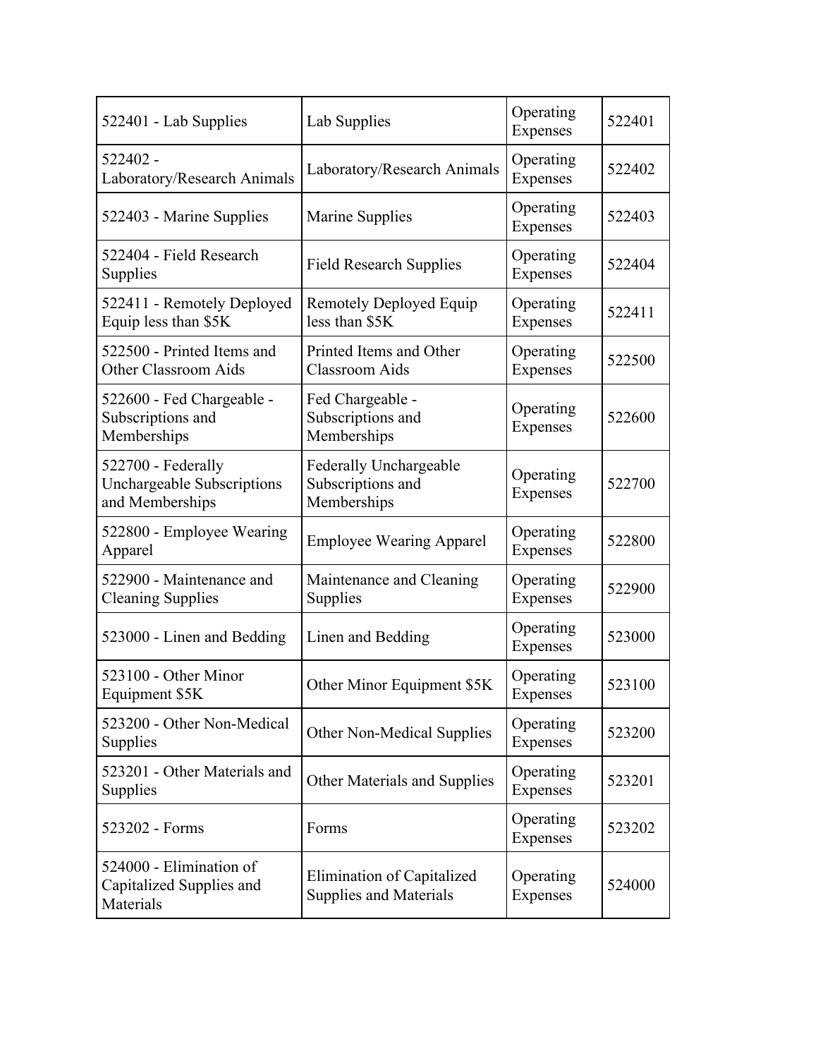| 522401 - Lab Supplies | Lab Supplies | Operating Expenses | 522401 |
|---|---|---|---|
| 522402 - Laboratory/Research Animals | Laboratory/Research Animals | Operating Expenses | 522402 |
| 522403 - Marine Supplies | Marine Supplies | Operating Expenses | 522403 |
| 522404 - Field Research Supplies | Field Research Supplies | Operating Expenses | 522404 |
| 522411 - Remotely Deployed Equip less than $5K | Remotely Deployed Equip less than $5K | Operating Expenses | 522411 |
| 522500 - Printed Items and Other Classroom Aids | Printed Items and Other Classroom Aids | Operating Expenses | 522500 |
| 522600 - Fed Chargeable - Subscriptions and Memberships | Fed Chargeable - Subscriptions and Memberships | Operating Expenses | 522600 |
| 522700 - Federally Unchargeable Subscriptions and Memberships | Federally Unchargeable Subscriptions and Memberships | Operating Expenses | 522700 |
| 522800 - Employee Wearing Apparel | Employee Wearing Apparel | Operating Expenses | 522800 |
| 522900 - Maintenance and Cleaning Supplies | Maintenance and Cleaning Supplies | Operating Expenses | 522900 |
| 523000 - Linen and Bedding | Linen and Bedding | Operating Expenses | 523000 |
| 523100 - Other Minor Equipment $5K | Other Minor Equipment $5K | Operating Expenses | 523100 |
| 523200 - Other Non-Medical Supplies | Other Non-Medical Supplies | Operating Expenses | 523200 |
| 523201 - Other Materials and Supplies | Other Materials and Supplies | Operating Expenses | 523201 |
| 523202 - Forms | Forms | Operating Expenses | 523202 |
| 524000 - Elimination of Capitalized Supplies and Materials | Elimination of Capitalized Supplies and Materials | Operating Expenses | 524000 |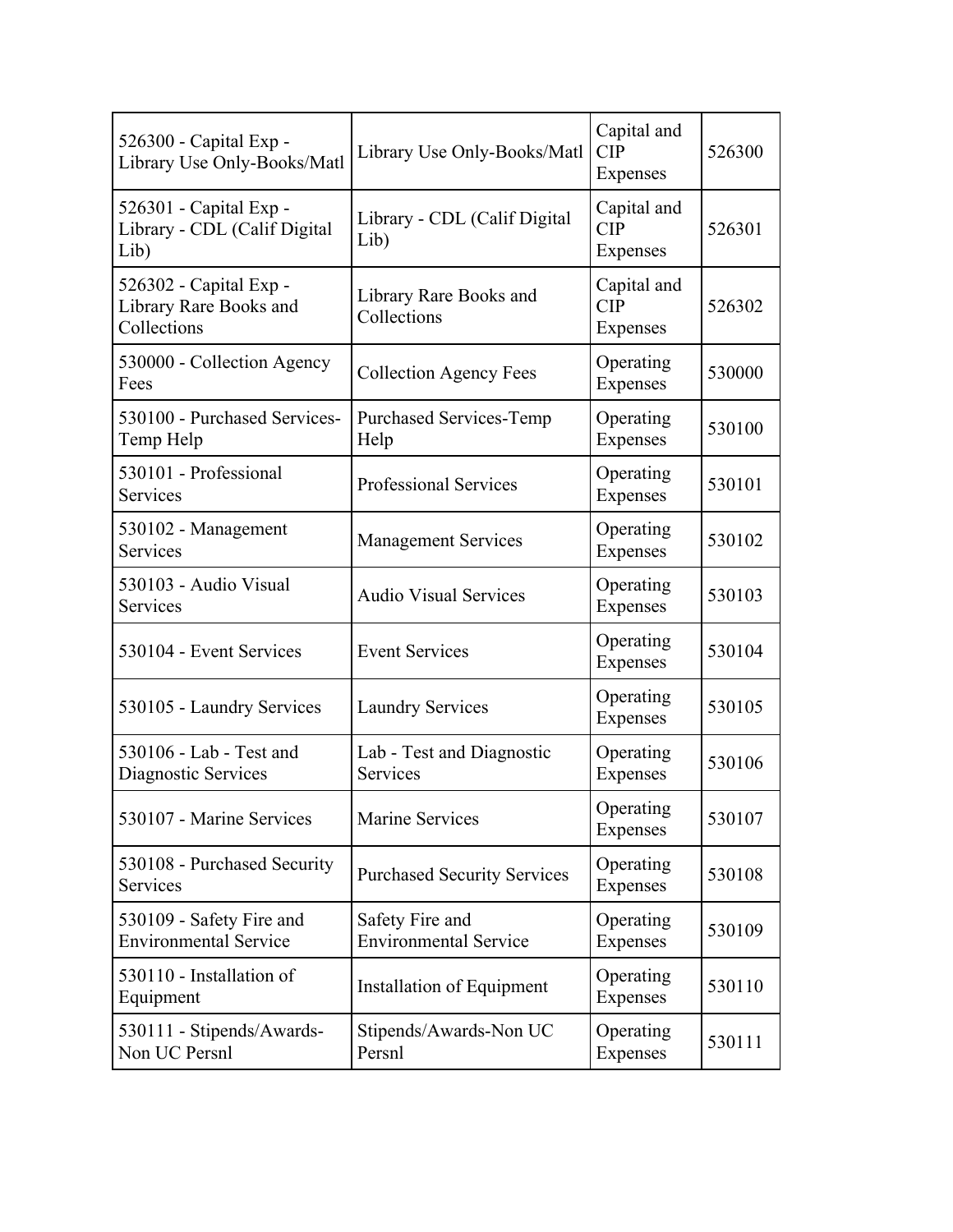| | | | |
|---|---|---|---|
| 526300 - Capital Exp - Library Use Only-Books/Matl | Library Use Only-Books/Matl | Capital and CIP Expenses | 526300 |
| 526301 - Capital Exp - Library - CDL (Calif Digital Lib) | Library - CDL (Calif Digital Lib) | Capital and CIP Expenses | 526301 |
| 526302 - Capital Exp - Library Rare Books and Collections | Library Rare Books and Collections | Capital and CIP Expenses | 526302 |
| 530000 - Collection Agency Fees | Collection Agency Fees | Operating Expenses | 530000 |
| 530100 - Purchased Services-Temp Help | Purchased Services-Temp Help | Operating Expenses | 530100 |
| 530101 - Professional Services | Professional Services | Operating Expenses | 530101 |
| 530102 - Management Services | Management Services | Operating Expenses | 530102 |
| 530103 - Audio Visual Services | Audio Visual Services | Operating Expenses | 530103 |
| 530104 - Event Services | Event Services | Operating Expenses | 530104 |
| 530105 - Laundry Services | Laundry Services | Operating Expenses | 530105 |
| 530106 - Lab - Test and Diagnostic Services | Lab - Test and Diagnostic Services | Operating Expenses | 530106 |
| 530107 - Marine Services | Marine Services | Operating Expenses | 530107 |
| 530108 - Purchased Security Services | Purchased Security Services | Operating Expenses | 530108 |
| 530109 - Safety Fire and Environmental Service | Safety Fire and Environmental Service | Operating Expenses | 530109 |
| 530110 - Installation of Equipment | Installation of Equipment | Operating Expenses | 530110 |
| 530111 - Stipends/Awards-Non UC Persnl | Stipends/Awards-Non UC Persnl | Operating Expenses | 530111 |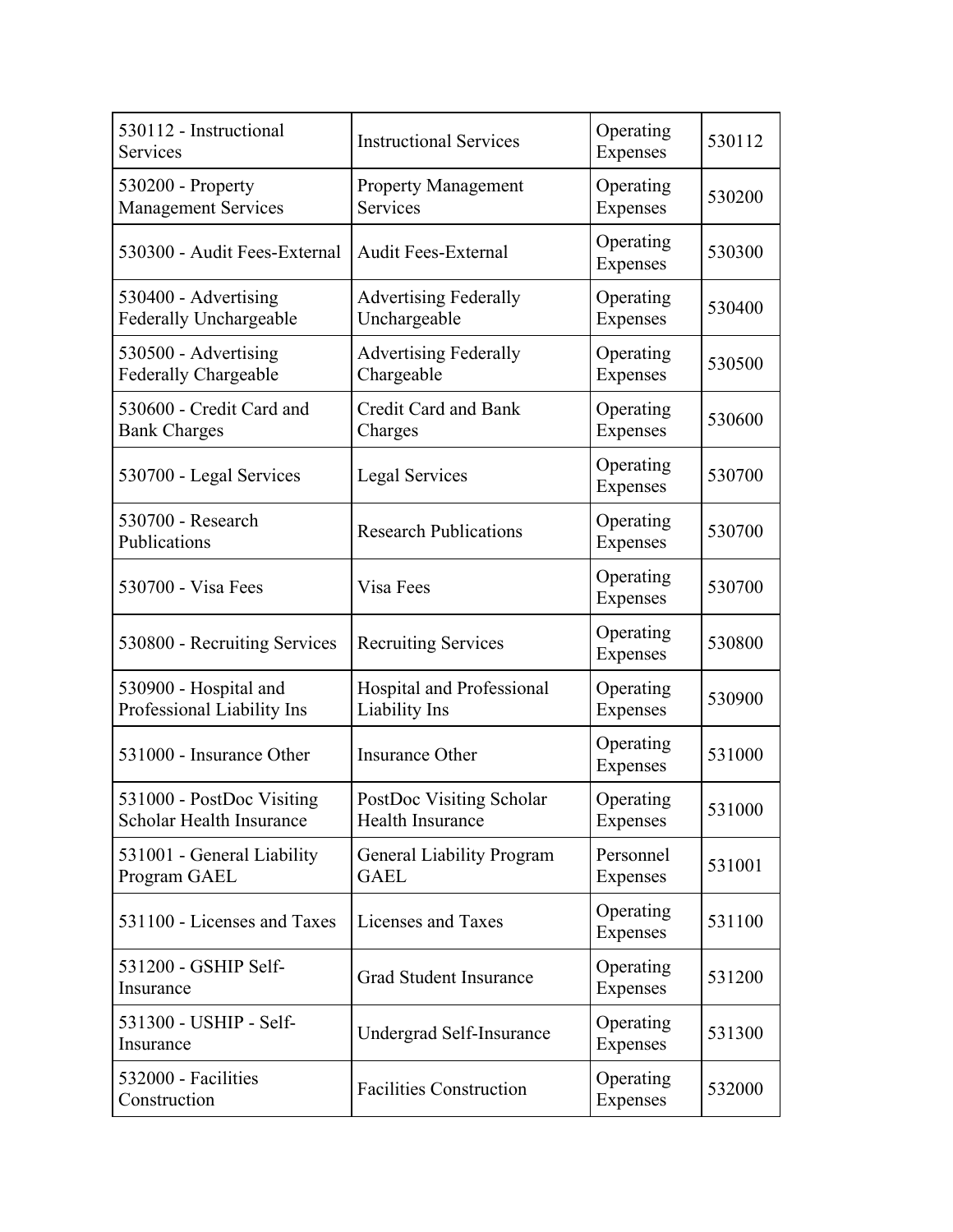| 530112 - Instructional Services | Instructional Services | Operating Expenses | 530112 |
|---|---|---|---|
| 530200 - Property Management Services | Property Management Services | Operating Expenses | 530200 |
| 530300 - Audit Fees-External | Audit Fees-External | Operating Expenses | 530300 |
| 530400 - Advertising Federally Unchargeable | Advertising Federally Unchargeable | Operating Expenses | 530400 |
| 530500 - Advertising Federally Chargeable | Advertising Federally Chargeable | Operating Expenses | 530500 |
| 530600 - Credit Card and Bank Charges | Credit Card and Bank Charges | Operating Expenses | 530600 |
| 530700 - Legal Services | Legal Services | Operating Expenses | 530700 |
| 530700 - Research Publications | Research Publications | Operating Expenses | 530700 |
| 530700 - Visa Fees | Visa Fees | Operating Expenses | 530700 |
| 530800 - Recruiting Services | Recruiting Services | Operating Expenses | 530800 |
| 530900 - Hospital and Professional Liability Ins | Hospital and Professional Liability Ins | Operating Expenses | 530900 |
| 531000 - Insurance Other | Insurance Other | Operating Expenses | 531000 |
| 531000 - PostDoc Visiting Scholar Health Insurance | PostDoc Visiting Scholar Health Insurance | Operating Expenses | 531000 |
| 531001 - General Liability Program GAEL | General Liability Program GAEL | Personnel Expenses | 531001 |
| 531100 - Licenses and Taxes | Licenses and Taxes | Operating Expenses | 531100 |
| 531200 - GSHIP Self-Insurance | Grad Student Insurance | Operating Expenses | 531200 |
| 531300 - USHIP - Self-Insurance | Undergrad Self-Insurance | Operating Expenses | 531300 |
| 532000 - Facilities Construction | Facilities Construction | Operating Expenses | 532000 |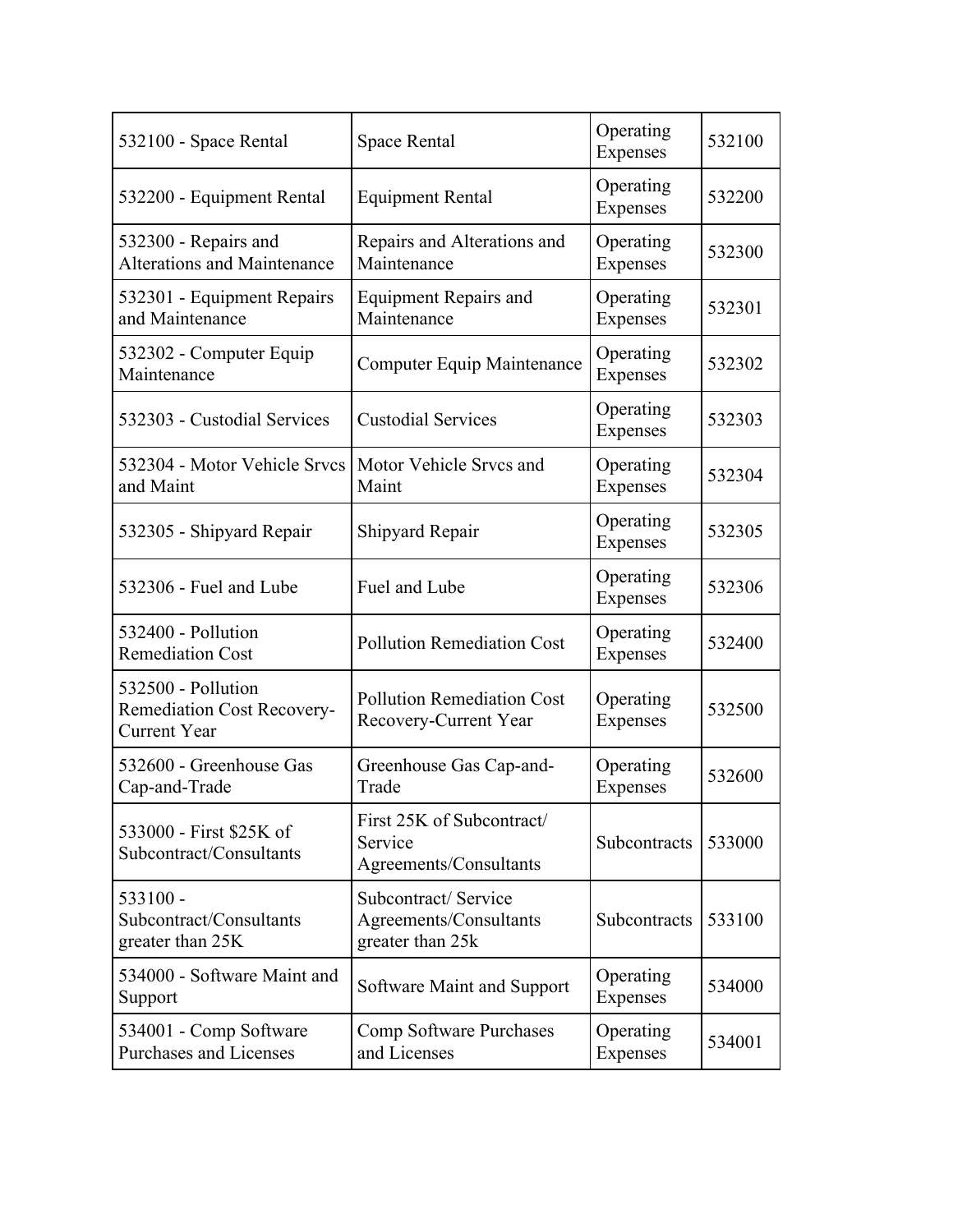| | | | |
|---|---|---|---|
| 532100 - Space Rental | Space Rental | Operating Expenses | 532100 |
| 532200 - Equipment Rental | Equipment Rental | Operating Expenses | 532200 |
| 532300 - Repairs and Alterations and Maintenance | Repairs and Alterations and Maintenance | Operating Expenses | 532300 |
| 532301 - Equipment Repairs and Maintenance | Equipment Repairs and Maintenance | Operating Expenses | 532301 |
| 532302 - Computer Equip Maintenance | Computer Equip Maintenance | Operating Expenses | 532302 |
| 532303 - Custodial Services | Custodial Services | Operating Expenses | 532303 |
| 532304 - Motor Vehicle Srvcs and Maint | Motor Vehicle Srvcs and Maint | Operating Expenses | 532304 |
| 532305 - Shipyard Repair | Shipyard Repair | Operating Expenses | 532305 |
| 532306 - Fuel and Lube | Fuel and Lube | Operating Expenses | 532306 |
| 532400 - Pollution Remediation Cost | Pollution Remediation Cost | Operating Expenses | 532400 |
| 532500 - Pollution Remediation Cost Recovery-Current Year | Pollution Remediation Cost Recovery-Current Year | Operating Expenses | 532500 |
| 532600 - Greenhouse Gas Cap-and-Trade | Greenhouse Gas Cap-and-Trade | Operating Expenses | 532600 |
| 533000 - First $25K of Subcontract/Consultants | First 25K of Subcontract/ Service Agreements/Consultants | Subcontracts | 533000 |
| 533100 - Subcontract/Consultants greater than 25K | Subcontract/ Service Agreements/Consultants greater than 25k | Subcontracts | 533100 |
| 534000 - Software Maint and Support | Software Maint and Support | Operating Expenses | 534000 |
| 534001 - Comp Software Purchases and Licenses | Comp Software Purchases and Licenses | Operating Expenses | 534001 |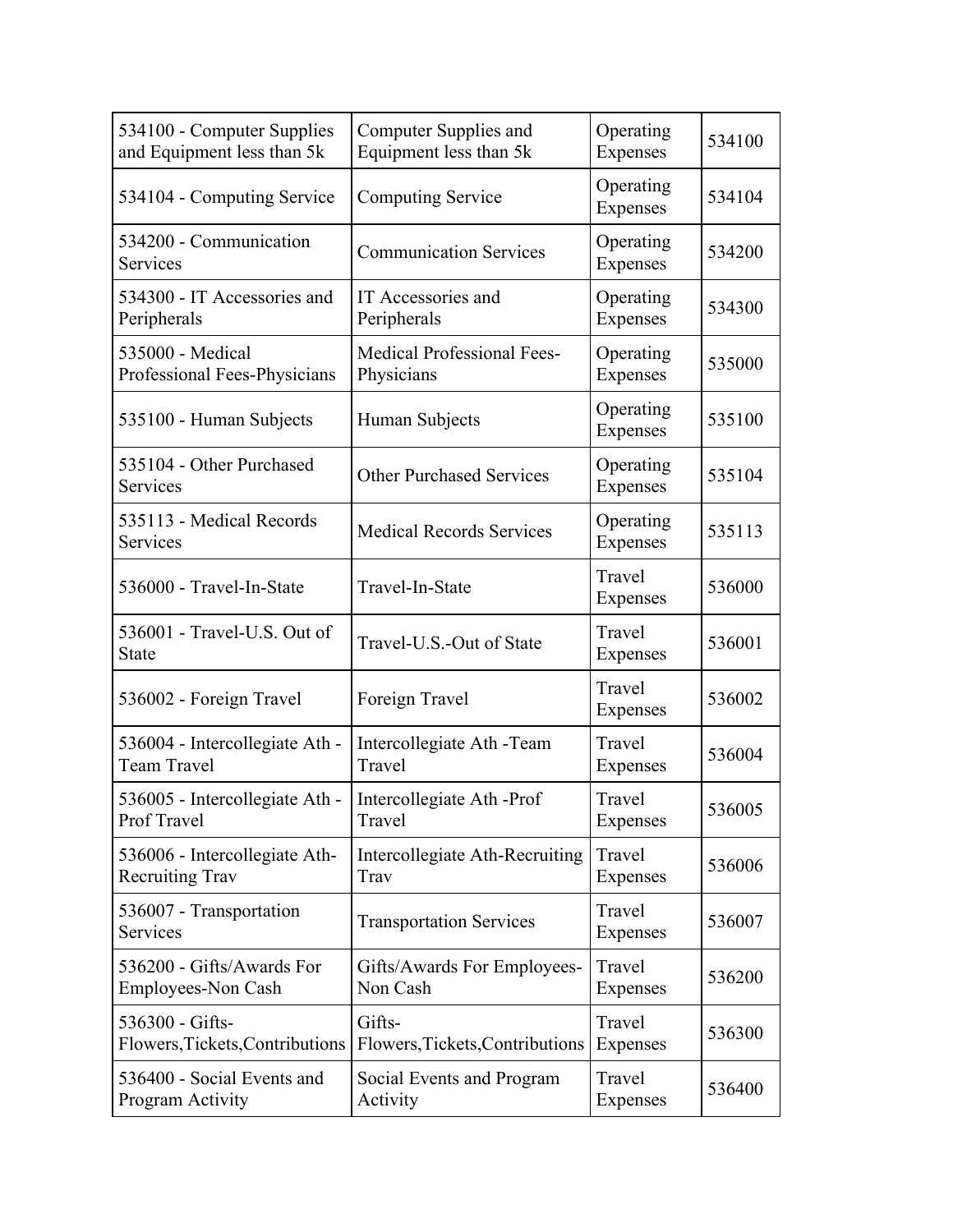| | | | |
|---|---|---|---|
| 534100 - Computer Supplies and Equipment less than 5k | Computer Supplies and Equipment less than 5k | Operating Expenses | 534100 |
| 534104 - Computing Service | Computing Service | Operating Expenses | 534104 |
| 534200 - Communication Services | Communication Services | Operating Expenses | 534200 |
| 534300 - IT Accessories and Peripherals | IT Accessories and Peripherals | Operating Expenses | 534300 |
| 535000 - Medical Professional Fees-Physicians | Medical Professional Fees-Physicians | Operating Expenses | 535000 |
| 535100 - Human Subjects | Human Subjects | Operating Expenses | 535100 |
| 535104 - Other Purchased Services | Other Purchased Services | Operating Expenses | 535104 |
| 535113 - Medical Records Services | Medical Records Services | Operating Expenses | 535113 |
| 536000 - Travel-In-State | Travel-In-State | Travel Expenses | 536000 |
| 536001 - Travel-U.S. Out of State | Travel-U.S.-Out of State | Travel Expenses | 536001 |
| 536002 - Foreign Travel | Foreign Travel | Travel Expenses | 536002 |
| 536004 - Intercollegiate Ath - Team Travel | Intercollegiate Ath -Team Travel | Travel Expenses | 536004 |
| 536005 - Intercollegiate Ath - Prof Travel | Intercollegiate Ath -Prof Travel | Travel Expenses | 536005 |
| 536006 - Intercollegiate Ath-Recruiting Trav | Intercollegiate Ath-Recruiting Trav | Travel Expenses | 536006 |
| 536007 - Transportation Services | Transportation Services | Travel Expenses | 536007 |
| 536200 - Gifts/Awards For Employees-Non Cash | Gifts/Awards For Employees-Non Cash | Travel Expenses | 536200 |
| 536300 - Gifts-Flowers,Tickets,Contributions | Gifts-Flowers,Tickets,Contributions | Travel Expenses | 536300 |
| 536400 - Social Events and Program Activity | Social Events and Program Activity | Travel Expenses | 536400 |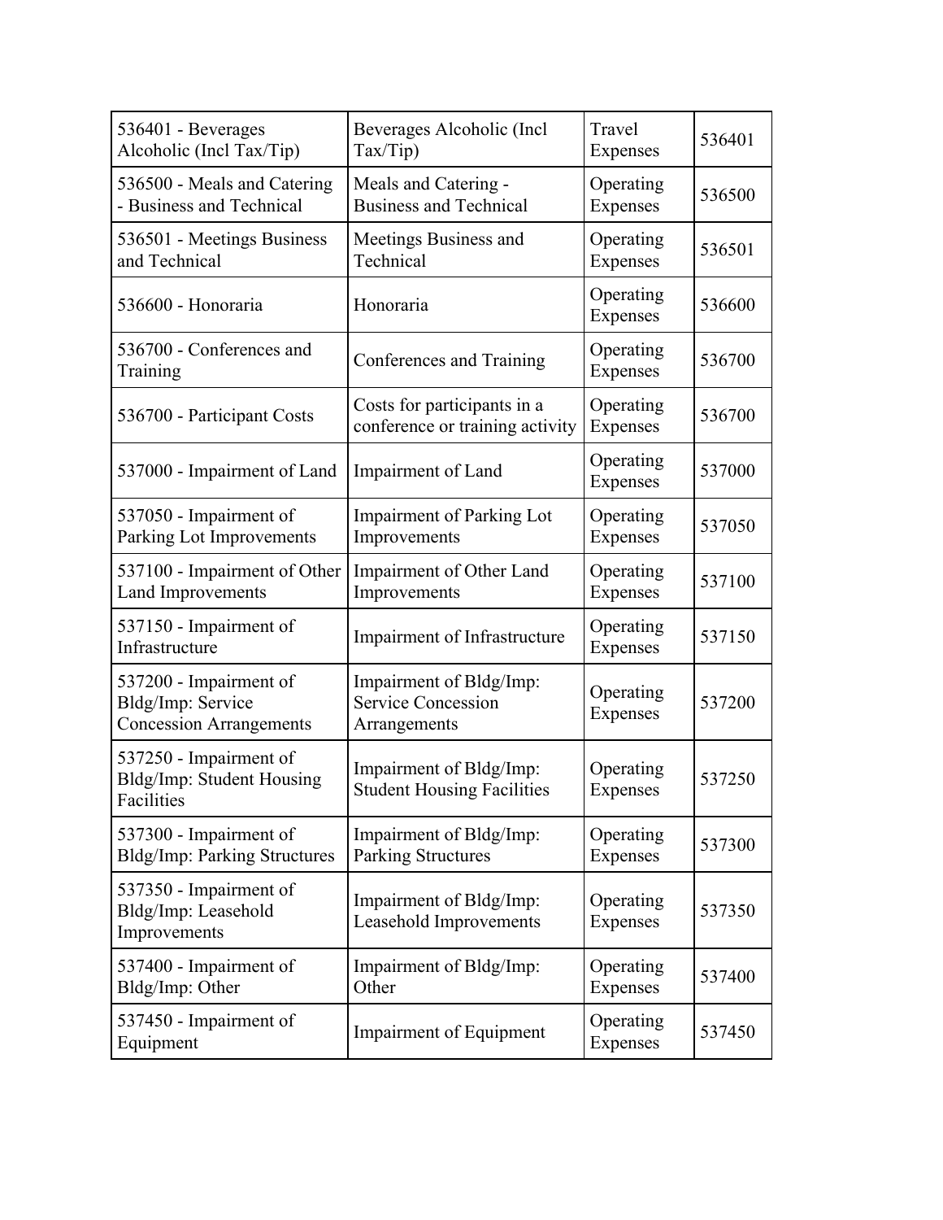| 536401 - Beverages Alcoholic (Incl Tax/Tip) | Beverages Alcoholic (Incl Tax/Tip) | Travel Expenses | 536401 |
|---|---|---|---|
| 536500 - Meals and Catering - Business and Technical | Meals and Catering - Business and Technical | Operating Expenses | 536500 |
| 536501 - Meetings Business and Technical | Meetings Business and Technical | Operating Expenses | 536501 |
| 536600 - Honoraria | Honoraria | Operating Expenses | 536600 |
| 536700 - Conferences and Training | Conferences and Training | Operating Expenses | 536700 |
| 536700 - Participant Costs | Costs for participants in a conference or training activity | Operating Expenses | 536700 |
| 537000 - Impairment of Land | Impairment of Land | Operating Expenses | 537000 |
| 537050 - Impairment of Parking Lot Improvements | Impairment of Parking Lot Improvements | Operating Expenses | 537050 |
| 537100 - Impairment of Other Land Improvements | Impairment of Other Land Improvements | Operating Expenses | 537100 |
| 537150 - Impairment of Infrastructure | Impairment of Infrastructure | Operating Expenses | 537150 |
| 537200 - Impairment of Bldg/Imp: Service Concession Arrangements | Impairment of Bldg/Imp: Service Concession Arrangements | Operating Expenses | 537200 |
| 537250 - Impairment of Bldg/Imp: Student Housing Facilities | Impairment of Bldg/Imp: Student Housing Facilities | Operating Expenses | 537250 |
| 537300 - Impairment of Bldg/Imp: Parking Structures | Impairment of Bldg/Imp: Parking Structures | Operating Expenses | 537300 |
| 537350 - Impairment of Bldg/Imp: Leasehold Improvements | Impairment of Bldg/Imp: Leasehold Improvements | Operating Expenses | 537350 |
| 537400 - Impairment of Bldg/Imp: Other | Impairment of Bldg/Imp: Other | Operating Expenses | 537400 |
| 537450 - Impairment of Equipment | Impairment of Equipment | Operating Expenses | 537450 |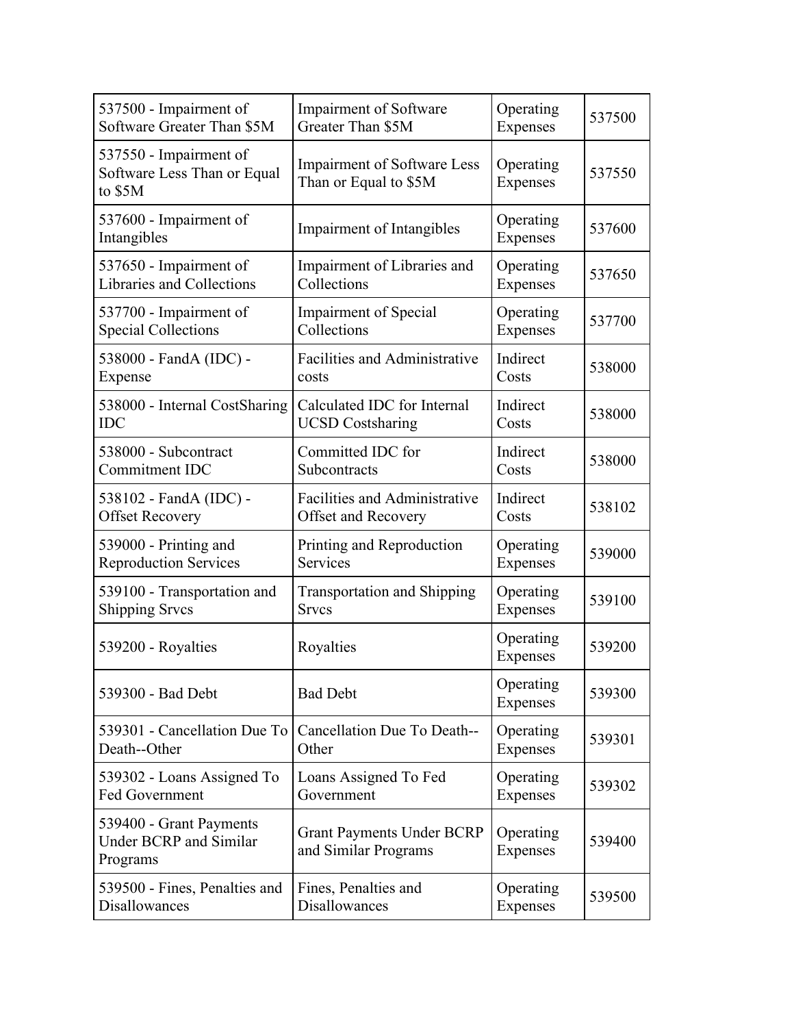| 537500 - Impairment of Software Greater Than $5M | Impairment of Software Greater Than $5M | Operating Expenses | 537500 |
|---|---|---|---|
| 537550 - Impairment of Software Less Than or Equal to $5M | Impairment of Software Less Than or Equal to $5M | Operating Expenses | 537550 |
| 537600 - Impairment of Intangibles | Impairment of Intangibles | Operating Expenses | 537600 |
| 537650 - Impairment of Libraries and Collections | Impairment of Libraries and Collections | Operating Expenses | 537650 |
| 537700 - Impairment of Special Collections | Impairment of Special Collections | Operating Expenses | 537700 |
| 538000 - FandA (IDC) - Expense | Facilities and Administrative costs | Indirect Costs | 538000 |
| 538000 - Internal CostSharing IDC | Calculated IDC for Internal UCSD Costsharing | Indirect Costs | 538000 |
| 538000 - Subcontract Commitment IDC | Committed IDC for Subcontracts | Indirect Costs | 538000 |
| 538102 - FandA (IDC) - Offset Recovery | Facilities and Administrative Offset and Recovery | Indirect Costs | 538102 |
| 539000 - Printing and Reproduction Services | Printing and Reproduction Services | Operating Expenses | 539000 |
| 539100 - Transportation and Shipping Srvcs | Transportation and Shipping Srvcs | Operating Expenses | 539100 |
| 539200 - Royalties | Royalties | Operating Expenses | 539200 |
| 539300 - Bad Debt | Bad Debt | Operating Expenses | 539300 |
| 539301 - Cancellation Due To Death--Other | Cancellation Due To Death--Other | Operating Expenses | 539301 |
| 539302 - Loans Assigned To Fed Government | Loans Assigned To Fed Government | Operating Expenses | 539302 |
| 539400 - Grant Payments Under BCRP and Similar Programs | Grant Payments Under BCRP and Similar Programs | Operating Expenses | 539400 |
| 539500 - Fines, Penalties and Disallowances | Fines, Penalties and Disallowances | Operating Expenses | 539500 |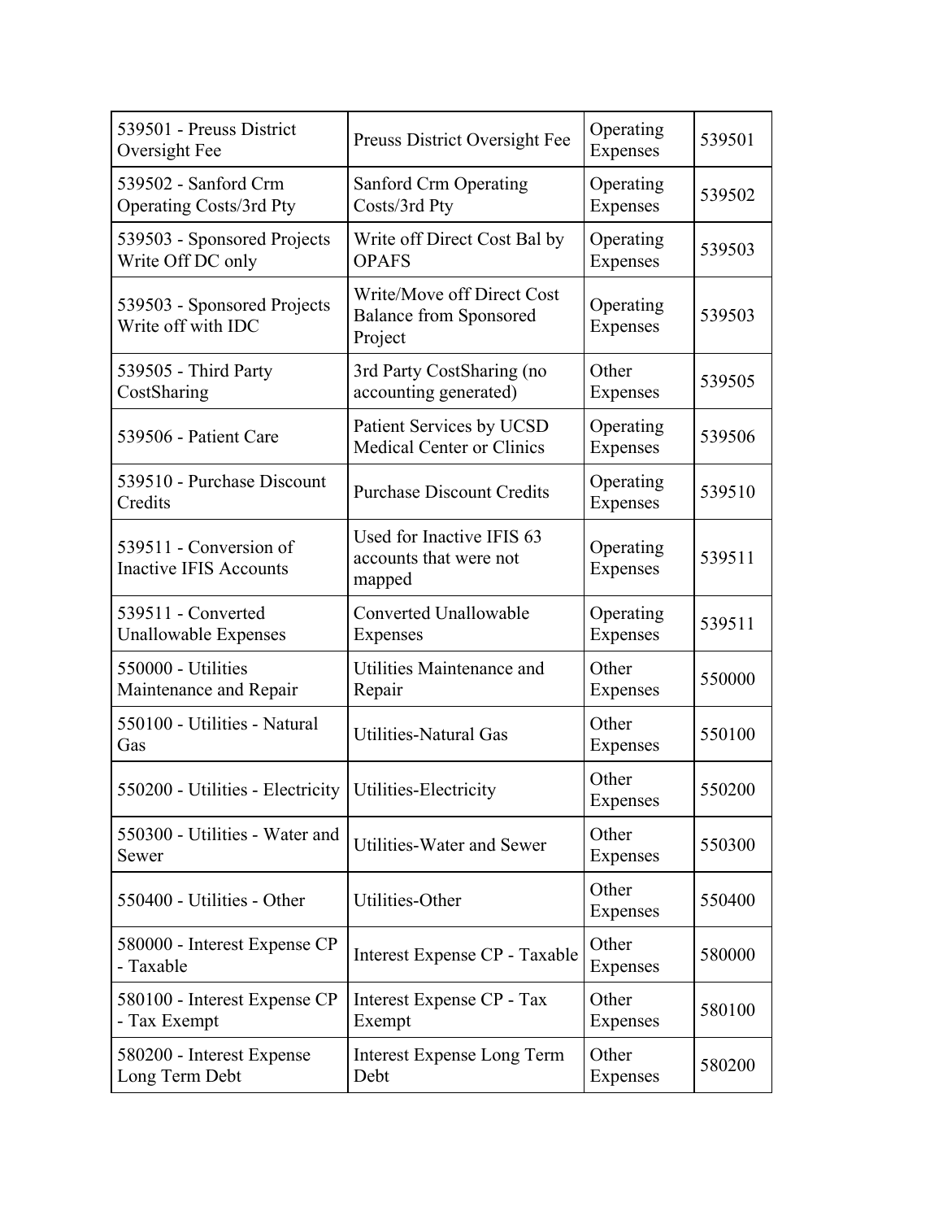| | | | |
|---|---|---|---|
| 539501 - Preuss District Oversight Fee | Preuss District Oversight Fee | Operating Expenses | 539501 |
| 539502 - Sanford Crm Operating Costs/3rd Pty | Sanford Crm Operating Costs/3rd Pty | Operating Expenses | 539502 |
| 539503 - Sponsored Projects Write Off DC only | Write off Direct Cost Bal by OPAFS | Operating Expenses | 539503 |
| 539503 - Sponsored Projects Write off with IDC | Write/Move off Direct Cost Balance from Sponsored Project | Operating Expenses | 539503 |
| 539505 - Third Party CostSharing | 3rd Party CostSharing (no accounting generated) | Other Expenses | 539505 |
| 539506 - Patient Care | Patient Services by UCSD Medical Center or Clinics | Operating Expenses | 539506 |
| 539510 - Purchase Discount Credits | Purchase Discount Credits | Operating Expenses | 539510 |
| 539511 - Conversion of Inactive IFIS Accounts | Used for Inactive IFIS 63 accounts that were not mapped | Operating Expenses | 539511 |
| 539511 - Converted Unallowable Expenses | Converted Unallowable Expenses | Operating Expenses | 539511 |
| 550000 - Utilities Maintenance and Repair | Utilities Maintenance and Repair | Other Expenses | 550000 |
| 550100 - Utilities - Natural Gas | Utilities-Natural Gas | Other Expenses | 550100 |
| 550200 - Utilities - Electricity | Utilities-Electricity | Other Expenses | 550200 |
| 550300 - Utilities - Water and Sewer | Utilities-Water and Sewer | Other Expenses | 550300 |
| 550400 - Utilities - Other | Utilities-Other | Other Expenses | 550400 |
| 580000 - Interest Expense CP - Taxable | Interest Expense CP - Taxable | Other Expenses | 580000 |
| 580100 - Interest Expense CP - Tax Exempt | Interest Expense CP - Tax Exempt | Other Expenses | 580100 |
| 580200 - Interest Expense Long Term Debt | Interest Expense Long Term Debt | Other Expenses | 580200 |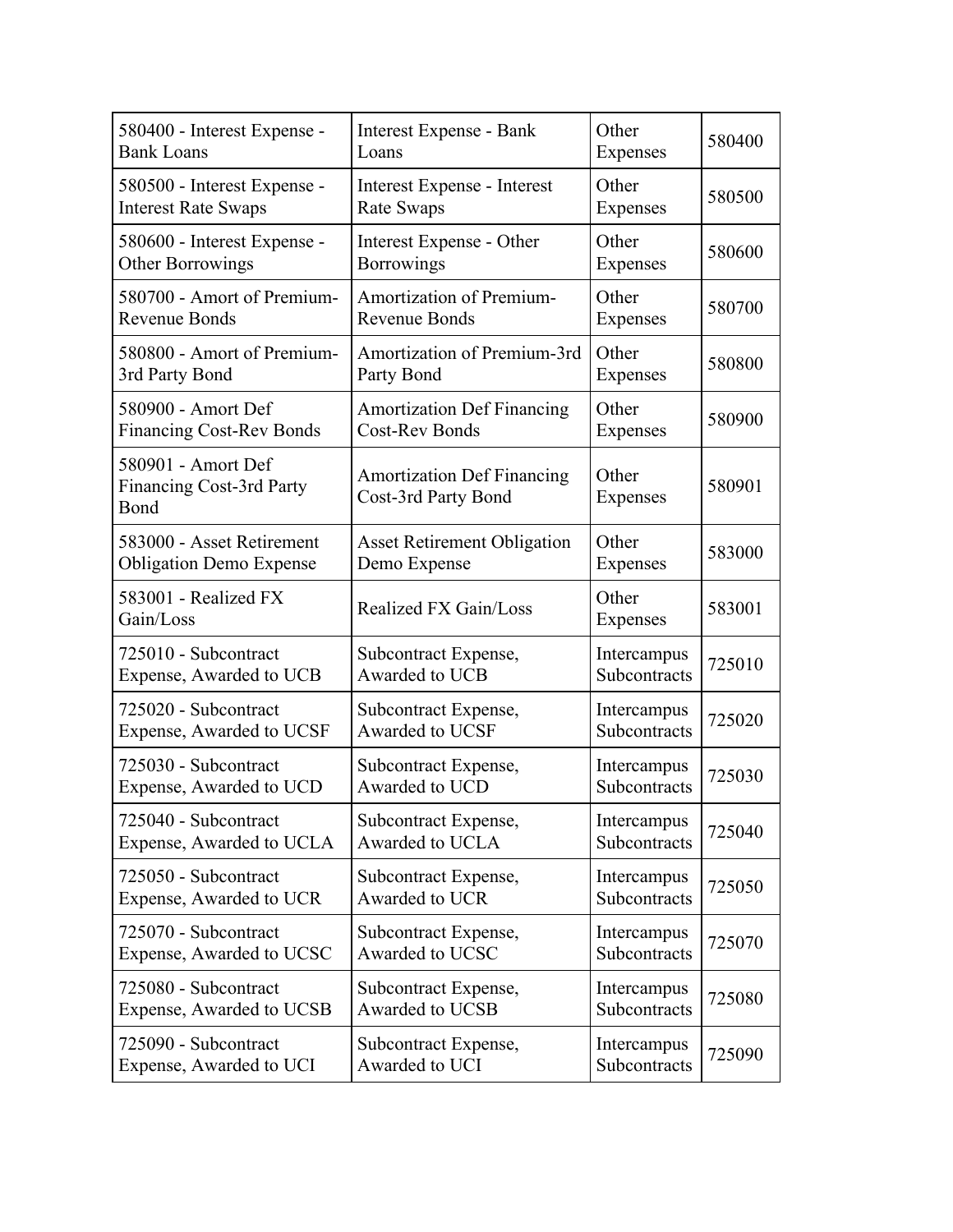| | | | |
|---|---|---|---|
| 580400 - Interest Expense - Bank Loans | Interest Expense - Bank Loans | Other Expenses | 580400 |
| 580500 - Interest Expense - Interest Rate Swaps | Interest Expense - Interest Rate Swaps | Other Expenses | 580500 |
| 580600 - Interest Expense - Other Borrowings | Interest Expense - Other Borrowings | Other Expenses | 580600 |
| 580700 - Amort of Premium-Revenue Bonds | Amortization of Premium-Revenue Bonds | Other Expenses | 580700 |
| 580800 - Amort of Premium-3rd Party Bond | Amortization of Premium-3rd Party Bond | Other Expenses | 580800 |
| 580900 - Amort Def Financing Cost-Rev Bonds | Amortization Def Financing Cost-Rev Bonds | Other Expenses | 580900 |
| 580901 - Amort Def Financing Cost-3rd Party Bond | Amortization Def Financing Cost-3rd Party Bond | Other Expenses | 580901 |
| 583000 - Asset Retirement Obligation Demo Expense | Asset Retirement Obligation Demo Expense | Other Expenses | 583000 |
| 583001 - Realized FX Gain/Loss | Realized FX Gain/Loss | Other Expenses | 583001 |
| 725010 - Subcontract Expense, Awarded to UCB | Subcontract Expense, Awarded to UCB | Intercampus Subcontracts | 725010 |
| 725020 - Subcontract Expense, Awarded to UCSF | Subcontract Expense, Awarded to UCSF | Intercampus Subcontracts | 725020 |
| 725030 - Subcontract Expense, Awarded to UCD | Subcontract Expense, Awarded to UCD | Intercampus Subcontracts | 725030 |
| 725040 - Subcontract Expense, Awarded to UCLA | Subcontract Expense, Awarded to UCLA | Intercampus Subcontracts | 725040 |
| 725050 - Subcontract Expense, Awarded to UCR | Subcontract Expense, Awarded to UCR | Intercampus Subcontracts | 725050 |
| 725070 - Subcontract Expense, Awarded to UCSC | Subcontract Expense, Awarded to UCSC | Intercampus Subcontracts | 725070 |
| 725080 - Subcontract Expense, Awarded to UCSB | Subcontract Expense, Awarded to UCSB | Intercampus Subcontracts | 725080 |
| 725090 - Subcontract Expense, Awarded to UCI | Subcontract Expense, Awarded to UCI | Intercampus Subcontracts | 725090 |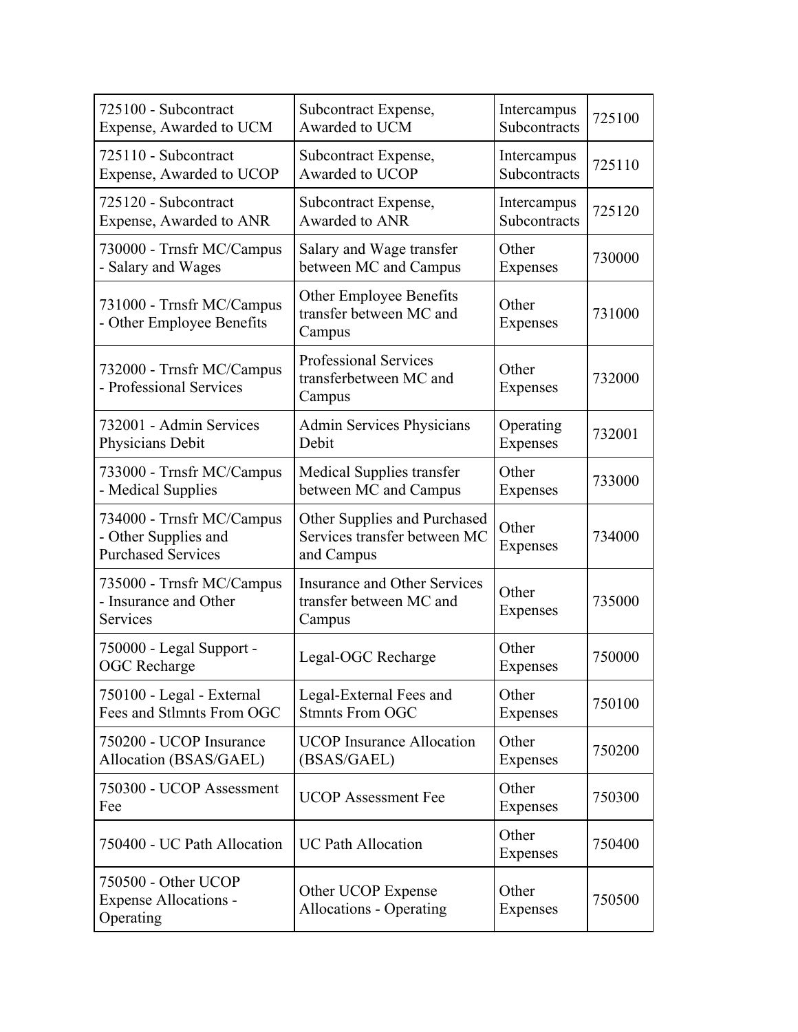| | | | |
|---|---|---|---|
| 725100 - Subcontract Expense, Awarded to UCM | Subcontract Expense, Awarded to UCM | Intercampus Subcontracts | 725100 |
| 725110 - Subcontract Expense, Awarded to UCOP | Subcontract Expense, Awarded to UCOP | Intercampus Subcontracts | 725110 |
| 725120 - Subcontract Expense, Awarded to ANR | Subcontract Expense, Awarded to ANR | Intercampus Subcontracts | 725120 |
| 730000 - Trnsfr MC/Campus - Salary and Wages | Salary and Wage transfer between MC and Campus | Other Expenses | 730000 |
| 731000 - Trnsfr MC/Campus - Other Employee Benefits | Other Employee Benefits transfer between MC and Campus | Other Expenses | 731000 |
| 732000 - Trnsfr MC/Campus - Professional Services | Professional Services transferbetween MC and Campus | Other Expenses | 732000 |
| 732001 - Admin Services Physicians Debit | Admin Services Physicians Debit | Operating Expenses | 732001 |
| 733000 - Trnsfr MC/Campus - Medical Supplies | Medical Supplies transfer between MC and Campus | Other Expenses | 733000 |
| 734000 - Trnsfr MC/Campus - Other Supplies and Purchased Services | Other Supplies and Purchased Services transfer between MC and Campus | Other Expenses | 734000 |
| 735000 - Trnsfr MC/Campus - Insurance and Other Services | Insurance and Other Services transfer between MC and Campus | Other Expenses | 735000 |
| 750000 - Legal Support - OGC Recharge | Legal-OGC Recharge | Other Expenses | 750000 |
| 750100 - Legal - External Fees and Stlmnts From OGC | Legal-External Fees and Stmnts From OGC | Other Expenses | 750100 |
| 750200 - UCOP Insurance Allocation (BSAS/GAEL) | UCOP Insurance Allocation (BSAS/GAEL) | Other Expenses | 750200 |
| 750300 - UCOP Assessment Fee | UCOP Assessment Fee | Other Expenses | 750300 |
| 750400 - UC Path Allocation | UC Path Allocation | Other Expenses | 750400 |
| 750500 - Other UCOP Expense Allocations - Operating | Other UCOP Expense Allocations - Operating | Other Expenses | 750500 |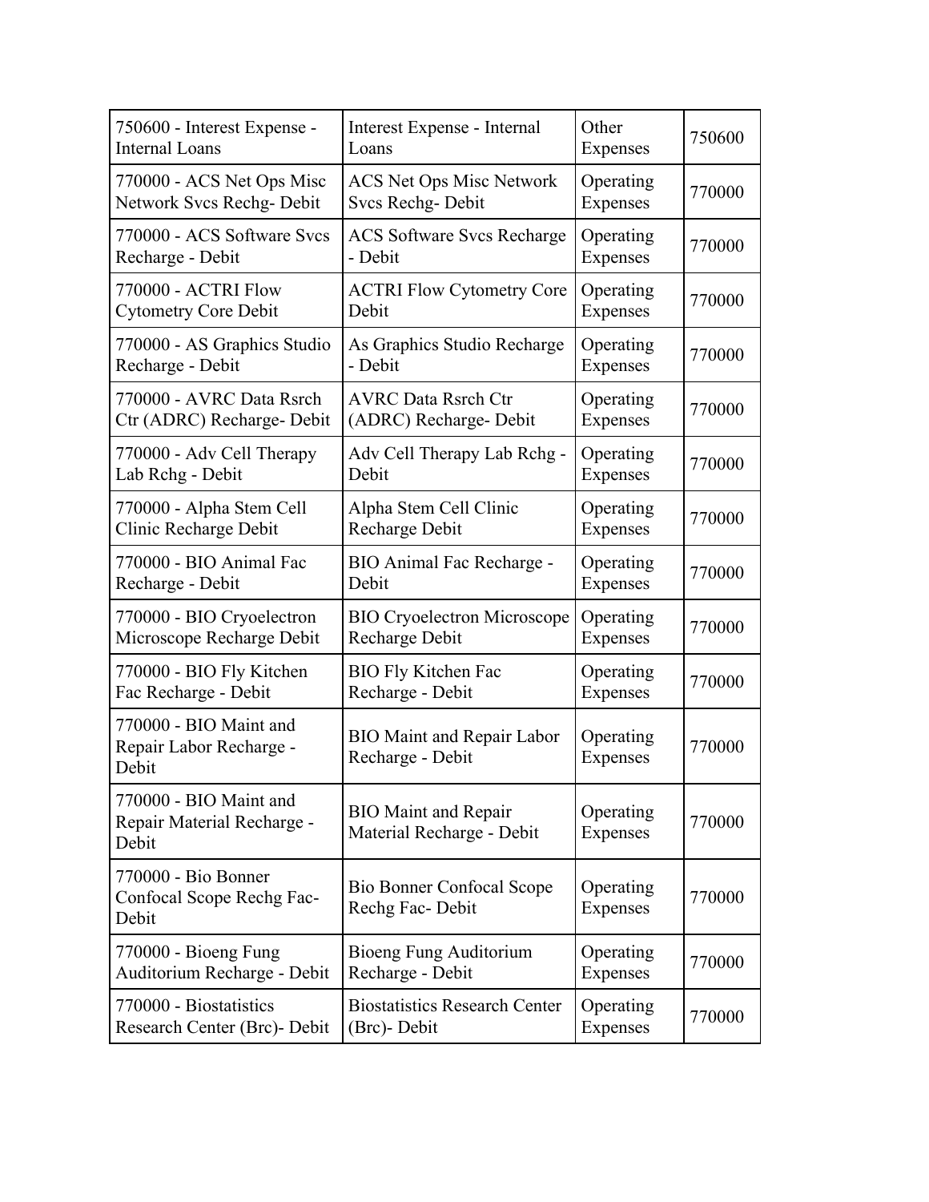| | | | |
|---|---|---|---|
| 750600 - Interest Expense - Internal Loans | Interest Expense - Internal Loans | Other Expenses | 750600 |
| 770000 - ACS Net Ops Misc Network Svcs Rechg- Debit | ACS Net Ops Misc Network Svcs Rechg- Debit | Operating Expenses | 770000 |
| 770000 - ACS Software Svcs Recharge - Debit | ACS Software Svcs Recharge - Debit | Operating Expenses | 770000 |
| 770000 - ACTRI Flow Cytometry Core Debit | ACTRI Flow Cytometry Core Debit | Operating Expenses | 770000 |
| 770000 - AS Graphics Studio Recharge - Debit | As Graphics Studio Recharge - Debit | Operating Expenses | 770000 |
| 770000 - AVRC Data Rsrch Ctr (ADRC) Recharge- Debit | AVRC Data Rsrch Ctr (ADRC) Recharge- Debit | Operating Expenses | 770000 |
| 770000 - Adv Cell Therapy Lab Rchg - Debit | Adv Cell Therapy Lab Rchg - Debit | Operating Expenses | 770000 |
| 770000 - Alpha Stem Cell Clinic Recharge Debit | Alpha Stem Cell Clinic Recharge Debit | Operating Expenses | 770000 |
| 770000 - BIO Animal Fac Recharge - Debit | BIO Animal Fac Recharge - Debit | Operating Expenses | 770000 |
| 770000 - BIO Cryoelectron Microscope Recharge Debit | BIO Cryoelectron Microscope Recharge Debit | Operating Expenses | 770000 |
| 770000 - BIO Fly Kitchen Fac Recharge - Debit | BIO Fly Kitchen Fac Recharge - Debit | Operating Expenses | 770000 |
| 770000 - BIO Maint and Repair Labor Recharge - Debit | BIO Maint and Repair Labor Recharge - Debit | Operating Expenses | 770000 |
| 770000 - BIO Maint and Repair Material Recharge - Debit | BIO Maint and Repair Material Recharge - Debit | Operating Expenses | 770000 |
| 770000 - Bio Bonner Confocal Scope Rechg Fac- Debit | Bio Bonner Confocal Scope Rechg Fac- Debit | Operating Expenses | 770000 |
| 770000 - Bioeng Fung Auditorium Recharge - Debit | Bioeng Fung Auditorium Recharge - Debit | Operating Expenses | 770000 |
| 770000 - Biostatistics Research Center (Brc)- Debit | Biostatistics Research Center (Brc)- Debit | Operating Expenses | 770000 |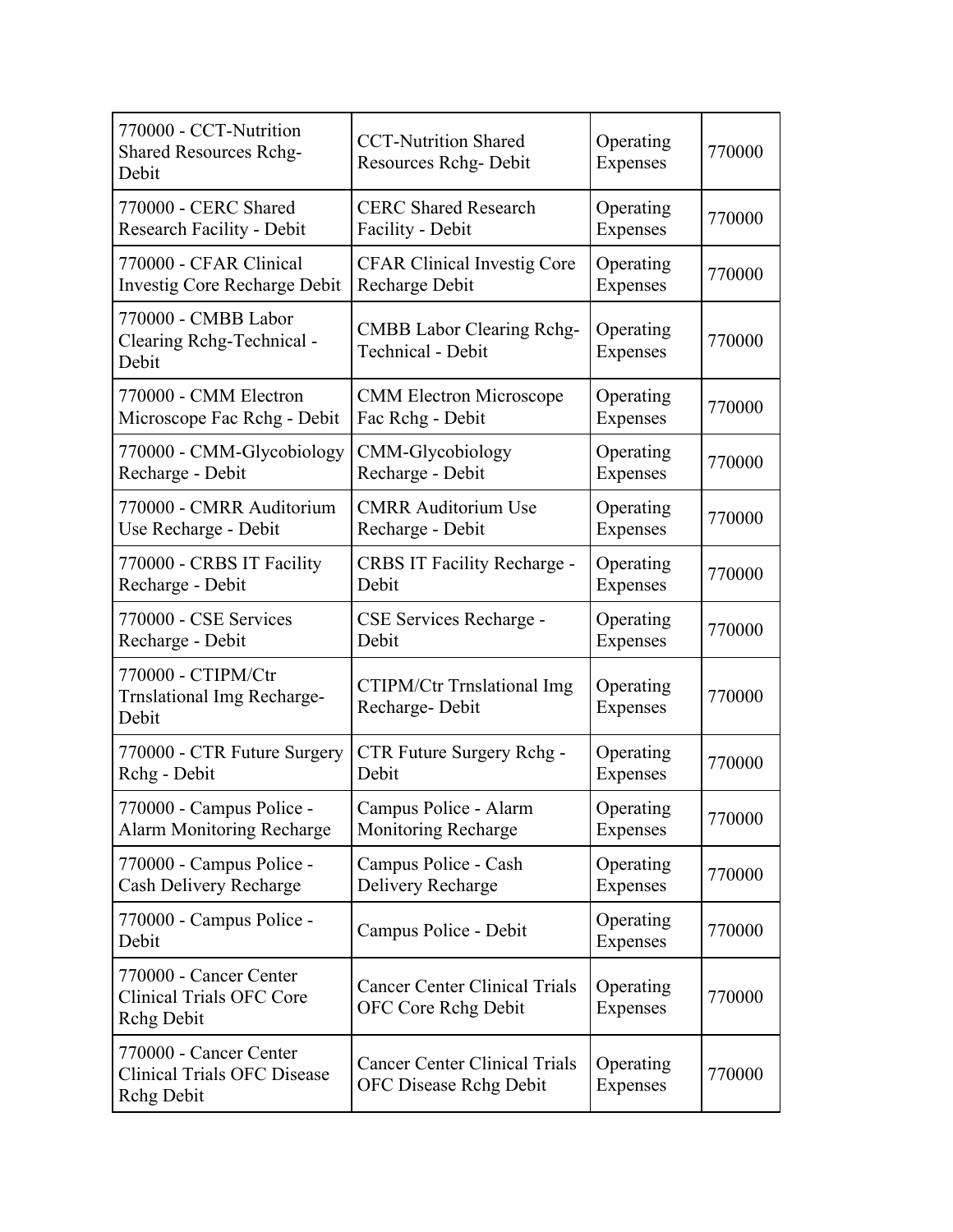| | | | |
|---|---|---|---|
| 770000 - CCT-Nutrition Shared Resources Rchg-Debit | CCT-Nutrition Shared Resources Rchg- Debit | Operating Expenses | 770000 |
| 770000 - CERC Shared Research Facility - Debit | CERC Shared Research Facility - Debit | Operating Expenses | 770000 |
| 770000 - CFAR Clinical Investig Core Recharge Debit | CFAR Clinical Investig Core Recharge Debit | Operating Expenses | 770000 |
| 770000 - CMBB Labor Clearing Rchg-Technical - Debit | CMBB Labor Clearing Rchg-Technical - Debit | Operating Expenses | 770000 |
| 770000 - CMM Electron Microscope Fac Rchg - Debit | CMM Electron Microscope Fac Rchg - Debit | Operating Expenses | 770000 |
| 770000 - CMM-Glycobiology Recharge - Debit | CMM-Glycobiology Recharge - Debit | Operating Expenses | 770000 |
| 770000 - CMRR Auditorium Use Recharge - Debit | CMRR Auditorium Use Recharge - Debit | Operating Expenses | 770000 |
| 770000 - CRBS IT Facility Recharge - Debit | CRBS IT Facility Recharge - Debit | Operating Expenses | 770000 |
| 770000 - CSE Services Recharge - Debit | CSE Services Recharge - Debit | Operating Expenses | 770000 |
| 770000 - CTIPM/Ctr Trnslational Img Recharge-Debit | CTIPM/Ctr Trnslational Img Recharge- Debit | Operating Expenses | 770000 |
| 770000 - CTR Future Surgery Rchg - Debit | CTR Future Surgery Rchg - Debit | Operating Expenses | 770000 |
| 770000 - Campus Police - Alarm Monitoring Recharge | Campus Police - Alarm Monitoring Recharge | Operating Expenses | 770000 |
| 770000 - Campus Police - Cash Delivery Recharge | Campus Police - Cash Delivery Recharge | Operating Expenses | 770000 |
| 770000 - Campus Police - Debit | Campus Police - Debit | Operating Expenses | 770000 |
| 770000 - Cancer Center Clinical Trials OFC Core Rchg Debit | Cancer Center Clinical Trials OFC Core Rchg Debit | Operating Expenses | 770000 |
| 770000 - Cancer Center Clinical Trials OFC Disease Rchg Debit | Cancer Center Clinical Trials OFC Disease Rchg Debit | Operating Expenses | 770000 |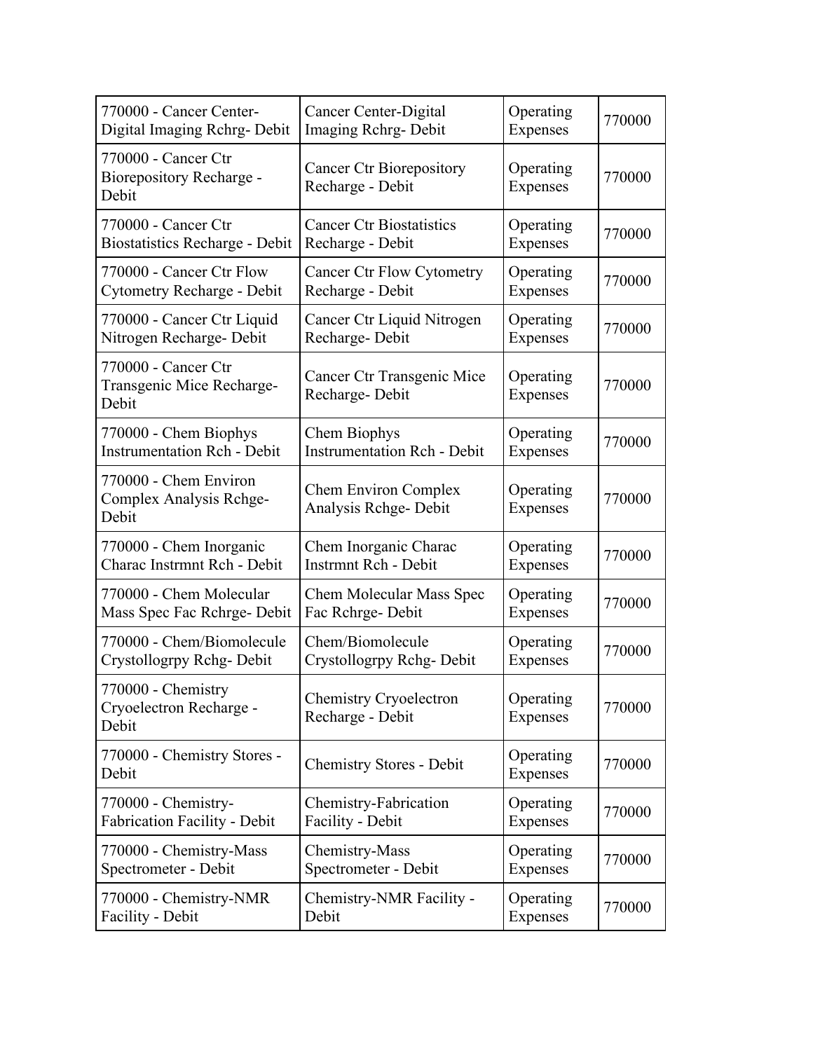| | | | |
|---|---|---|---|
| 770000 - Cancer Center-Digital Imaging Rchrg- Debit | Cancer Center-Digital Imaging Rchrg- Debit | Operating Expenses | 770000 |
| 770000 - Cancer Ctr Biorepository Recharge - Debit | Cancer Ctr Biorepository Recharge - Debit | Operating Expenses | 770000 |
| 770000 - Cancer Ctr Biostatistics Recharge - Debit | Cancer Ctr Biostatistics Recharge - Debit | Operating Expenses | 770000 |
| 770000 - Cancer Ctr Flow Cytometry Recharge - Debit | Cancer Ctr Flow Cytometry Recharge - Debit | Operating Expenses | 770000 |
| 770000 - Cancer Ctr Liquid Nitrogen Recharge- Debit | Cancer Ctr Liquid Nitrogen Recharge- Debit | Operating Expenses | 770000 |
| 770000 - Cancer Ctr Transgenic Mice Recharge- Debit | Cancer Ctr Transgenic Mice Recharge- Debit | Operating Expenses | 770000 |
| 770000 - Chem Biophys Instrumentation Rch - Debit | Chem Biophys Instrumentation Rch - Debit | Operating Expenses | 770000 |
| 770000 - Chem Environ Complex Analysis Rchge- Debit | Chem Environ Complex Analysis Rchge- Debit | Operating Expenses | 770000 |
| 770000 - Chem Inorganic Charac Instrmnt Rch - Debit | Chem Inorganic Charac Instrmnt Rch - Debit | Operating Expenses | 770000 |
| 770000 - Chem Molecular Mass Spec Fac Rchrge- Debit | Chem Molecular Mass Spec Fac Rchrge- Debit | Operating Expenses | 770000 |
| 770000 - Chem/Biomolecule Crystollogrpy Rchg- Debit | Chem/Biomolecule Crystollogrpy Rchg- Debit | Operating Expenses | 770000 |
| 770000 - Chemistry Cryoelectron Recharge - Debit | Chemistry Cryoelectron Recharge - Debit | Operating Expenses | 770000 |
| 770000 - Chemistry Stores - Debit | Chemistry Stores - Debit | Operating Expenses | 770000 |
| 770000 - Chemistry-Fabrication Facility - Debit | Chemistry-Fabrication Facility - Debit | Operating Expenses | 770000 |
| 770000 - Chemistry-Mass Spectrometer - Debit | Chemistry-Mass Spectrometer - Debit | Operating Expenses | 770000 |
| 770000 - Chemistry-NMR Facility - Debit | Chemistry-NMR Facility - Debit | Operating Expenses | 770000 |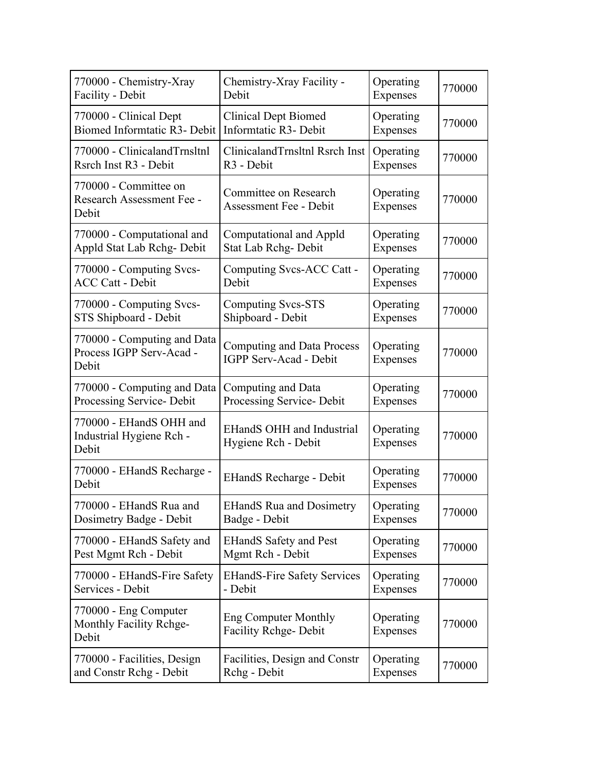| | | | |
|---|---|---|---|
| 770000 - Chemistry-Xray Facility - Debit | Chemistry-Xray Facility - Debit | Operating Expenses | 770000 |
| 770000 - Clinical Dept Biomed Informtatic R3- Debit | Clinical Dept Biomed Informtatic R3- Debit | Operating Expenses | 770000 |
| 770000 - ClinicalandTrnsltnl Rsrch Inst R3 - Debit | ClinicalandTrnsltnl Rsrch Inst R3 - Debit | Operating Expenses | 770000 |
| 770000 - Committee on Research Assessment Fee - Debit | Committee on Research Assessment Fee - Debit | Operating Expenses | 770000 |
| 770000 - Computational and Appld Stat Lab Rchg- Debit | Computational and Appld Stat Lab Rchg- Debit | Operating Expenses | 770000 |
| 770000 - Computing Svcs-ACC Catt - Debit | Computing Svcs-ACC Catt - Debit | Operating Expenses | 770000 |
| 770000 - Computing Svcs-STS Shipboard - Debit | Computing Svcs-STS Shipboard - Debit | Operating Expenses | 770000 |
| 770000 - Computing and Data Process IGPP Serv-Acad - Debit | Computing and Data Process IGPP Serv-Acad - Debit | Operating Expenses | 770000 |
| 770000 - Computing and Data Processing Service- Debit | Computing and Data Processing Service- Debit | Operating Expenses | 770000 |
| 770000 - EHandS OHH and Industrial Hygiene Rch - Debit | EHandS OHH and Industrial Hygiene Rch - Debit | Operating Expenses | 770000 |
| 770000 - EHandS Recharge - Debit | EHandS Recharge - Debit | Operating Expenses | 770000 |
| 770000 - EHandS Rua and Dosimetry Badge - Debit | EHandS Rua and Dosimetry Badge - Debit | Operating Expenses | 770000 |
| 770000 - EHandS Safety and Pest Mgmt Rch - Debit | EHandS Safety and Pest Mgmt Rch - Debit | Operating Expenses | 770000 |
| 770000 - EHandS-Fire Safety Services - Debit | EHandS-Fire Safety Services - Debit | Operating Expenses | 770000 |
| 770000 - Eng Computer Monthly Facility Rchge- Debit | Eng Computer Monthly Facility Rchge- Debit | Operating Expenses | 770000 |
| 770000 - Facilities, Design and Constr Rchg - Debit | Facilities, Design and Constr Rchg - Debit | Operating Expenses | 770000 |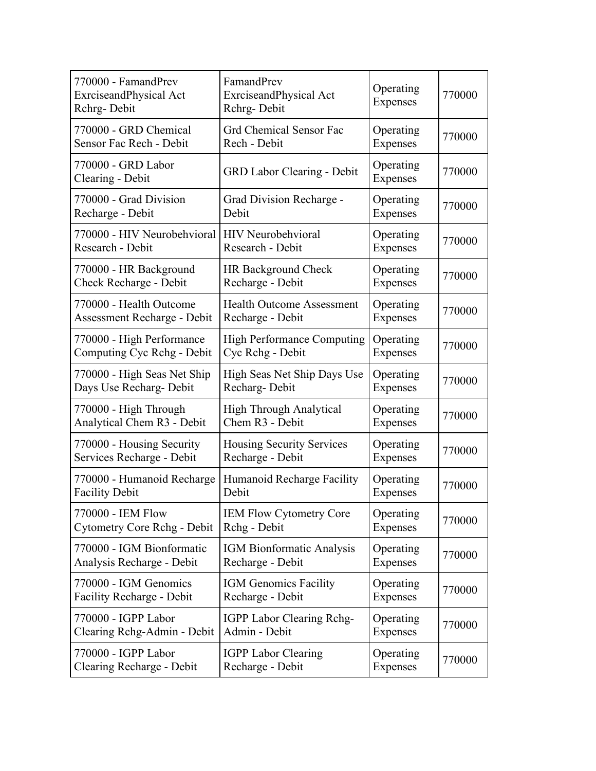| | | | |
|---|---|---|---|
| 770000 - FamandPrev ExrciseandPhysical Act Rchrg- Debit | FamandPrev ExrciseandPhysical Act Rchrg- Debit | Operating Expenses | 770000 |
| 770000 - GRD Chemical Sensor Fac Rech - Debit | Grd Chemical Sensor Fac Rech - Debit | Operating Expenses | 770000 |
| 770000 - GRD Labor Clearing - Debit | GRD Labor Clearing - Debit | Operating Expenses | 770000 |
| 770000 - Grad Division Recharge - Debit | Grad Division Recharge - Debit | Operating Expenses | 770000 |
| 770000 - HIV Neurobehvioral Research - Debit | HIV Neurobehvioral Research - Debit | Operating Expenses | 770000 |
| 770000 - HR Background Check Recharge - Debit | HR Background Check Recharge - Debit | Operating Expenses | 770000 |
| 770000 - Health Outcome Assessment Recharge - Debit | Health Outcome Assessment Recharge - Debit | Operating Expenses | 770000 |
| 770000 - High Performance Computing Cyc Rchg - Debit | High Performance Computing Cyc Rchg - Debit | Operating Expenses | 770000 |
| 770000 - High Seas Net Ship Days Use Recharg- Debit | High Seas Net Ship Days Use Recharg- Debit | Operating Expenses | 770000 |
| 770000 - High Through Analytical Chem R3 - Debit | High Through Analytical Chem R3 - Debit | Operating Expenses | 770000 |
| 770000 - Housing Security Services Recharge - Debit | Housing Security Services Recharge - Debit | Operating Expenses | 770000 |
| 770000 - Humanoid Recharge Facility Debit | Humanoid Recharge Facility Debit | Operating Expenses | 770000 |
| 770000 - IEM Flow Cytometry Core Rchg - Debit | IEM Flow Cytometry Core Rchg - Debit | Operating Expenses | 770000 |
| 770000 - IGM Bionformatic Analysis Recharge - Debit | IGM Bionformatic Analysis Recharge - Debit | Operating Expenses | 770000 |
| 770000 - IGM Genomics Facility Recharge - Debit | IGM Genomics Facility Recharge - Debit | Operating Expenses | 770000 |
| 770000 - IGPP Labor Clearing Rchg-Admin - Debit | IGPP Labor Clearing Rchg-Admin - Debit | Operating Expenses | 770000 |
| 770000 - IGPP Labor Clearing Recharge - Debit | IGPP Labor Clearing Recharge - Debit | Operating Expenses | 770000 |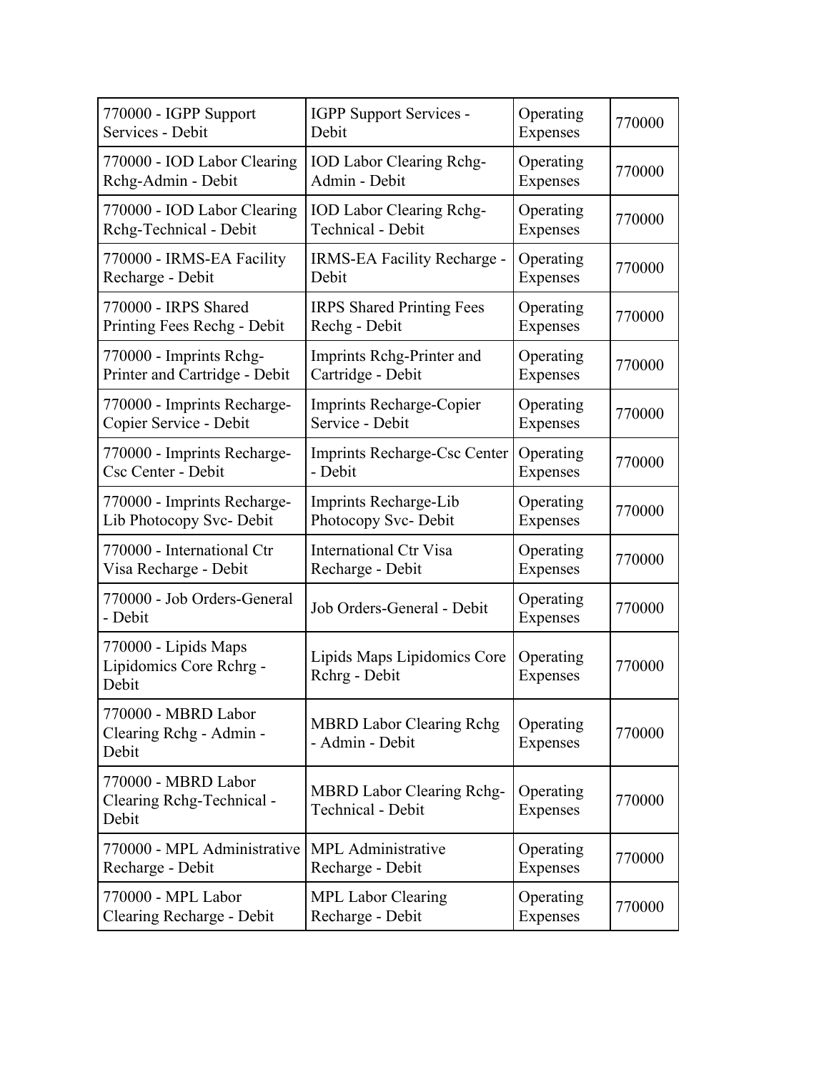| | | | |
|---|---|---|---|
| 770000 - IGPP Support Services - Debit | IGPP Support Services - Debit | Operating Expenses | 770000 |
| 770000 - IOD Labor Clearing Rchg-Admin - Debit | IOD Labor Clearing Rchg-Admin - Debit | Operating Expenses | 770000 |
| 770000 - IOD Labor Clearing Rchg-Technical - Debit | IOD Labor Clearing Rchg-Technical - Debit | Operating Expenses | 770000 |
| 770000 - IRMS-EA Facility Recharge - Debit | IRMS-EA Facility Recharge - Debit | Operating Expenses | 770000 |
| 770000 - IRPS Shared Printing Fees Rechg - Debit | IRPS Shared Printing Fees Rechg - Debit | Operating Expenses | 770000 |
| 770000 - Imprints Rchg-Printer and Cartridge - Debit | Imprints Rchg-Printer and Cartridge - Debit | Operating Expenses | 770000 |
| 770000 - Imprints Recharge-Copier Service - Debit | Imprints Recharge-Copier Service - Debit | Operating Expenses | 770000 |
| 770000 - Imprints Recharge-Csc Center - Debit | Imprints Recharge-Csc Center - Debit | Operating Expenses | 770000 |
| 770000 - Imprints Recharge-Lib Photocopy Svc- Debit | Imprints Recharge-Lib Photocopy Svc- Debit | Operating Expenses | 770000 |
| 770000 - International Ctr Visa Recharge - Debit | International Ctr Visa Recharge - Debit | Operating Expenses | 770000 |
| 770000 - Job Orders-General - Debit | Job Orders-General - Debit | Operating Expenses | 770000 |
| 770000 - Lipids Maps Lipidomics Core Rchrg - Debit | Lipids Maps Lipidomics Core Rchrg - Debit | Operating Expenses | 770000 |
| 770000 - MBRD Labor Clearing Rchg - Admin - Debit | MBRD Labor Clearing Rchg - Admin - Debit | Operating Expenses | 770000 |
| 770000 - MBRD Labor Clearing Rchg-Technical - Debit | MBRD Labor Clearing Rchg-Technical - Debit | Operating Expenses | 770000 |
| 770000 - MPL Administrative Recharge - Debit | MPL Administrative Recharge - Debit | Operating Expenses | 770000 |
| 770000 - MPL Labor Clearing Recharge - Debit | MPL Labor Clearing Recharge - Debit | Operating Expenses | 770000 |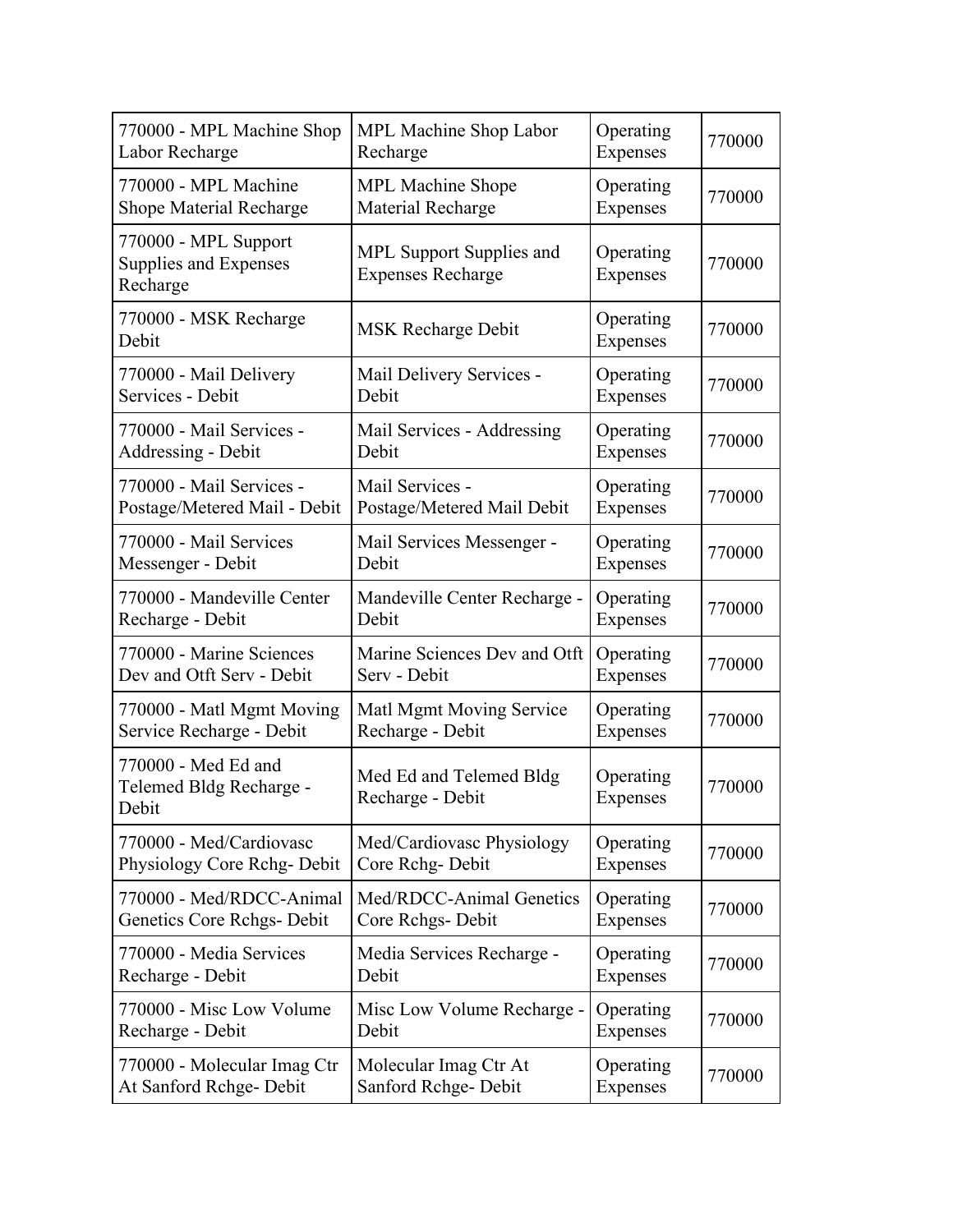| | | | |
|---|---|---|---|
| 770000 - MPL Machine Shop Labor Recharge | MPL Machine Shop Labor Recharge | Operating Expenses | 770000 |
| 770000 - MPL Machine Shope Material Recharge | MPL Machine Shope Material Recharge | Operating Expenses | 770000 |
| 770000 - MPL Support Supplies and Expenses Recharge | MPL Support Supplies and Expenses Recharge | Operating Expenses | 770000 |
| 770000 - MSK Recharge Debit | MSK Recharge Debit | Operating Expenses | 770000 |
| 770000 - Mail Delivery Services - Debit | Mail Delivery Services - Debit | Operating Expenses | 770000 |
| 770000 - Mail Services - Addressing - Debit | Mail Services - Addressing Debit | Operating Expenses | 770000 |
| 770000 - Mail Services - Postage/Metered Mail - Debit | Mail Services - Postage/Metered Mail Debit | Operating Expenses | 770000 |
| 770000 - Mail Services Messenger - Debit | Mail Services Messenger - Debit | Operating Expenses | 770000 |
| 770000 - Mandeville Center Recharge - Debit | Mandeville Center Recharge - Debit | Operating Expenses | 770000 |
| 770000 - Marine Sciences Dev and Otft Serv - Debit | Marine Sciences Dev and Otft Serv - Debit | Operating Expenses | 770000 |
| 770000 - Matl Mgmt Moving Service Recharge - Debit | Matl Mgmt Moving Service Recharge - Debit | Operating Expenses | 770000 |
| 770000 - Med Ed and Telemed Bldg Recharge - Debit | Med Ed and Telemed Bldg Recharge - Debit | Operating Expenses | 770000 |
| 770000 - Med/Cardiovasc Physiology Core Rchg- Debit | Med/Cardiovasc Physiology Core Rchg- Debit | Operating Expenses | 770000 |
| 770000 - Med/RDCC-Animal Genetics Core Rchgs- Debit | Med/RDCC-Animal Genetics Core Rchgs- Debit | Operating Expenses | 770000 |
| 770000 - Media Services Recharge - Debit | Media Services Recharge - Debit | Operating Expenses | 770000 |
| 770000 - Misc Low Volume Recharge - Debit | Misc Low Volume Recharge - Debit | Operating Expenses | 770000 |
| 770000 - Molecular Imag Ctr At Sanford Rchge- Debit | Molecular Imag Ctr At Sanford Rchge- Debit | Operating Expenses | 770000 |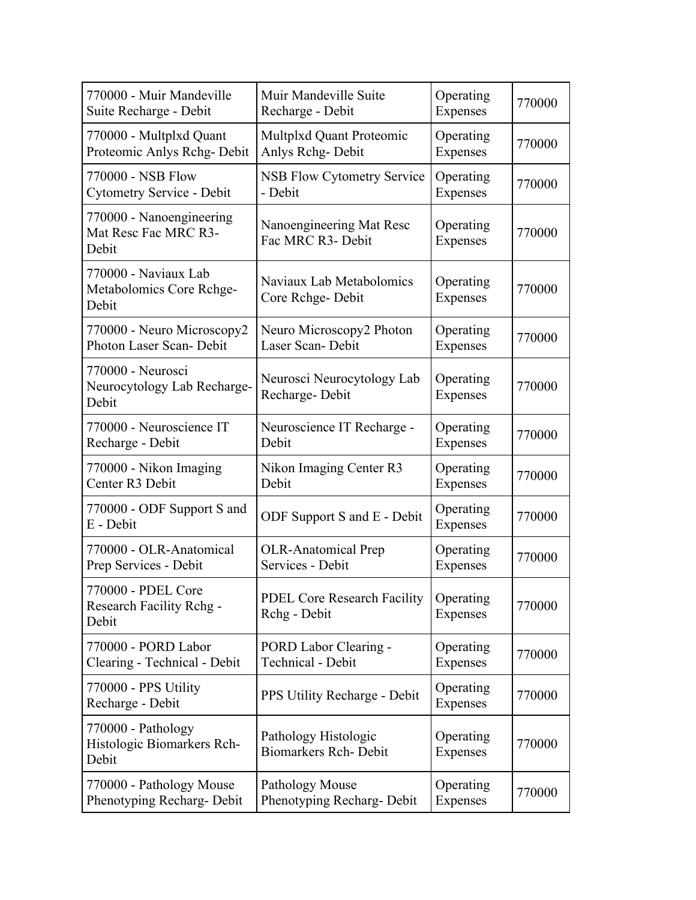| | | | |
|---|---|---|---|
| 770000 - Muir Mandeville Suite Recharge - Debit | Muir Mandeville Suite Recharge - Debit | Operating Expenses | 770000 |
| 770000 - Multplxd Quant Proteomic Anlys Rchg- Debit | Multplxd Quant Proteomic Anlys Rchg- Debit | Operating Expenses | 770000 |
| 770000 - NSB Flow Cytometry Service - Debit | NSB Flow Cytometry Service - Debit | Operating Expenses | 770000 |
| 770000 - Nanoengineering Mat Resc Fac MRC R3- Debit | Nanoengineering Mat Resc Fac MRC R3- Debit | Operating Expenses | 770000 |
| 770000 - Naviaux Lab Metabolomics Core Rchge- Debit | Naviaux Lab Metabolomics Core Rchge- Debit | Operating Expenses | 770000 |
| 770000 - Neuro Microscopy2 Photon Laser Scan- Debit | Neuro Microscopy2 Photon Laser Scan- Debit | Operating Expenses | 770000 |
| 770000 - Neurosci Neurocytology Lab Recharge- Debit | Neurosci Neurocytology Lab Recharge- Debit | Operating Expenses | 770000 |
| 770000 - Neuroscience IT Recharge - Debit | Neuroscience IT Recharge - Debit | Operating Expenses | 770000 |
| 770000 - Nikon Imaging Center R3 Debit | Nikon Imaging Center R3 Debit | Operating Expenses | 770000 |
| 770000 - ODF Support S and E - Debit | ODF Support S and E - Debit | Operating Expenses | 770000 |
| 770000 - OLR-Anatomical Prep Services - Debit | OLR-Anatomical Prep Services - Debit | Operating Expenses | 770000 |
| 770000 - PDEL Core Research Facility Rchg - Debit | PDEL Core Research Facility Rchg - Debit | Operating Expenses | 770000 |
| 770000 - PORD Labor Clearing - Technical - Debit | PORD Labor Clearing - Technical - Debit | Operating Expenses | 770000 |
| 770000 - PPS Utility Recharge - Debit | PPS Utility Recharge - Debit | Operating Expenses | 770000 |
| 770000 - Pathology Histologic Biomarkers Rch- Debit | Pathology Histologic Biomarkers Rch- Debit | Operating Expenses | 770000 |
| 770000 - Pathology Mouse Phenotyping Recharg- Debit | Pathology Mouse Phenotyping Recharg- Debit | Operating Expenses | 770000 |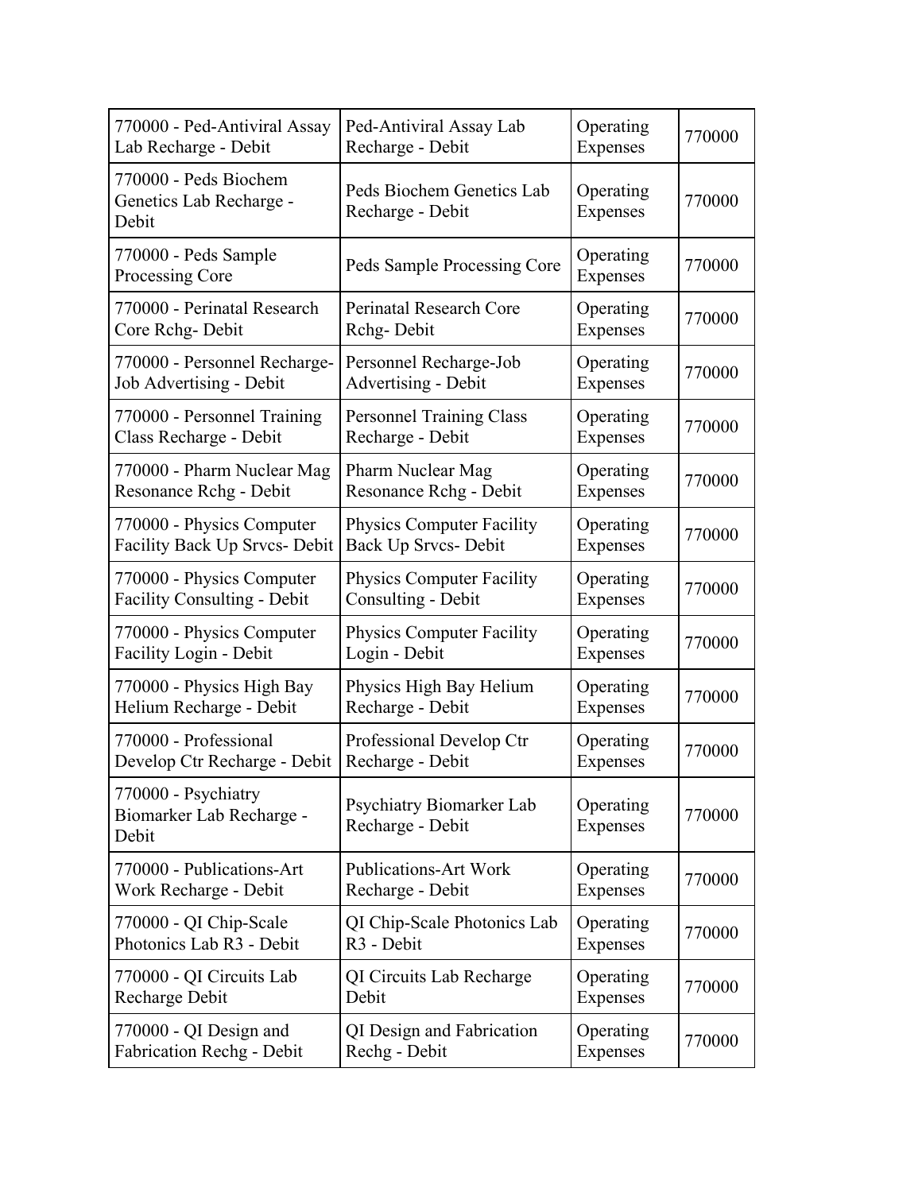| 770000 - Ped-Antiviral Assay Lab Recharge - Debit | Ped-Antiviral Assay Lab Recharge - Debit | Operating Expenses | 770000 |
|---|---|---|---|
| 770000 - Peds Biochem Genetics Lab Recharge - Debit | Peds Biochem Genetics Lab Recharge - Debit | Operating Expenses | 770000 |
| 770000 - Peds Sample Processing Core | Peds Sample Processing Core | Operating Expenses | 770000 |
| 770000 - Perinatal Research Core Rchg- Debit | Perinatal Research Core Rchg- Debit | Operating Expenses | 770000 |
| 770000 - Personnel Recharge-Job Advertising - Debit | Personnel Recharge-Job Advertising - Debit | Operating Expenses | 770000 |
| 770000 - Personnel Training Class Recharge - Debit | Personnel Training Class Recharge - Debit | Operating Expenses | 770000 |
| 770000 - Pharm Nuclear Mag Resonance Rchg - Debit | Pharm Nuclear Mag Resonance Rchg - Debit | Operating Expenses | 770000 |
| 770000 - Physics Computer Facility Back Up Srvcs- Debit | Physics Computer Facility Back Up Srvcs- Debit | Operating Expenses | 770000 |
| 770000 - Physics Computer Facility Consulting - Debit | Physics Computer Facility Consulting - Debit | Operating Expenses | 770000 |
| 770000 - Physics Computer Facility Login - Debit | Physics Computer Facility Login - Debit | Operating Expenses | 770000 |
| 770000 - Physics High Bay Helium Recharge - Debit | Physics High Bay Helium Recharge - Debit | Operating Expenses | 770000 |
| 770000 - Professional Develop Ctr Recharge - Debit | Professional Develop Ctr Recharge - Debit | Operating Expenses | 770000 |
| 770000 - Psychiatry Biomarker Lab Recharge - Debit | Psychiatry Biomarker Lab Recharge - Debit | Operating Expenses | 770000 |
| 770000 - Publications-Art Work Recharge - Debit | Publications-Art Work Recharge - Debit | Operating Expenses | 770000 |
| 770000 - QI Chip-Scale Photonics Lab R3 - Debit | QI Chip-Scale Photonics Lab R3 - Debit | Operating Expenses | 770000 |
| 770000 - QI Circuits Lab Recharge Debit | QI Circuits Lab Recharge Debit | Operating Expenses | 770000 |
| 770000 - QI Design and Fabrication Rechg - Debit | QI Design and Fabrication Rechg - Debit | Operating Expenses | 770000 |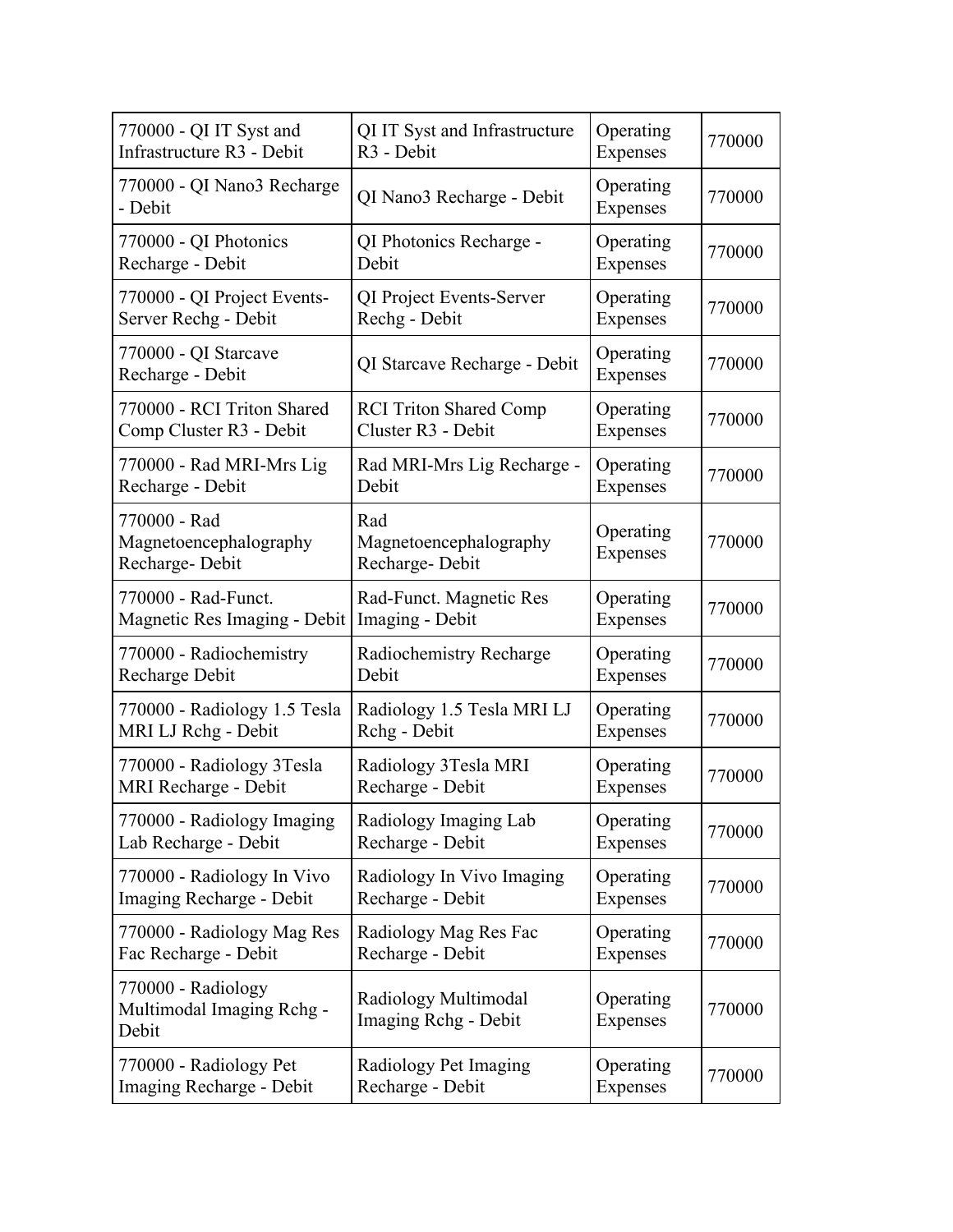| | | | |
|---|---|---|---|
| 770000 - QI IT Syst and Infrastructure R3 - Debit | QI IT Syst and Infrastructure R3 - Debit | Operating Expenses | 770000 |
| 770000 - QI Nano3 Recharge - Debit | QI Nano3 Recharge - Debit | Operating Expenses | 770000 |
| 770000 - QI Photonics Recharge - Debit | QI Photonics Recharge - Debit | Operating Expenses | 770000 |
| 770000 - QI Project Events-Server Rechg - Debit | QI Project Events-Server Rechg - Debit | Operating Expenses | 770000 |
| 770000 - QI Starcave Recharge - Debit | QI Starcave Recharge - Debit | Operating Expenses | 770000 |
| 770000 - RCI Triton Shared Comp Cluster R3 - Debit | RCI Triton Shared Comp Cluster R3 - Debit | Operating Expenses | 770000 |
| 770000 - Rad MRI-Mrs Lig Recharge - Debit | Rad MRI-Mrs Lig Recharge - Debit | Operating Expenses | 770000 |
| 770000 - Rad Magnetoencephalography Recharge- Debit | Rad Magnetoencephalography Recharge- Debit | Operating Expenses | 770000 |
| 770000 - Rad-Funct. Magnetic Res Imaging - Debit | Rad-Funct. Magnetic Res Imaging - Debit | Operating Expenses | 770000 |
| 770000 - Radiochemistry Recharge Debit | Radiochemistry Recharge Debit | Operating Expenses | 770000 |
| 770000 - Radiology 1.5 Tesla MRI LJ Rchg - Debit | Radiology 1.5 Tesla MRI LJ Rchg - Debit | Operating Expenses | 770000 |
| 770000 - Radiology 3Tesla MRI Recharge - Debit | Radiology 3Tesla MRI Recharge - Debit | Operating Expenses | 770000 |
| 770000 - Radiology Imaging Lab Recharge - Debit | Radiology Imaging Lab Recharge - Debit | Operating Expenses | 770000 |
| 770000 - Radiology In Vivo Imaging Recharge - Debit | Radiology In Vivo Imaging Recharge - Debit | Operating Expenses | 770000 |
| 770000 - Radiology Mag Res Fac Recharge - Debit | Radiology Mag Res Fac Recharge - Debit | Operating Expenses | 770000 |
| 770000 - Radiology Multimodal Imaging Rchg - Debit | Radiology Multimodal Imaging Rchg - Debit | Operating Expenses | 770000 |
| 770000 - Radiology Pet Imaging Recharge - Debit | Radiology Pet Imaging Recharge - Debit | Operating Expenses | 770000 |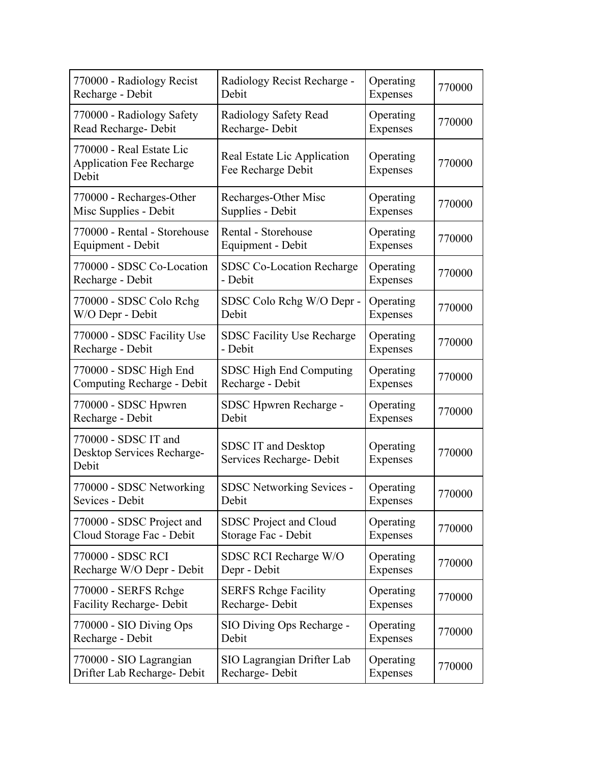| | | | |
|---|---|---|---|
| 770000 - Radiology Recist Recharge - Debit | Radiology Recist Recharge - Debit | Operating Expenses | 770000 |
| 770000 - Radiology Safety Read Recharge- Debit | Radiology Safety Read Recharge- Debit | Operating Expenses | 770000 |
| 770000 - Real Estate Lic Application Fee Recharge Debit | Real Estate Lic Application Fee Recharge Debit | Operating Expenses | 770000 |
| 770000 - Recharges-Other Misc Supplies - Debit | Recharges-Other Misc Supplies - Debit | Operating Expenses | 770000 |
| 770000 - Rental - Storehouse Equipment - Debit | Rental - Storehouse Equipment - Debit | Operating Expenses | 770000 |
| 770000 - SDSC Co-Location Recharge - Debit | SDSC Co-Location Recharge - Debit | Operating Expenses | 770000 |
| 770000 - SDSC Colo Rchg W/O Depr - Debit | SDSC Colo Rchg W/O Depr - Debit | Operating Expenses | 770000 |
| 770000 - SDSC Facility Use Recharge - Debit | SDSC Facility Use Recharge - Debit | Operating Expenses | 770000 |
| 770000 - SDSC High End Computing Recharge - Debit | SDSC High End Computing Recharge - Debit | Operating Expenses | 770000 |
| 770000 - SDSC Hpwren Recharge - Debit | SDSC Hpwren Recharge - Debit | Operating Expenses | 770000 |
| 770000 - SDSC IT and Desktop Services Recharge- Debit | SDSC IT and Desktop Services Recharge- Debit | Operating Expenses | 770000 |
| 770000 - SDSC Networking Sevices - Debit | SDSC Networking Sevices - Debit | Operating Expenses | 770000 |
| 770000 - SDSC Project and Cloud Storage Fac - Debit | SDSC Project and Cloud Storage Fac - Debit | Operating Expenses | 770000 |
| 770000 - SDSC RCI Recharge W/O Depr - Debit | SDSC RCI Recharge W/O Depr - Debit | Operating Expenses | 770000 |
| 770000 - SERFS Rchge Facility Recharge- Debit | SERFS Rchge Facility Recharge- Debit | Operating Expenses | 770000 |
| 770000 - SIO Diving Ops Recharge - Debit | SIO Diving Ops Recharge - Debit | Operating Expenses | 770000 |
| 770000 - SIO Lagrangian Drifter Lab Recharge- Debit | SIO Lagrangian Drifter Lab Recharge- Debit | Operating Expenses | 770000 |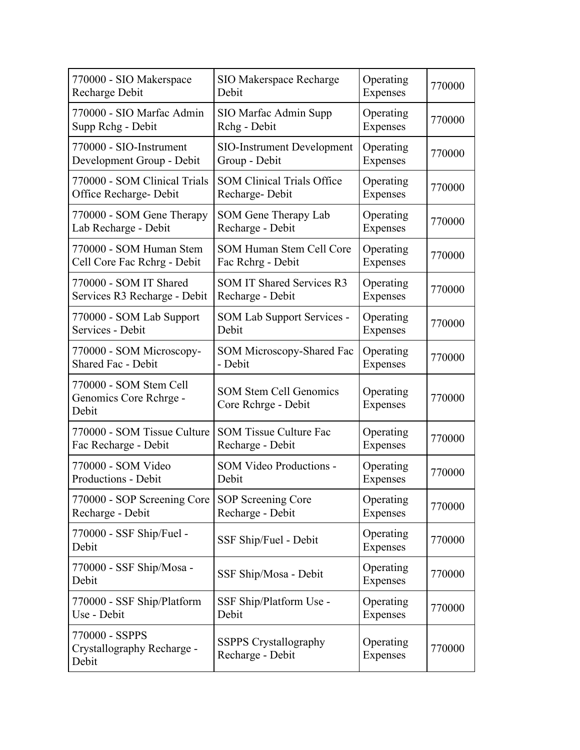| 770000 - SIO Makerspace Recharge Debit | SIO Makerspace Recharge Debit | Operating Expenses | 770000 |
|---|---|---|---|
| 770000 - SIO Marfac Admin Supp Rchg - Debit | SIO Marfac Admin Supp Rchg - Debit | Operating Expenses | 770000 |
| 770000 - SIO-Instrument Development Group - Debit | SIO-Instrument Development Group - Debit | Operating Expenses | 770000 |
| 770000 - SOM Clinical Trials Office Recharge- Debit | SOM Clinical Trials Office Recharge- Debit | Operating Expenses | 770000 |
| 770000 - SOM Gene Therapy Lab Recharge - Debit | SOM Gene Therapy Lab Recharge - Debit | Operating Expenses | 770000 |
| 770000 - SOM Human Stem Cell Core Fac Rchrg - Debit | SOM Human Stem Cell Core Fac Rchrg - Debit | Operating Expenses | 770000 |
| 770000 - SOM IT Shared Services R3 Recharge - Debit | SOM IT Shared Services R3 Recharge - Debit | Operating Expenses | 770000 |
| 770000 - SOM Lab Support Services - Debit | SOM Lab Support Services - Debit | Operating Expenses | 770000 |
| 770000 - SOM Microscopy-Shared Fac - Debit | SOM Microscopy-Shared Fac - Debit | Operating Expenses | 770000 |
| 770000 - SOM Stem Cell Genomics Core Rchrge - Debit | SOM Stem Cell Genomics Core Rchrge - Debit | Operating Expenses | 770000 |
| 770000 - SOM Tissue Culture Fac Recharge - Debit | SOM Tissue Culture Fac Recharge - Debit | Operating Expenses | 770000 |
| 770000 - SOM Video Productions - Debit | SOM Video Productions - Debit | Operating Expenses | 770000 |
| 770000 - SOP Screening Core Recharge - Debit | SOP Screening Core Recharge - Debit | Operating Expenses | 770000 |
| 770000 - SSF Ship/Fuel - Debit | SSF Ship/Fuel - Debit | Operating Expenses | 770000 |
| 770000 - SSF Ship/Mosa - Debit | SSF Ship/Mosa - Debit | Operating Expenses | 770000 |
| 770000 - SSF Ship/Platform Use - Debit | SSF Ship/Platform Use - Debit | Operating Expenses | 770000 |
| 770000 - SSPPS Crystallography Recharge - Debit | SSPPS Crystallography Recharge - Debit | Operating Expenses | 770000 |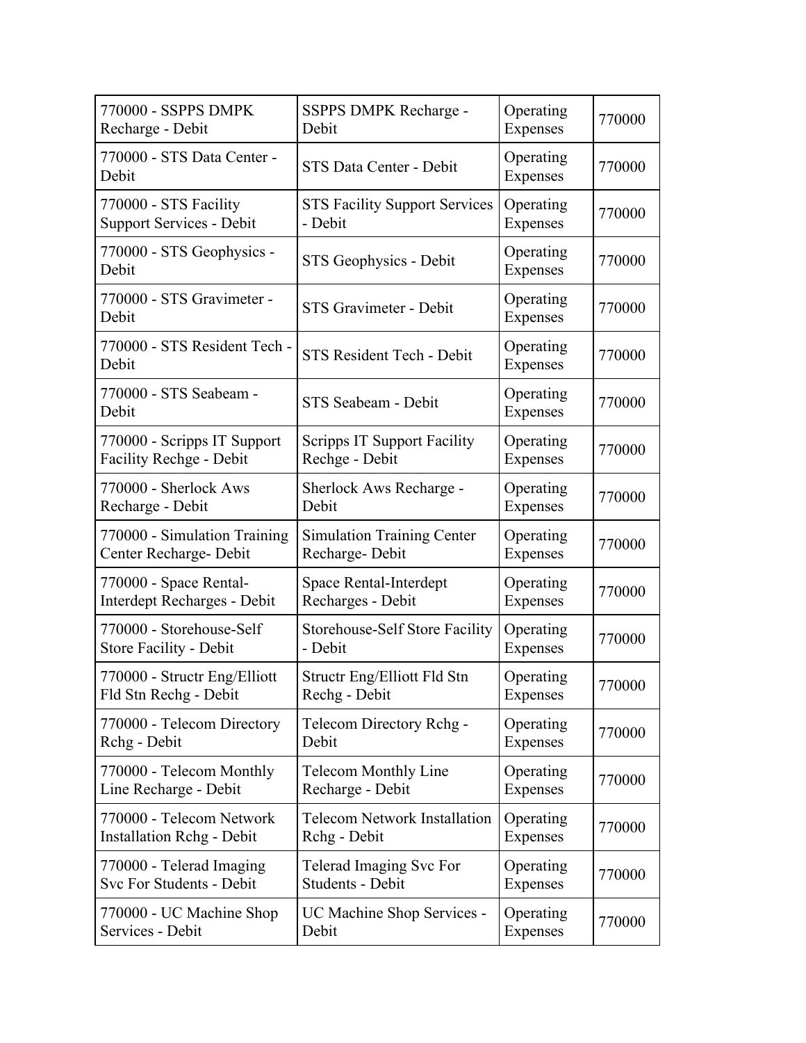| 770000 - SSPPS DMPK Recharge - Debit | SSPPS DMPK Recharge - Debit | Operating Expenses | 770000 |
|---|---|---|---|
| 770000 - STS Data Center - Debit | STS Data Center - Debit | Operating Expenses | 770000 |
| 770000 - STS Facility Support Services - Debit | STS Facility Support Services - Debit | Operating Expenses | 770000 |
| 770000 - STS Geophysics - Debit | STS Geophysics - Debit | Operating Expenses | 770000 |
| 770000 - STS Gravimeter - Debit | STS Gravimeter - Debit | Operating Expenses | 770000 |
| 770000 - STS Resident Tech - Debit | STS Resident Tech - Debit | Operating Expenses | 770000 |
| 770000 - STS Seabeam - Debit | STS Seabeam - Debit | Operating Expenses | 770000 |
| 770000 - Scripps IT Support Facility Rechge - Debit | Scripps IT Support Facility Rechge - Debit | Operating Expenses | 770000 |
| 770000 - Sherlock Aws Recharge - Debit | Sherlock Aws Recharge - Debit | Operating Expenses | 770000 |
| 770000 - Simulation Training Center Recharge- Debit | Simulation Training Center Recharge- Debit | Operating Expenses | 770000 |
| 770000 - Space Rental-Interdept Recharges - Debit | Space Rental-Interdept Recharges - Debit | Operating Expenses | 770000 |
| 770000 - Storehouse-Self Store Facility - Debit | Storehouse-Self Store Facility - Debit | Operating Expenses | 770000 |
| 770000 - Structr Eng/Elliott Fld Stn Rechg - Debit | Structr Eng/Elliott Fld Stn Rechg - Debit | Operating Expenses | 770000 |
| 770000 - Telecom Directory Rchg - Debit | Telecom Directory Rchg - Debit | Operating Expenses | 770000 |
| 770000 - Telecom Monthly Line Recharge - Debit | Telecom Monthly Line Recharge - Debit | Operating Expenses | 770000 |
| 770000 - Telecom Network Installation Rchg - Debit | Telecom Network Installation Rchg - Debit | Operating Expenses | 770000 |
| 770000 - Telerad Imaging Svc For Students - Debit | Telerad Imaging Svc For Students - Debit | Operating Expenses | 770000 |
| 770000 - UC Machine Shop Services - Debit | UC Machine Shop Services - Debit | Operating Expenses | 770000 |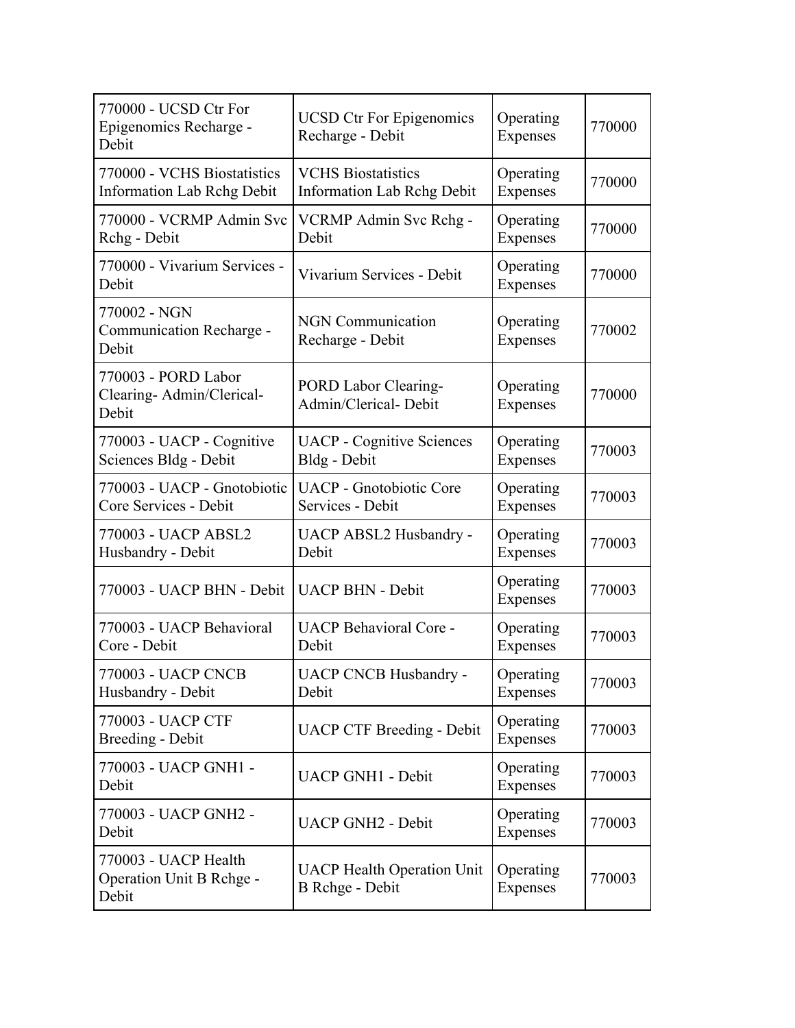| | | | |
|---|---|---|---|
| 770000 - UCSD Ctr For Epigenomics Recharge - Debit | UCSD Ctr For Epigenomics Recharge - Debit | Operating Expenses | 770000 |
| 770000 - VCHS Biostatistics Information Lab Rchg Debit | VCHS Biostatistics Information Lab Rchg Debit | Operating Expenses | 770000 |
| 770000 - VCRMP Admin Svc Rchg - Debit | VCRMP Admin Svc Rchg - Debit | Operating Expenses | 770000 |
| 770000 - Vivarium Services - Debit | Vivarium Services - Debit | Operating Expenses | 770000 |
| 770002 - NGN Communication Recharge - Debit | NGN Communication Recharge - Debit | Operating Expenses | 770002 |
| 770003 - PORD Labor Clearing- Admin/Clerical-Debit | PORD Labor Clearing- Admin/Clerical- Debit | Operating Expenses | 770000 |
| 770003 - UACP - Cognitive Sciences Bldg - Debit | UACP - Cognitive Sciences Bldg - Debit | Operating Expenses | 770003 |
| 770003 - UACP - Gnotobiotic Core Services - Debit | UACP - Gnotobiotic Core Services - Debit | Operating Expenses | 770003 |
| 770003 - UACP ABSL2 Husbandry - Debit | UACP ABSL2 Husbandry - Debit | Operating Expenses | 770003 |
| 770003 - UACP BHN - Debit | UACP BHN - Debit | Operating Expenses | 770003 |
| 770003 - UACP Behavioral Core - Debit | UACP Behavioral Core - Debit | Operating Expenses | 770003 |
| 770003 - UACP CNCB Husbandry - Debit | UACP CNCB Husbandry - Debit | Operating Expenses | 770003 |
| 770003 - UACP CTF Breeding - Debit | UACP CTF Breeding - Debit | Operating Expenses | 770003 |
| 770003 - UACP GNH1 - Debit | UACP GNH1 - Debit | Operating Expenses | 770003 |
| 770003 - UACP GNH2 - Debit | UACP GNH2 - Debit | Operating Expenses | 770003 |
| 770003 - UACP Health Operation Unit B Rchge - Debit | UACP Health Operation Unit B Rchge - Debit | Operating Expenses | 770003 |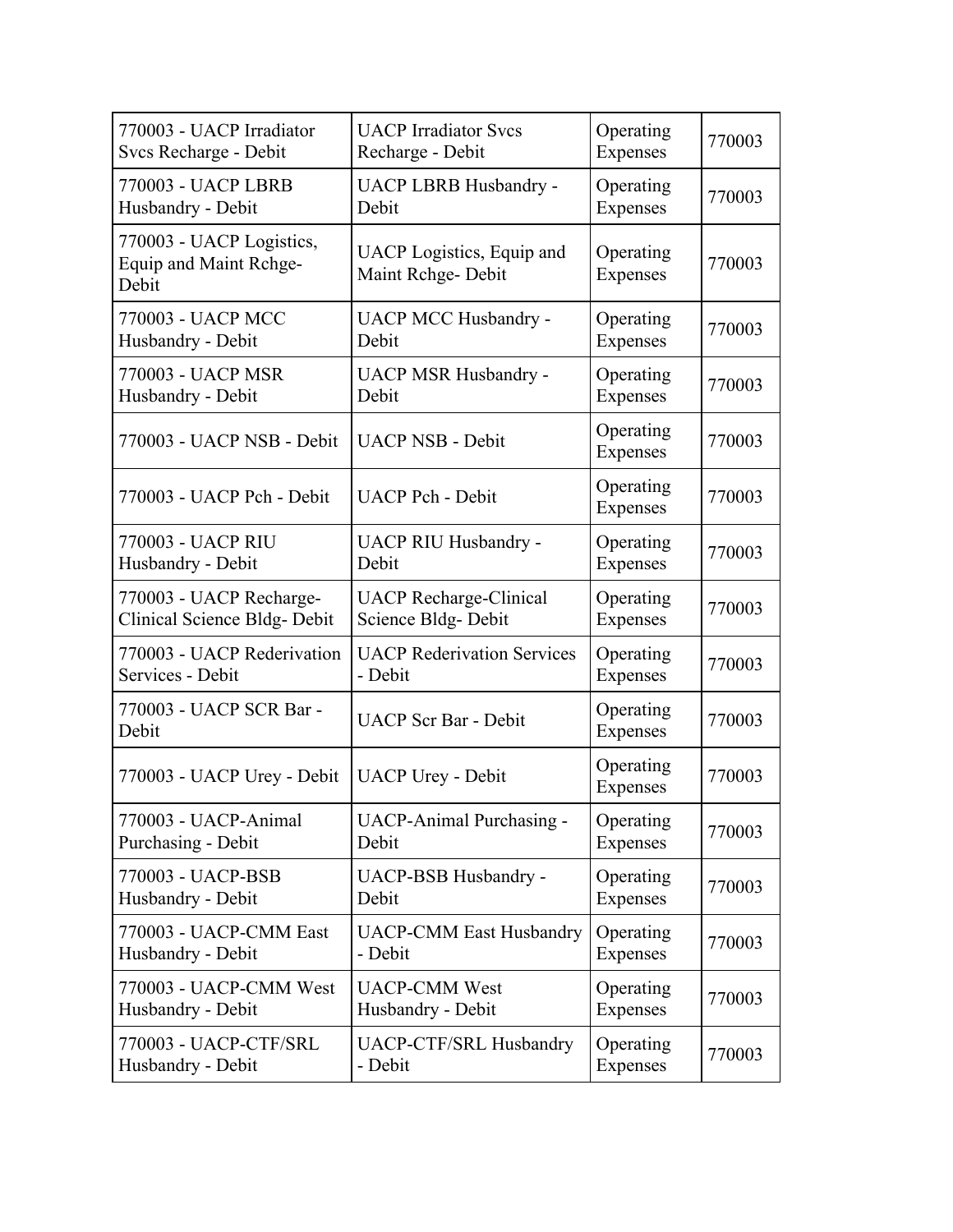| | | | |
|---|---|---|---|
| 770003 - UACP Irradiator Svcs Recharge - Debit | UACP Irradiator Svcs Recharge - Debit | Operating Expenses | 770003 |
| 770003 - UACP LBRB Husbandry - Debit | UACP LBRB Husbandry - Debit | Operating Expenses | 770003 |
| 770003 - UACP Logistics, Equip and Maint Rchge-Debit | UACP Logistics, Equip and Maint Rchge- Debit | Operating Expenses | 770003 |
| 770003 - UACP MCC Husbandry - Debit | UACP MCC Husbandry - Debit | Operating Expenses | 770003 |
| 770003 - UACP MSR Husbandry - Debit | UACP MSR Husbandry - Debit | Operating Expenses | 770003 |
| 770003 - UACP NSB - Debit | UACP NSB - Debit | Operating Expenses | 770003 |
| 770003 - UACP Pch - Debit | UACP Pch - Debit | Operating Expenses | 770003 |
| 770003 - UACP RIU Husbandry - Debit | UACP RIU Husbandry - Debit | Operating Expenses | 770003 |
| 770003 - UACP Recharge-Clinical Science Bldg- Debit | UACP Recharge-Clinical Science Bldg- Debit | Operating Expenses | 770003 |
| 770003 - UACP Rederivation Services - Debit | UACP Rederivation Services - Debit | Operating Expenses | 770003 |
| 770003 - UACP SCR Bar - Debit | UACP Scr Bar - Debit | Operating Expenses | 770003 |
| 770003 - UACP Urey - Debit | UACP Urey - Debit | Operating Expenses | 770003 |
| 770003 - UACP-Animal Purchasing - Debit | UACP-Animal Purchasing - Debit | Operating Expenses | 770003 |
| 770003 - UACP-BSB Husbandry - Debit | UACP-BSB Husbandry - Debit | Operating Expenses | 770003 |
| 770003 - UACP-CMM East Husbandry - Debit | UACP-CMM East Husbandry - Debit | Operating Expenses | 770003 |
| 770003 - UACP-CMM West Husbandry - Debit | UACP-CMM West Husbandry - Debit | Operating Expenses | 770003 |
| 770003 - UACP-CTF/SRL Husbandry - Debit | UACP-CTF/SRL Husbandry - Debit | Operating Expenses | 770003 |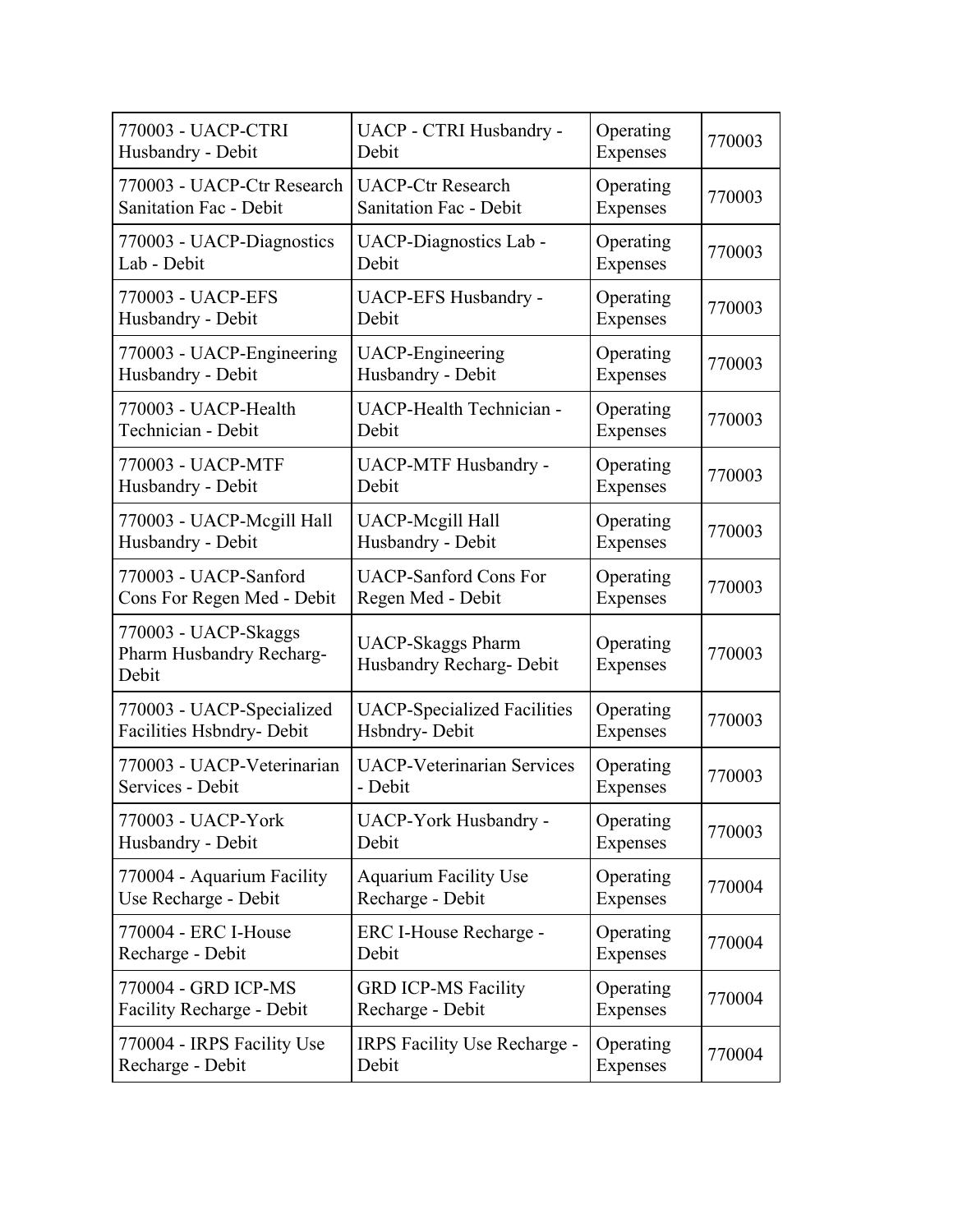| | | | |
|---|---|---|---|
| 770003 - UACP-CTRI Husbandry - Debit | UACP - CTRI Husbandry - Debit | Operating Expenses | 770003 |
| 770003 - UACP-Ctr Research Sanitation Fac - Debit | UACP-Ctr Research Sanitation Fac - Debit | Operating Expenses | 770003 |
| 770003 - UACP-Diagnostics Lab - Debit | UACP-Diagnostics Lab - Debit | Operating Expenses | 770003 |
| 770003 - UACP-EFS Husbandry - Debit | UACP-EFS Husbandry - Debit | Operating Expenses | 770003 |
| 770003 - UACP-Engineering Husbandry - Debit | UACP-Engineering Husbandry - Debit | Operating Expenses | 770003 |
| 770003 - UACP-Health Technician - Debit | UACP-Health Technician - Debit | Operating Expenses | 770003 |
| 770003 - UACP-MTF Husbandry - Debit | UACP-MTF Husbandry - Debit | Operating Expenses | 770003 |
| 770003 - UACP-Mcgill Hall Husbandry - Debit | UACP-Mcgill Hall Husbandry - Debit | Operating Expenses | 770003 |
| 770003 - UACP-Sanford Cons For Regen Med - Debit | UACP-Sanford Cons For Regen Med - Debit | Operating Expenses | 770003 |
| 770003 - UACP-Skaggs Pharm Husbandry Recharg- Debit | UACP-Skaggs Pharm Husbandry Recharg- Debit | Operating Expenses | 770003 |
| 770003 - UACP-Specialized Facilities Hsbndry- Debit | UACP-Specialized Facilities Hsbndry- Debit | Operating Expenses | 770003 |
| 770003 - UACP-Veterinarian Services - Debit | UACP-Veterinarian Services - Debit | Operating Expenses | 770003 |
| 770003 - UACP-York Husbandry - Debit | UACP-York Husbandry - Debit | Operating Expenses | 770003 |
| 770004 - Aquarium Facility Use Recharge - Debit | Aquarium Facility Use Recharge - Debit | Operating Expenses | 770004 |
| 770004 - ERC I-House Recharge - Debit | ERC I-House Recharge - Debit | Operating Expenses | 770004 |
| 770004 - GRD ICP-MS Facility Recharge - Debit | GRD ICP-MS Facility Recharge - Debit | Operating Expenses | 770004 |
| 770004 - IRPS Facility Use Recharge - Debit | IRPS Facility Use Recharge - Debit | Operating Expenses | 770004 |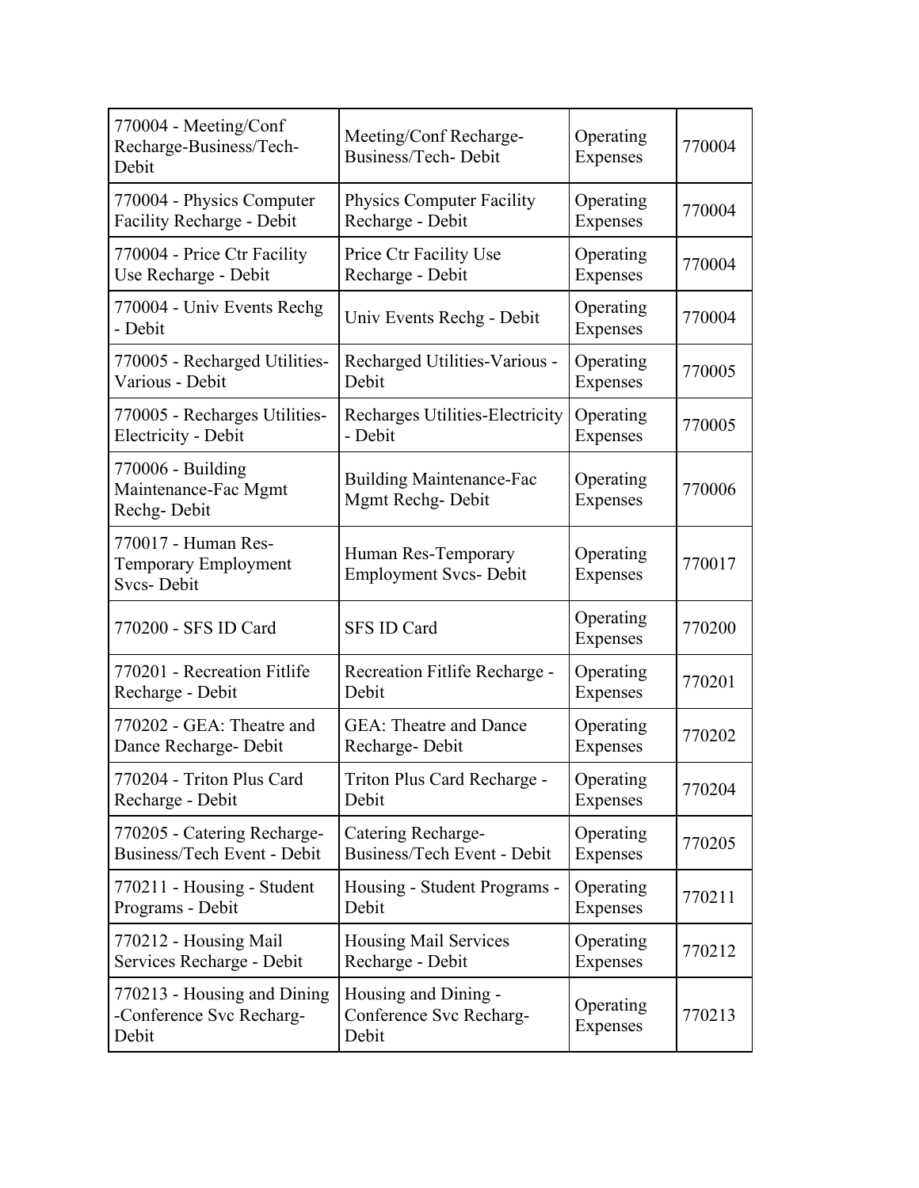| 770004 - Meeting/Conf Recharge-Business/Tech-Debit | Meeting/Conf Recharge-Business/Tech- Debit | Operating Expenses | 770004 |
|---|---|---|---|
| 770004 - Physics Computer Facility Recharge - Debit | Physics Computer Facility Recharge - Debit | Operating Expenses | 770004 |
| 770004 - Price Ctr Facility Use Recharge - Debit | Price Ctr Facility Use Recharge - Debit | Operating Expenses | 770004 |
| 770004 - Univ Events Rechg - Debit | Univ Events Rechg - Debit | Operating Expenses | 770004 |
| 770005 - Recharged Utilities-Various - Debit | Recharged Utilities-Various - Debit | Operating Expenses | 770005 |
| 770005 - Recharges Utilities-Electricity - Debit | Recharges Utilities-Electricity - Debit | Operating Expenses | 770005 |
| 770006 - Building Maintenance-Fac Mgmt Rechg- Debit | Building Maintenance-Fac Mgmt Rechg- Debit | Operating Expenses | 770006 |
| 770017 - Human Res-Temporary Employment Svcs- Debit | Human Res-Temporary Employment Svcs- Debit | Operating Expenses | 770017 |
| 770200 - SFS ID Card | SFS ID Card | Operating Expenses | 770200 |
| 770201 - Recreation Fitlife Recharge - Debit | Recreation Fitlife Recharge - Debit | Operating Expenses | 770201 |
| 770202 - GEA: Theatre and Dance Recharge- Debit | GEA: Theatre and Dance Recharge- Debit | Operating Expenses | 770202 |
| 770204 - Triton Plus Card Recharge - Debit | Triton Plus Card Recharge - Debit | Operating Expenses | 770204 |
| 770205 - Catering Recharge-Business/Tech Event - Debit | Catering Recharge-Business/Tech Event - Debit | Operating Expenses | 770205 |
| 770211 - Housing - Student Programs - Debit | Housing - Student Programs - Debit | Operating Expenses | 770211 |
| 770212 - Housing Mail Services Recharge - Debit | Housing Mail Services Recharge - Debit | Operating Expenses | 770212 |
| 770213 - Housing and Dining -Conference Svc Recharg-Debit | Housing and Dining - Conference Svc Recharg-Debit | Operating Expenses | 770213 |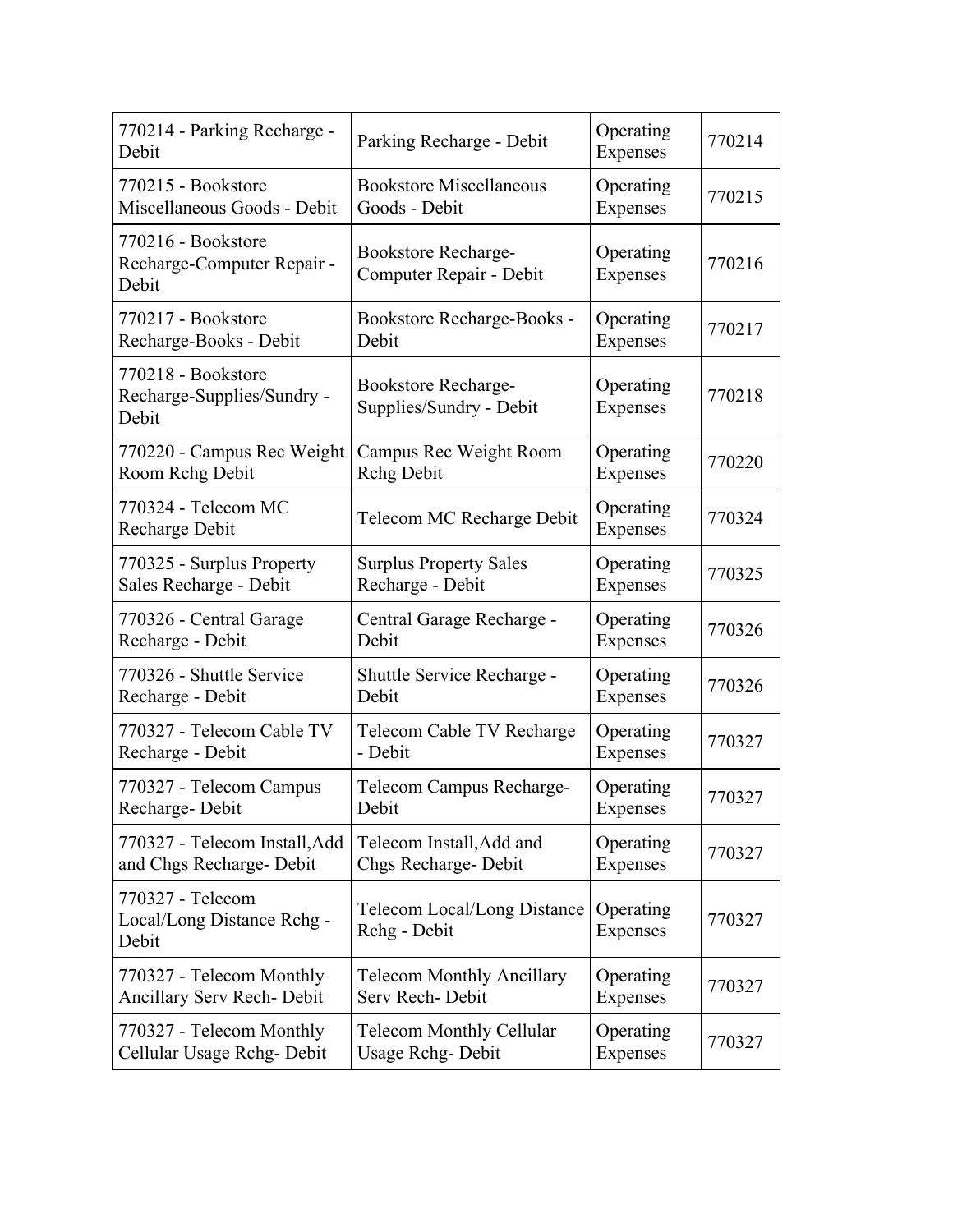| | | | |
|---|---|---|---|
| 770214 - Parking Recharge - Debit | Parking Recharge - Debit | Operating Expenses | 770214 |
| 770215 - Bookstore Miscellaneous Goods - Debit | Bookstore Miscellaneous Goods - Debit | Operating Expenses | 770215 |
| 770216 - Bookstore Recharge-Computer Repair - Debit | Bookstore Recharge-Computer Repair - Debit | Operating Expenses | 770216 |
| 770217 - Bookstore Recharge-Books - Debit | Bookstore Recharge-Books - Debit | Operating Expenses | 770217 |
| 770218 - Bookstore Recharge-Supplies/Sundry - Debit | Bookstore Recharge-Supplies/Sundry - Debit | Operating Expenses | 770218 |
| 770220 - Campus Rec Weight Room Rchg Debit | Campus Rec Weight Room Rchg Debit | Operating Expenses | 770220 |
| 770324 - Telecom MC Recharge Debit | Telecom MC Recharge Debit | Operating Expenses | 770324 |
| 770325 - Surplus Property Sales Recharge - Debit | Surplus Property Sales Recharge - Debit | Operating Expenses | 770325 |
| 770326 - Central Garage Recharge - Debit | Central Garage Recharge - Debit | Operating Expenses | 770326 |
| 770326 - Shuttle Service Recharge - Debit | Shuttle Service Recharge - Debit | Operating Expenses | 770326 |
| 770327 - Telecom Cable TV Recharge - Debit | Telecom Cable TV Recharge - Debit | Operating Expenses | 770327 |
| 770327 - Telecom Campus Recharge- Debit | Telecom Campus Recharge- Debit | Operating Expenses | 770327 |
| 770327 - Telecom Install,Add and Chgs Recharge- Debit | Telecom Install,Add and Chgs Recharge- Debit | Operating Expenses | 770327 |
| 770327 - Telecom Local/Long Distance Rchg - Debit | Telecom Local/Long Distance Rchg - Debit | Operating Expenses | 770327 |
| 770327 - Telecom Monthly Ancillary Serv Rech- Debit | Telecom Monthly Ancillary Serv Rech- Debit | Operating Expenses | 770327 |
| 770327 - Telecom Monthly Cellular Usage Rchg- Debit | Telecom Monthly Cellular Usage Rchg- Debit | Operating Expenses | 770327 |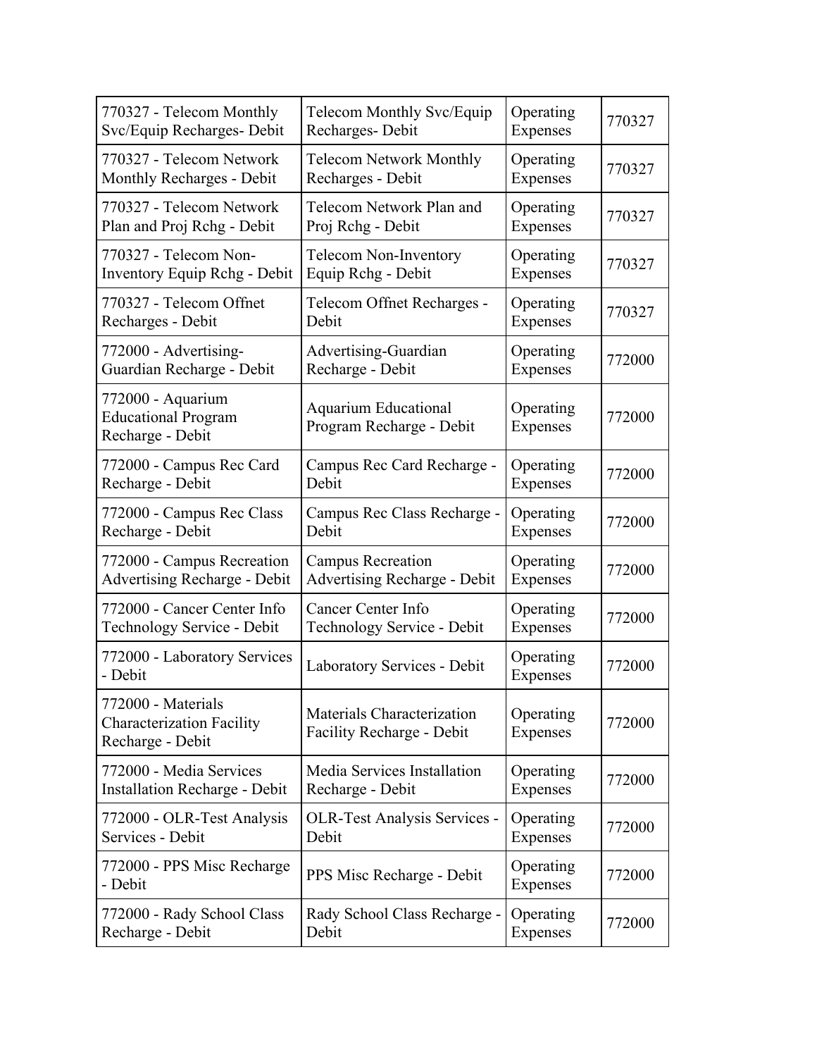| | | | |
|---|---|---|---|
| 770327 - Telecom Monthly Svc/Equip Recharges- Debit | Telecom Monthly Svc/Equip Recharges- Debit | Operating Expenses | 770327 |
| 770327 - Telecom Network Monthly Recharges - Debit | Telecom Network Monthly Recharges - Debit | Operating Expenses | 770327 |
| 770327 - Telecom Network Plan and Proj Rchg - Debit | Telecom Network Plan and Proj Rchg - Debit | Operating Expenses | 770327 |
| 770327 - Telecom Non-Inventory Equip Rchg - Debit | Telecom Non-Inventory Equip Rchg - Debit | Operating Expenses | 770327 |
| 770327 - Telecom Offnet Recharges - Debit | Telecom Offnet Recharges - Debit | Operating Expenses | 770327 |
| 772000 - Advertising-Guardian Recharge - Debit | Advertising-Guardian Recharge - Debit | Operating Expenses | 772000 |
| 772000 - Aquarium Educational Program Recharge - Debit | Aquarium Educational Program Recharge - Debit | Operating Expenses | 772000 |
| 772000 - Campus Rec Card Recharge - Debit | Campus Rec Card Recharge - Debit | Operating Expenses | 772000 |
| 772000 - Campus Rec Class Recharge - Debit | Campus Rec Class Recharge - Debit | Operating Expenses | 772000 |
| 772000 - Campus Recreation Advertising Recharge - Debit | Campus Recreation Advertising Recharge - Debit | Operating Expenses | 772000 |
| 772000 - Cancer Center Info Technology Service - Debit | Cancer Center Info Technology Service - Debit | Operating Expenses | 772000 |
| 772000 - Laboratory Services - Debit | Laboratory Services - Debit | Operating Expenses | 772000 |
| 772000 - Materials Characterization Facility Recharge - Debit | Materials Characterization Facility Recharge - Debit | Operating Expenses | 772000 |
| 772000 - Media Services Installation Recharge - Debit | Media Services Installation Recharge - Debit | Operating Expenses | 772000 |
| 772000 - OLR-Test Analysis Services - Debit | OLR-Test Analysis Services - Debit | Operating Expenses | 772000 |
| 772000 - PPS Misc Recharge - Debit | PPS Misc Recharge - Debit | Operating Expenses | 772000 |
| 772000 - Rady School Class Recharge - Debit | Rady School Class Recharge - Debit | Operating Expenses | 772000 |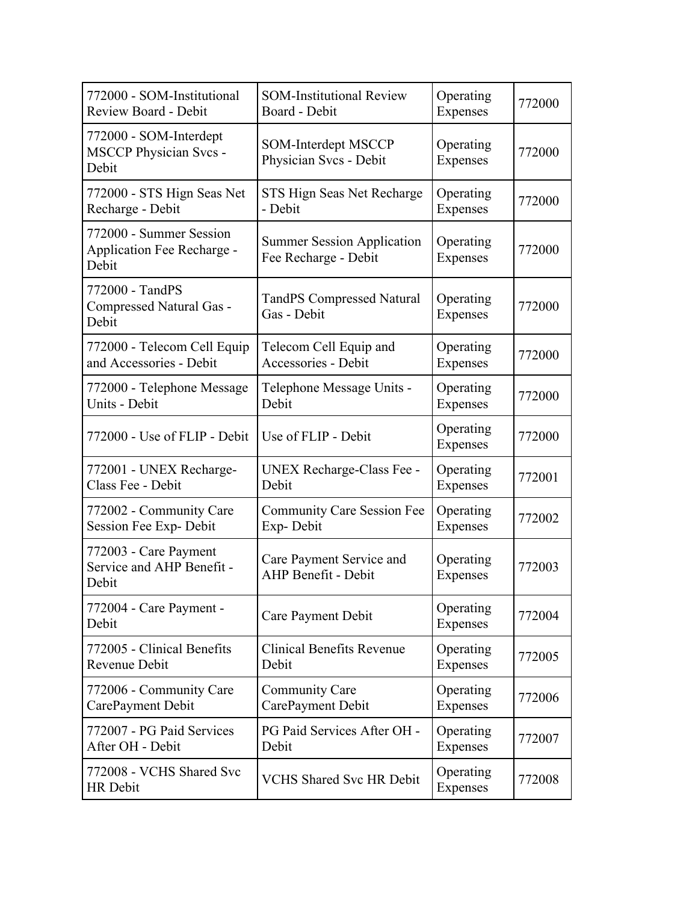| 772000 - SOM-Institutional Review Board - Debit | SOM-Institutional Review Board - Debit | Operating Expenses | 772000 |
|---|---|---|---|
| 772000 - SOM-Interdept MSCCP Physician Svcs - Debit | SOM-Interdept MSCCP Physician Svcs - Debit | Operating Expenses | 772000 |
| 772000 - STS Hign Seas Net Recharge - Debit | STS Hign Seas Net Recharge - Debit | Operating Expenses | 772000 |
| 772000 - Summer Session Application Fee Recharge - Debit | Summer Session Application Fee Recharge - Debit | Operating Expenses | 772000 |
| 772000 - TandPS Compressed Natural Gas - Debit | TandPS Compressed Natural Gas - Debit | Operating Expenses | 772000 |
| 772000 - Telecom Cell Equip and Accessories - Debit | Telecom Cell Equip and Accessories - Debit | Operating Expenses | 772000 |
| 772000 - Telephone Message Units - Debit | Telephone Message Units - Debit | Operating Expenses | 772000 |
| 772000 - Use of FLIP - Debit | Use of FLIP - Debit | Operating Expenses | 772000 |
| 772001 - UNEX Recharge-Class Fee - Debit | UNEX Recharge-Class Fee - Debit | Operating Expenses | 772001 |
| 772002 - Community Care Session Fee Exp- Debit | Community Care Session Fee Exp- Debit | Operating Expenses | 772002 |
| 772003 - Care Payment Service and AHP Benefit - Debit | Care Payment Service and AHP Benefit - Debit | Operating Expenses | 772003 |
| 772004 - Care Payment - Debit | Care Payment Debit | Operating Expenses | 772004 |
| 772005 - Clinical Benefits Revenue Debit | Clinical Benefits Revenue Debit | Operating Expenses | 772005 |
| 772006 - Community Care CarePayment Debit | Community Care CarePayment Debit | Operating Expenses | 772006 |
| 772007 - PG Paid Services After OH - Debit | PG Paid Services After OH - Debit | Operating Expenses | 772007 |
| 772008 - VCHS Shared Svc HR Debit | VCHS Shared Svc HR Debit | Operating Expenses | 772008 |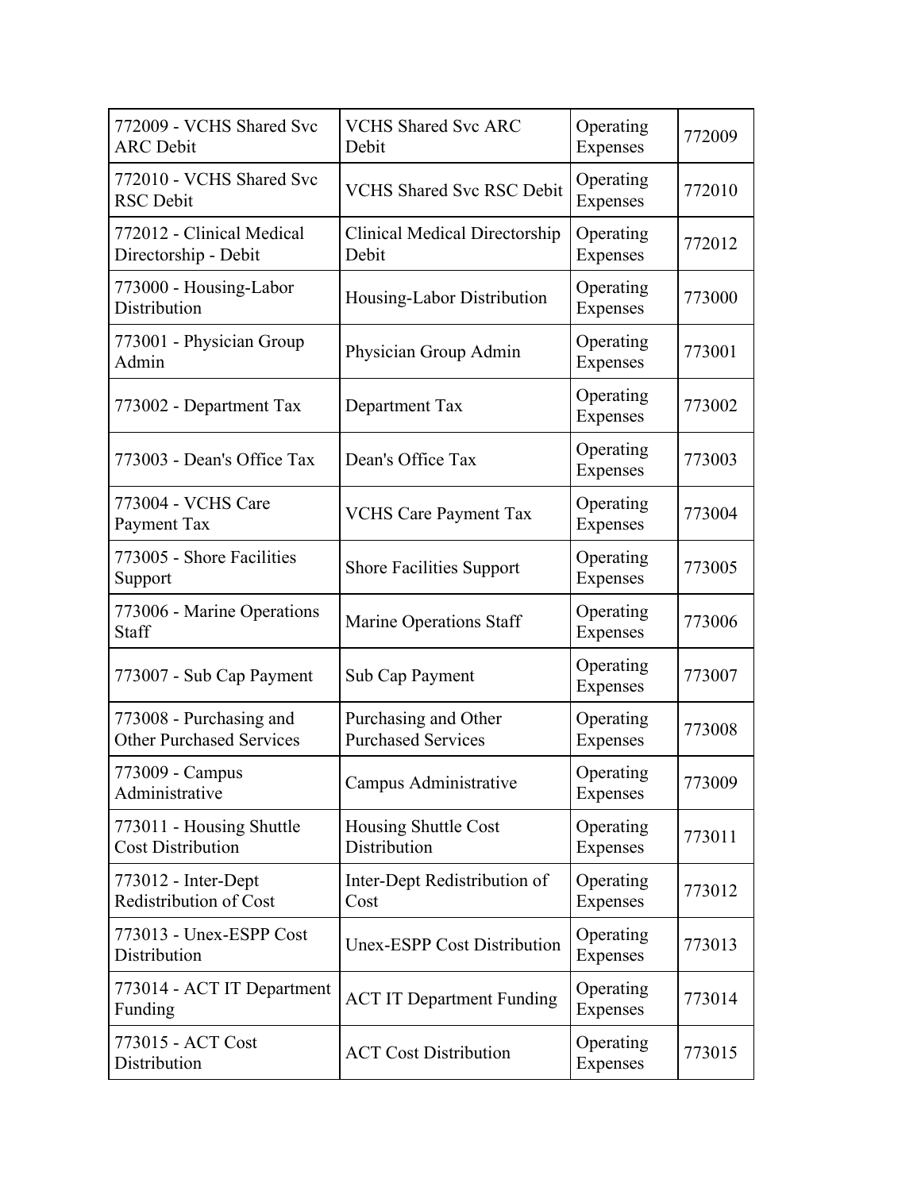| | | | |
|---|---|---|---|
| 772009 - VCHS Shared Svc ARC Debit | VCHS Shared Svc ARC Debit | Operating Expenses | 772009 |
| 772010 - VCHS Shared Svc RSC Debit | VCHS Shared Svc RSC Debit | Operating Expenses | 772010 |
| 772012 - Clinical Medical Directorship - Debit | Clinical Medical Directorship Debit | Operating Expenses | 772012 |
| 773000 - Housing-Labor Distribution | Housing-Labor Distribution | Operating Expenses | 773000 |
| 773001 - Physician Group Admin | Physician Group Admin | Operating Expenses | 773001 |
| 773002 - Department Tax | Department Tax | Operating Expenses | 773002 |
| 773003 - Dean's Office Tax | Dean's Office Tax | Operating Expenses | 773003 |
| 773004 - VCHS Care Payment Tax | VCHS Care Payment Tax | Operating Expenses | 773004 |
| 773005 - Shore Facilities Support | Shore Facilities Support | Operating Expenses | 773005 |
| 773006 - Marine Operations Staff | Marine Operations Staff | Operating Expenses | 773006 |
| 773007 - Sub Cap Payment | Sub Cap Payment | Operating Expenses | 773007 |
| 773008 - Purchasing and Other Purchased Services | Purchasing and Other Purchased Services | Operating Expenses | 773008 |
| 773009 - Campus Administrative | Campus Administrative | Operating Expenses | 773009 |
| 773011 - Housing Shuttle Cost Distribution | Housing Shuttle Cost Distribution | Operating Expenses | 773011 |
| 773012 - Inter-Dept Redistribution of Cost | Inter-Dept Redistribution of Cost | Operating Expenses | 773012 |
| 773013 - Unex-ESPP Cost Distribution | Unex-ESPP Cost Distribution | Operating Expenses | 773013 |
| 773014 - ACT IT Department Funding | ACT IT Department Funding | Operating Expenses | 773014 |
| 773015 - ACT Cost Distribution | ACT Cost Distribution | Operating Expenses | 773015 |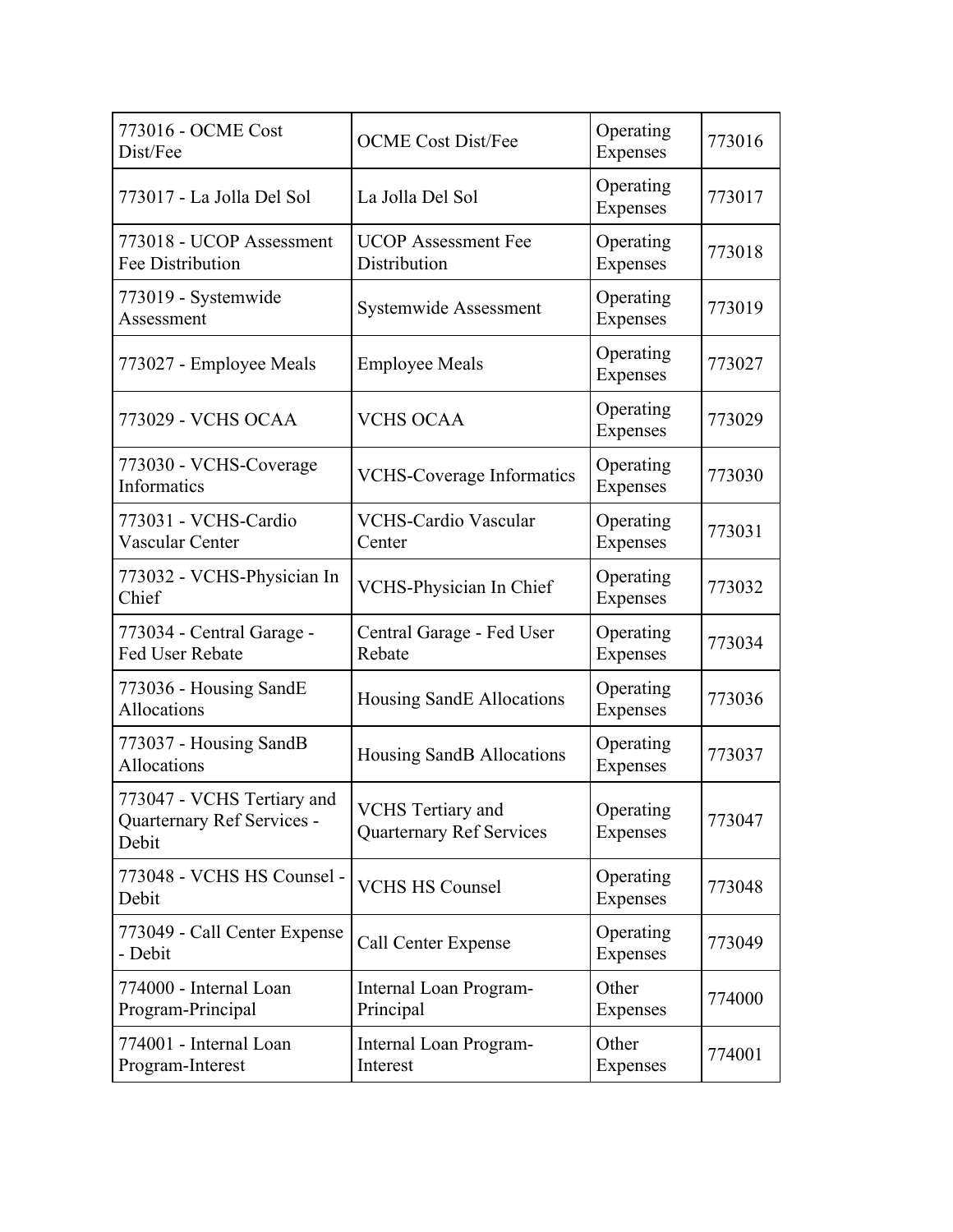| | | | |
|---|---|---|---|
| 773016 - OCME Cost Dist/Fee | OCME Cost Dist/Fee | Operating Expenses | 773016 |
| 773017 - La Jolla Del Sol | La Jolla Del Sol | Operating Expenses | 773017 |
| 773018 - UCOP Assessment Fee Distribution | UCOP Assessment Fee Distribution | Operating Expenses | 773018 |
| 773019 - Systemwide Assessment | Systemwide Assessment | Operating Expenses | 773019 |
| 773027 - Employee Meals | Employee Meals | Operating Expenses | 773027 |
| 773029 - VCHS OCAA | VCHS OCAA | Operating Expenses | 773029 |
| 773030 - VCHS-Coverage Informatics | VCHS-Coverage Informatics | Operating Expenses | 773030 |
| 773031 - VCHS-Cardio Vascular Center | VCHS-Cardio Vascular Center | Operating Expenses | 773031 |
| 773032 - VCHS-Physician In Chief | VCHS-Physician In Chief | Operating Expenses | 773032 |
| 773034 - Central Garage - Fed User Rebate | Central Garage - Fed User Rebate | Operating Expenses | 773034 |
| 773036 - Housing SandE Allocations | Housing SandE Allocations | Operating Expenses | 773036 |
| 773037 - Housing SandB Allocations | Housing SandB Allocations | Operating Expenses | 773037 |
| 773047 - VCHS Tertiary and Quarternary Ref Services - Debit | VCHS Tertiary and Quarternary Ref Services | Operating Expenses | 773047 |
| 773048 - VCHS HS Counsel - Debit | VCHS HS Counsel | Operating Expenses | 773048 |
| 773049 - Call Center Expense - Debit | Call Center Expense | Operating Expenses | 773049 |
| 774000 - Internal Loan Program-Principal | Internal Loan Program-Principal | Other Expenses | 774000 |
| 774001 - Internal Loan Program-Interest | Internal Loan Program-Interest | Other Expenses | 774001 |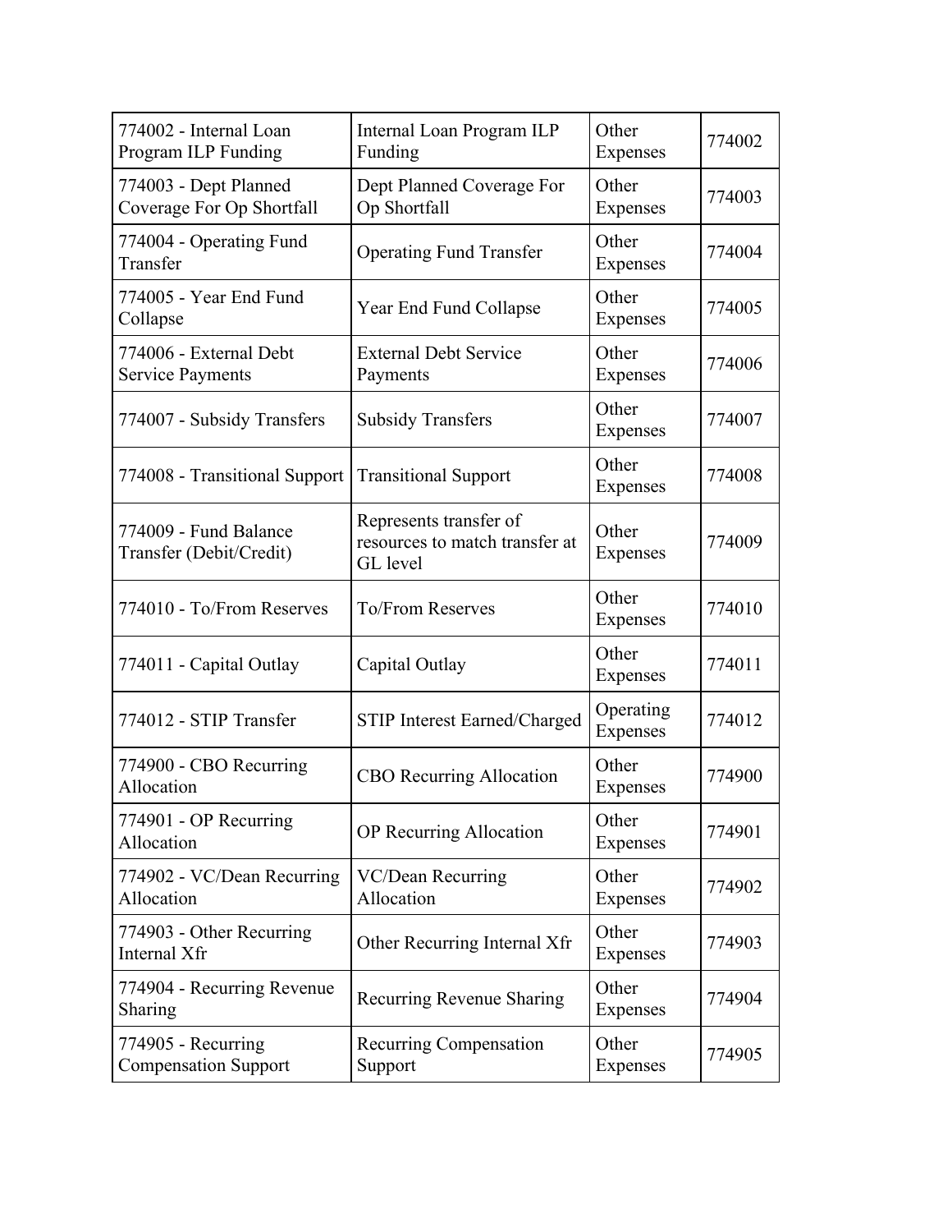| | | | |
|---|---|---|---|
| 774002 - Internal Loan Program ILP Funding | Internal Loan Program ILP Funding | Other Expenses | 774002 |
| 774003 - Dept Planned Coverage For Op Shortfall | Dept Planned Coverage For Op Shortfall | Other Expenses | 774003 |
| 774004 - Operating Fund Transfer | Operating Fund Transfer | Other Expenses | 774004 |
| 774005 - Year End Fund Collapse | Year End Fund Collapse | Other Expenses | 774005 |
| 774006 - External Debt Service Payments | External Debt Service Payments | Other Expenses | 774006 |
| 774007 - Subsidy Transfers | Subsidy Transfers | Other Expenses | 774007 |
| 774008 - Transitional Support | Transitional Support | Other Expenses | 774008 |
| 774009 - Fund Balance Transfer (Debit/Credit) | Represents transfer of resources to match transfer at GL level | Other Expenses | 774009 |
| 774010 - To/From Reserves | To/From Reserves | Other Expenses | 774010 |
| 774011 - Capital Outlay | Capital Outlay | Other Expenses | 774011 |
| 774012 - STIP Transfer | STIP Interest Earned/Charged | Operating Expenses | 774012 |
| 774900 - CBO Recurring Allocation | CBO Recurring Allocation | Other Expenses | 774900 |
| 774901 - OP Recurring Allocation | OP Recurring Allocation | Other Expenses | 774901 |
| 774902 - VC/Dean Recurring Allocation | VC/Dean Recurring Allocation | Other Expenses | 774902 |
| 774903 - Other Recurring Internal Xfr | Other Recurring Internal Xfr | Other Expenses | 774903 |
| 774904 - Recurring Revenue Sharing | Recurring Revenue Sharing | Other Expenses | 774904 |
| 774905 - Recurring Compensation Support | Recurring Compensation Support | Other Expenses | 774905 |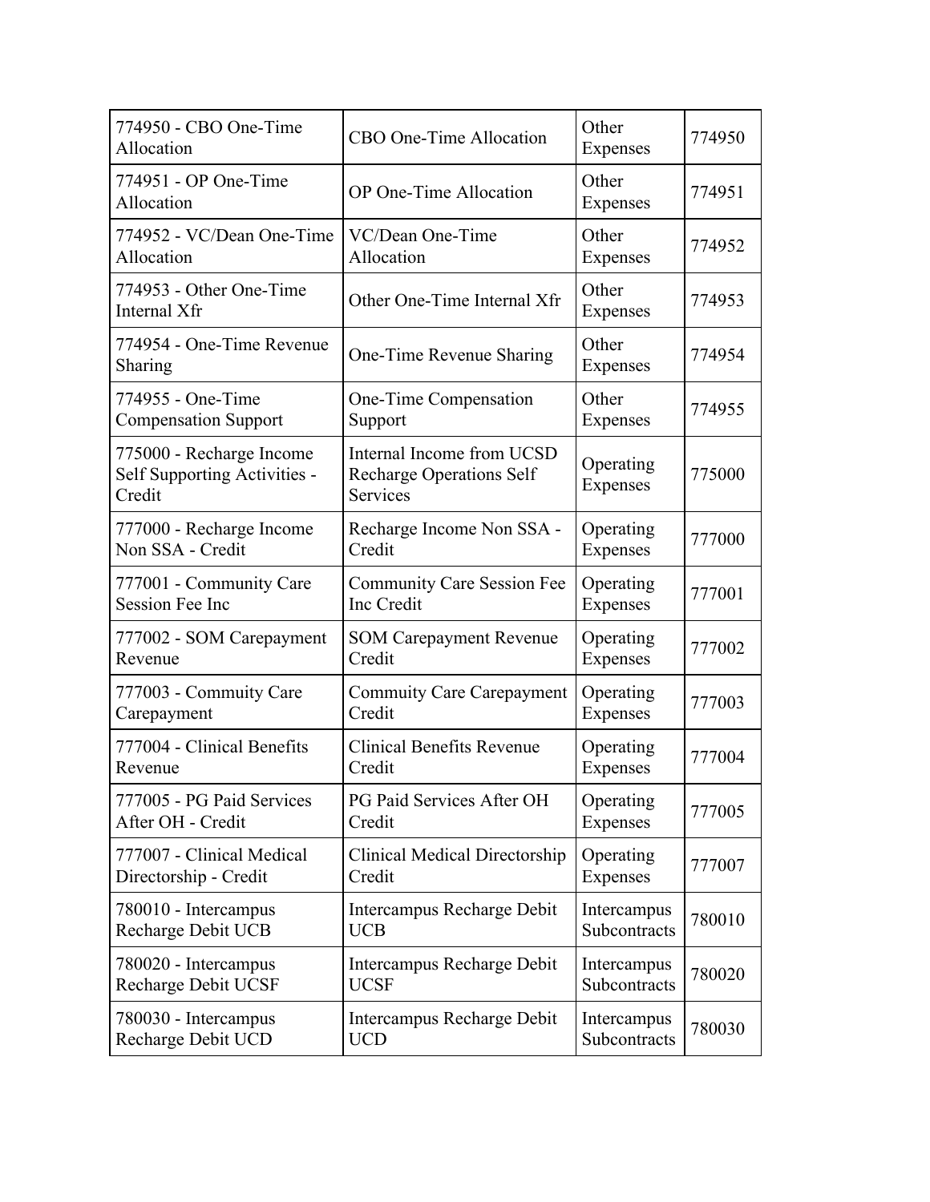| | | | |
|---|---|---|---|
| 774950 - CBO One-Time Allocation | CBO One-Time Allocation | Other Expenses | 774950 |
| 774951 - OP One-Time Allocation | OP One-Time Allocation | Other Expenses | 774951 |
| 774952 - VC/Dean One-Time Allocation | VC/Dean One-Time Allocation | Other Expenses | 774952 |
| 774953 - Other One-Time Internal Xfr | Other One-Time Internal Xfr | Other Expenses | 774953 |
| 774954 - One-Time Revenue Sharing | One-Time Revenue Sharing | Other Expenses | 774954 |
| 774955 - One-Time Compensation Support | One-Time Compensation Support | Other Expenses | 774955 |
| 775000 - Recharge Income Self Supporting Activities - Credit | Internal Income from UCSD Recharge Operations Self Services | Operating Expenses | 775000 |
| 777000 - Recharge Income Non SSA - Credit | Recharge Income Non SSA - Credit | Operating Expenses | 777000 |
| 777001 - Community Care Session Fee Inc | Community Care Session Fee Inc Credit | Operating Expenses | 777001 |
| 777002 - SOM Carepayment Revenue | SOM Carepayment Revenue Credit | Operating Expenses | 777002 |
| 777003 - Commuity Care Carepayment | Commuity Care Carepayment Credit | Operating Expenses | 777003 |
| 777004 - Clinical Benefits Revenue | Clinical Benefits Revenue Credit | Operating Expenses | 777004 |
| 777005 - PG Paid Services After OH - Credit | PG Paid Services After OH Credit | Operating Expenses | 777005 |
| 777007 - Clinical Medical Directorship - Credit | Clinical Medical Directorship Credit | Operating Expenses | 777007 |
| 780010 - Intercampus Recharge Debit UCB | Intercampus Recharge Debit UCB | Intercampus Subcontracts | 780010 |
| 780020 - Intercampus Recharge Debit UCSF | Intercampus Recharge Debit UCSF | Intercampus Subcontracts | 780020 |
| 780030 - Intercampus Recharge Debit UCD | Intercampus Recharge Debit UCD | Intercampus Subcontracts | 780030 |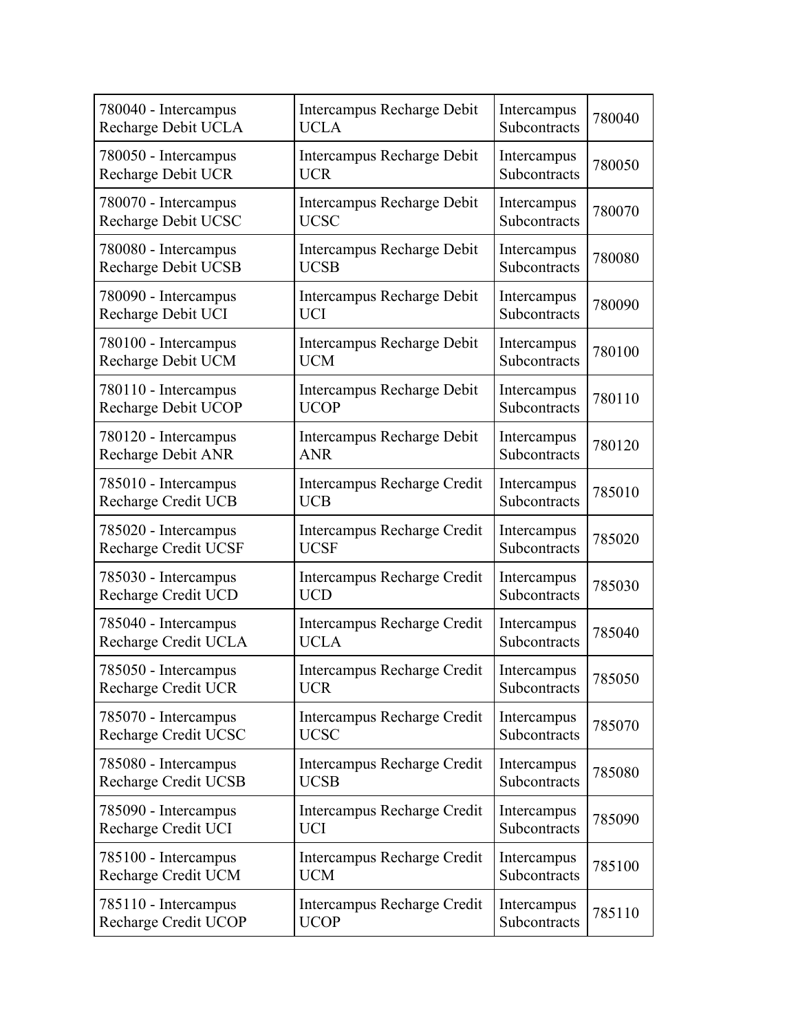| | | | |
|---|---|---|---|
| 780040 - Intercampus Recharge Debit UCLA | Intercampus Recharge Debit UCLA | Intercampus Subcontracts | 780040 |
| 780050 - Intercampus Recharge Debit UCR | Intercampus Recharge Debit UCR | Intercampus Subcontracts | 780050 |
| 780070 - Intercampus Recharge Debit UCSC | Intercampus Recharge Debit UCSC | Intercampus Subcontracts | 780070 |
| 780080 - Intercampus Recharge Debit UCSB | Intercampus Recharge Debit UCSB | Intercampus Subcontracts | 780080 |
| 780090 - Intercampus Recharge Debit UCI | Intercampus Recharge Debit UCI | Intercampus Subcontracts | 780090 |
| 780100 - Intercampus Recharge Debit UCM | Intercampus Recharge Debit UCM | Intercampus Subcontracts | 780100 |
| 780110 - Intercampus Recharge Debit UCOP | Intercampus Recharge Debit UCOP | Intercampus Subcontracts | 780110 |
| 780120 - Intercampus Recharge Debit ANR | Intercampus Recharge Debit ANR | Intercampus Subcontracts | 780120 |
| 785010 - Intercampus Recharge Credit UCB | Intercampus Recharge Credit UCB | Intercampus Subcontracts | 785010 |
| 785020 - Intercampus Recharge Credit UCSF | Intercampus Recharge Credit UCSF | Intercampus Subcontracts | 785020 |
| 785030 - Intercampus Recharge Credit UCD | Intercampus Recharge Credit UCD | Intercampus Subcontracts | 785030 |
| 785040 - Intercampus Recharge Credit UCLA | Intercampus Recharge Credit UCLA | Intercampus Subcontracts | 785040 |
| 785050 - Intercampus Recharge Credit UCR | Intercampus Recharge Credit UCR | Intercampus Subcontracts | 785050 |
| 785070 - Intercampus Recharge Credit UCSC | Intercampus Recharge Credit UCSC | Intercampus Subcontracts | 785070 |
| 785080 - Intercampus Recharge Credit UCSB | Intercampus Recharge Credit UCSB | Intercampus Subcontracts | 785080 |
| 785090 - Intercampus Recharge Credit UCI | Intercampus Recharge Credit UCI | Intercampus Subcontracts | 785090 |
| 785100 - Intercampus Recharge Credit UCM | Intercampus Recharge Credit UCM | Intercampus Subcontracts | 785100 |
| 785110 - Intercampus Recharge Credit UCOP | Intercampus Recharge Credit UCOP | Intercampus Subcontracts | 785110 |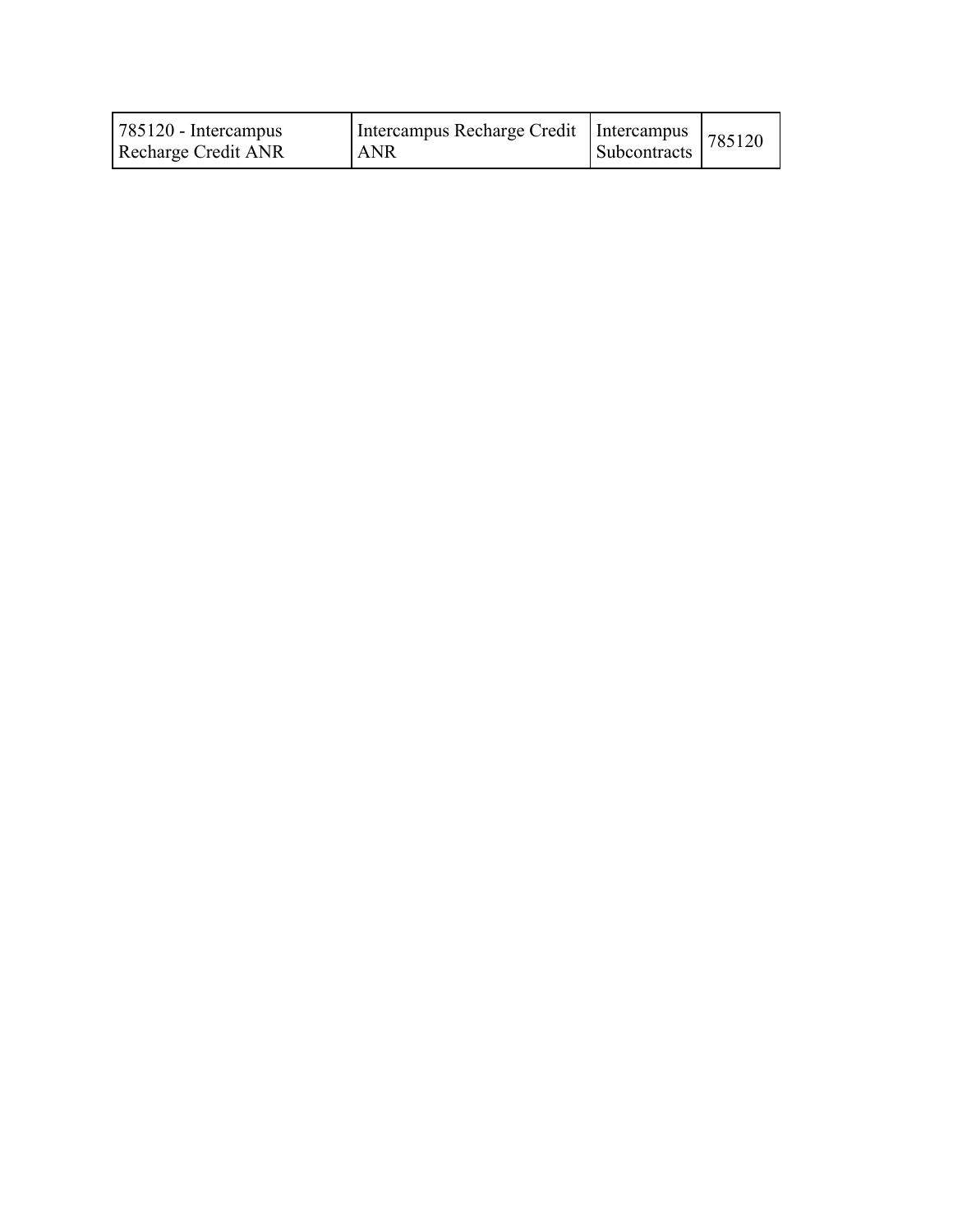| | | | |
|---|---|---|---|
| 785120 - Intercampus Recharge Credit ANR | Intercampus Recharge Credit ANR | Intercampus Subcontracts | 785120 |